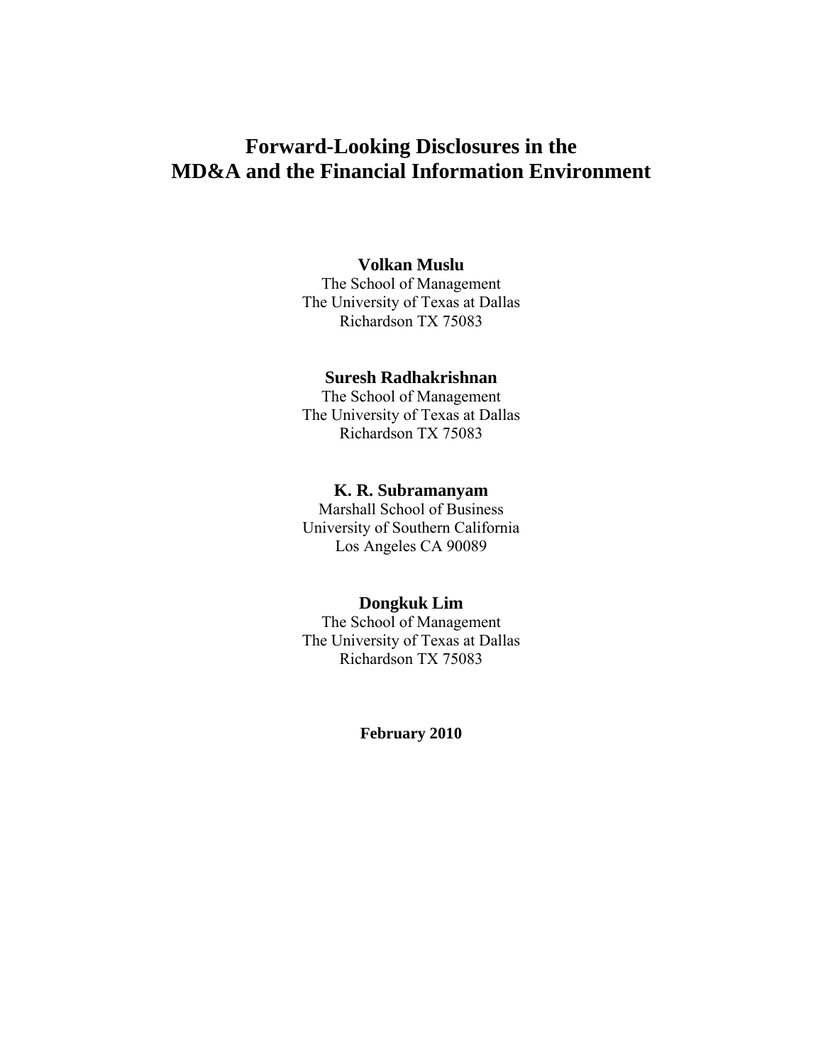# Forward-Looking Disclosures in the MD&A and the Financial Information Environment

**Volkan Muslu**
The School of Management
The University of Texas at Dallas
Richardson TX 75083

**Suresh Radhakrishnan**
The School of Management
The University of Texas at Dallas
Richardson TX 75083

**K. R. Subramanyam**
Marshall School of Business
University of Southern California
Los Angeles CA 90089

**Dongkuk Lim**
The School of Management
The University of Texas at Dallas
Richardson TX 75083

**February 2010**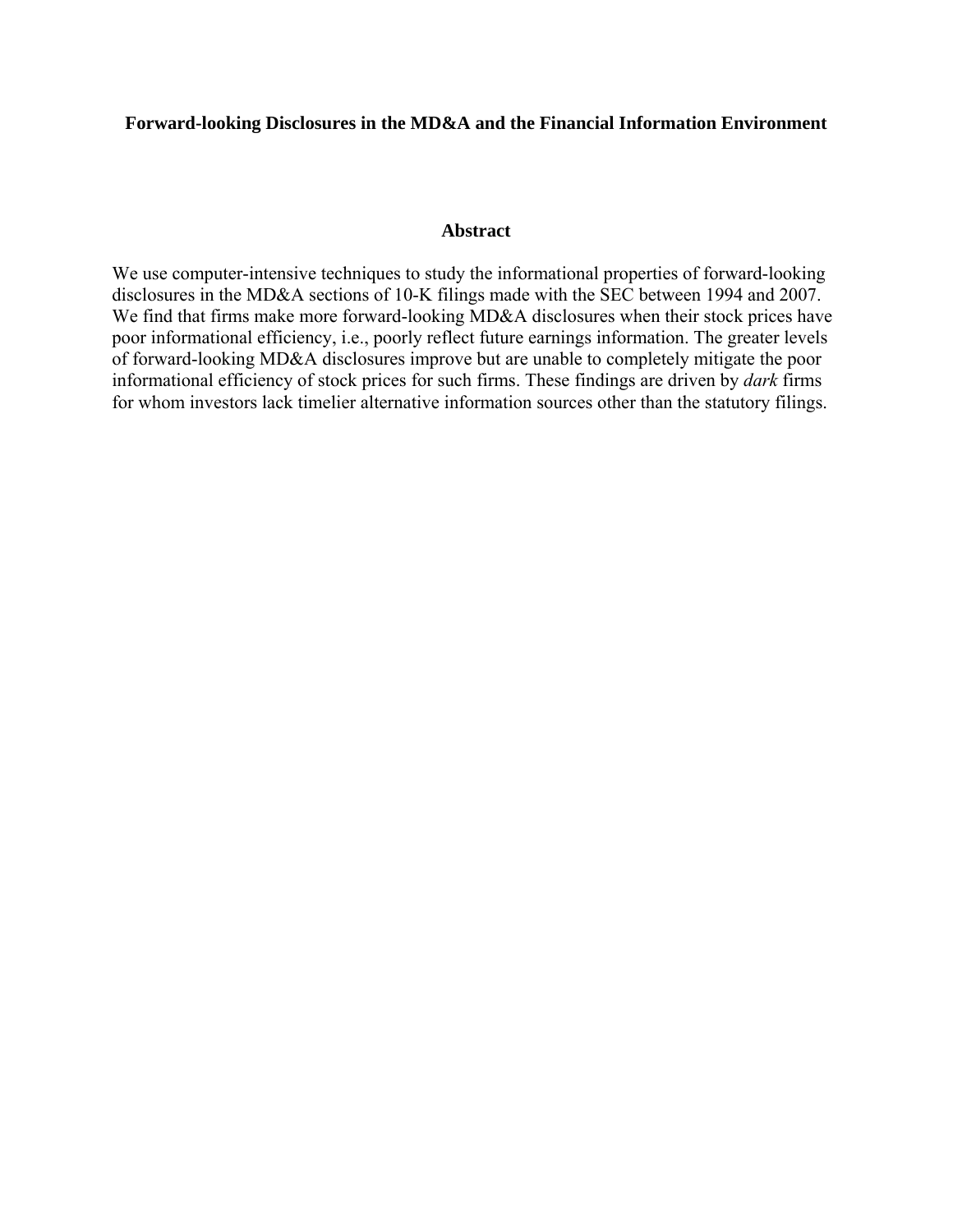**Forward-looking Disclosures in the MD&A and the Financial Information Environment**

## Abstract

We use computer-intensive techniques to study the informational properties of forward-looking disclosures in the MD&A sections of 10-K filings made with the SEC between 1994 and 2007. We find that firms make more forward-looking MD&A disclosures when their stock prices have poor informational efficiency, i.e., poorly reflect future earnings information. The greater levels of forward-looking MD&A disclosures improve but are unable to completely mitigate the poor informational efficiency of stock prices for such firms. These findings are driven by *dark* firms for whom investors lack timelier alternative information sources other than the statutory filings.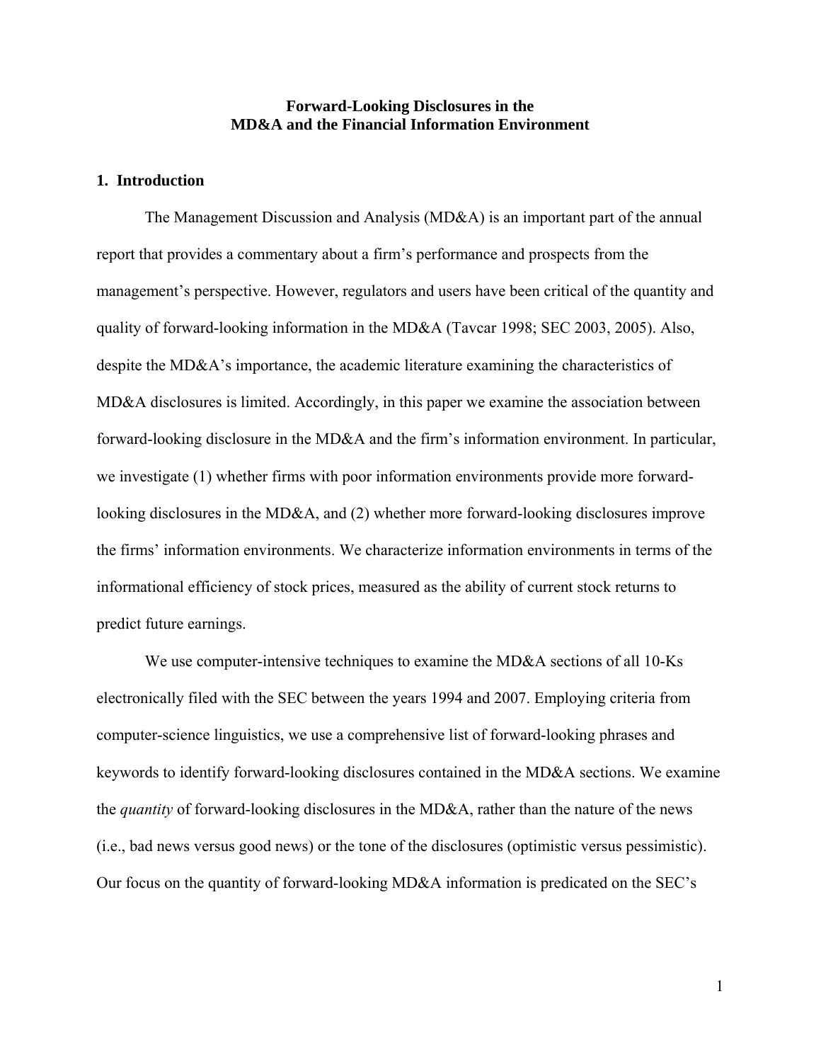# Forward-Looking Disclosures in the MD&A and the Financial Information Environment

## 1. Introduction

The Management Discussion and Analysis (MD&A) is an important part of the annual report that provides a commentary about a firm's performance and prospects from the management's perspective. However, regulators and users have been critical of the quantity and quality of forward-looking information in the MD&A (Tavcar 1998; SEC 2003, 2005). Also, despite the MD&A's importance, the academic literature examining the characteristics of MD&A disclosures is limited. Accordingly, in this paper we examine the association between forward-looking disclosure in the MD&A and the firm's information environment. In particular, we investigate (1) whether firms with poor information environments provide more forward-looking disclosures in the MD&A, and (2) whether more forward-looking disclosures improve the firms' information environments. We characterize information environments in terms of the informational efficiency of stock prices, measured as the ability of current stock returns to predict future earnings.

We use computer-intensive techniques to examine the MD&A sections of all 10-Ks electronically filed with the SEC between the years 1994 and 2007. Employing criteria from computer-science linguistics, we use a comprehensive list of forward-looking phrases and keywords to identify forward-looking disclosures contained in the MD&A sections. We examine the *quantity* of forward-looking disclosures in the MD&A, rather than the nature of the news (i.e., bad news versus good news) or the tone of the disclosures (optimistic versus pessimistic). Our focus on the quantity of forward-looking MD&A information is predicated on the SEC's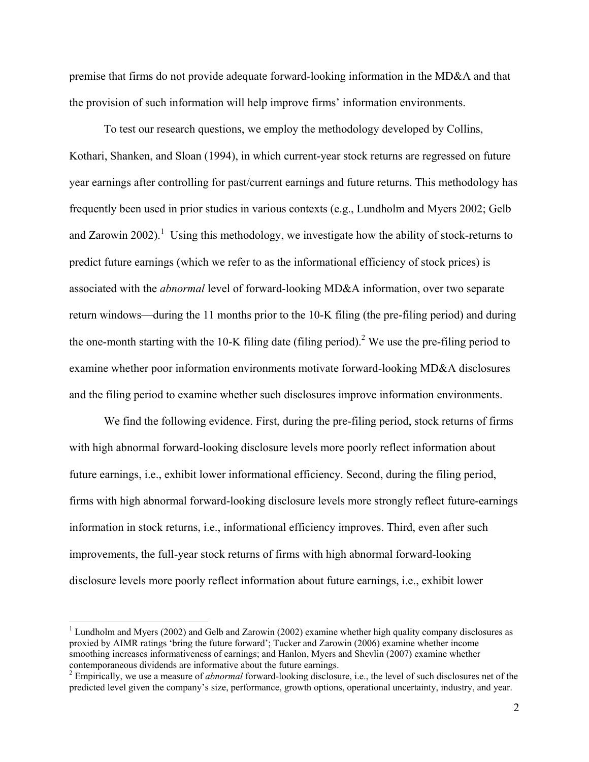premise that firms do not provide adequate forward-looking information in the MD&A and that the provision of such information will help improve firms' information environments.

To test our research questions, we employ the methodology developed by Collins, Kothari, Shanken, and Sloan (1994), in which current-year stock returns are regressed on future year earnings after controlling for past/current earnings and future returns. This methodology has frequently been used in prior studies in various contexts (e.g., Lundholm and Myers 2002; Gelb and Zarowin 2002).[1] Using this methodology, we investigate how the ability of stock-returns to predict future earnings (which we refer to as the informational efficiency of stock prices) is associated with the *abnormal* level of forward-looking MD&A information, over two separate return windows—during the 11 months prior to the 10-K filing (the pre-filing period) and during the one-month starting with the 10-K filing date (filing period).[2] We use the pre-filing period to examine whether poor information environments motivate forward-looking MD&A disclosures and the filing period to examine whether such disclosures improve information environments.

We find the following evidence. First, during the pre-filing period, stock returns of firms with high abnormal forward-looking disclosure levels more poorly reflect information about future earnings, i.e., exhibit lower informational efficiency. Second, during the filing period, firms with high abnormal forward-looking disclosure levels more strongly reflect future-earnings information in stock returns, i.e., informational efficiency improves. Third, even after such improvements, the full-year stock returns of firms with high abnormal forward-looking disclosure levels more poorly reflect information about future earnings, i.e., exhibit lower

---

[1] Lundholm and Myers (2002) and Gelb and Zarowin (2002) examine whether high quality company disclosures as proxied by AIMR ratings 'bring the future forward'; Tucker and Zarowin (2006) examine whether income smoothing increases informativeness of earnings; and Hanlon, Myers and Shevlin (2007) examine whether contemporaneous dividends are informative about the future earnings.

[2] Empirically, we use a measure of *abnormal* forward-looking disclosure, i.e., the level of such disclosures net of the predicted level given the company's size, performance, growth options, operational uncertainty, industry, and year.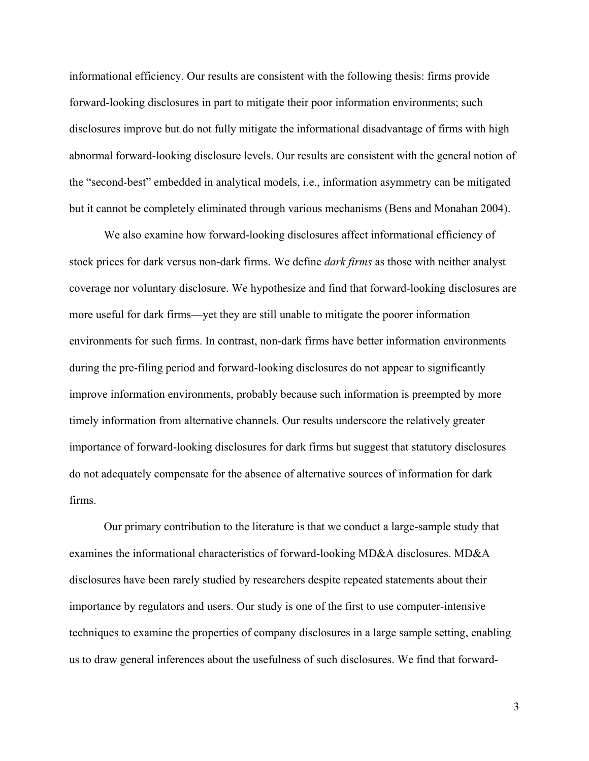informational efficiency. Our results are consistent with the following thesis: firms provide forward-looking disclosures in part to mitigate their poor information environments; such disclosures improve but do not fully mitigate the informational disadvantage of firms with high abnormal forward-looking disclosure levels. Our results are consistent with the general notion of the "second-best" embedded in analytical models, i.e., information asymmetry can be mitigated but it cannot be completely eliminated through various mechanisms (Bens and Monahan 2004).

We also examine how forward-looking disclosures affect informational efficiency of stock prices for dark versus non-dark firms. We define *dark firms* as those with neither analyst coverage nor voluntary disclosure. We hypothesize and find that forward-looking disclosures are more useful for dark firms—yet they are still unable to mitigate the poorer information environments for such firms. In contrast, non-dark firms have better information environments during the pre-filing period and forward-looking disclosures do not appear to significantly improve information environments, probably because such information is preempted by more timely information from alternative channels. Our results underscore the relatively greater importance of forward-looking disclosures for dark firms but suggest that statutory disclosures do not adequately compensate for the absence of alternative sources of information for dark firms.

Our primary contribution to the literature is that we conduct a large-sample study that examines the informational characteristics of forward-looking MD&A disclosures. MD&A disclosures have been rarely studied by researchers despite repeated statements about their importance by regulators and users. Our study is one of the first to use computer-intensive techniques to examine the properties of company disclosures in a large sample setting, enabling us to draw general inferences about the usefulness of such disclosures. We find that forward-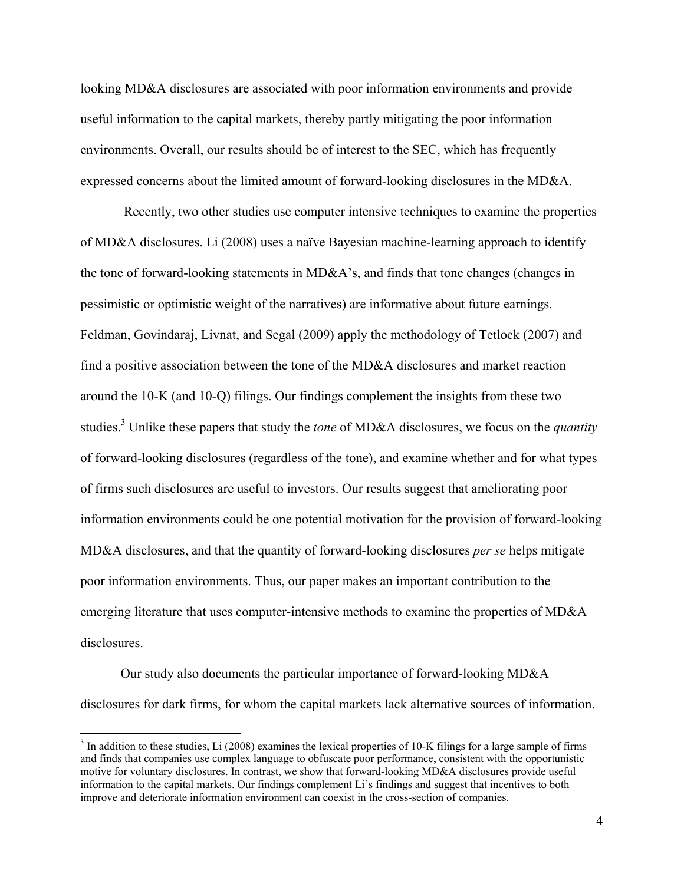looking MD&A disclosures are associated with poor information environments and provide useful information to the capital markets, thereby partly mitigating the poor information environments. Overall, our results should be of interest to the SEC, which has frequently expressed concerns about the limited amount of forward-looking disclosures in the MD&A.

Recently, two other studies use computer intensive techniques to examine the properties of MD&A disclosures. Li (2008) uses a naïve Bayesian machine-learning approach to identify the tone of forward-looking statements in MD&A's, and finds that tone changes (changes in pessimistic or optimistic weight of the narratives) are informative about future earnings. Feldman, Govindaraj, Livnat, and Segal (2009) apply the methodology of Tetlock (2007) and find a positive association between the tone of the MD&A disclosures and market reaction around the 10-K (and 10-Q) filings. Our findings complement the insights from these two studies.[3] Unlike these papers that study the *tone* of MD&A disclosures, we focus on the *quantity* of forward-looking disclosures (regardless of the tone), and examine whether and for what types of firms such disclosures are useful to investors. Our results suggest that ameliorating poor information environments could be one potential motivation for the provision of forward-looking MD&A disclosures, and that the quantity of forward-looking disclosures *per se* helps mitigate poor information environments. Thus, our paper makes an important contribution to the emerging literature that uses computer-intensive methods to examine the properties of MD&A disclosures.

Our study also documents the particular importance of forward-looking MD&A disclosures for dark firms, for whom the capital markets lack alternative sources of information.

[3] In addition to these studies, Li (2008) examines the lexical properties of 10-K filings for a large sample of firms and finds that companies use complex language to obfuscate poor performance, consistent with the opportunistic motive for voluntary disclosures. In contrast, we show that forward-looking MD&A disclosures provide useful information to the capital markets. Our findings complement Li's findings and suggest that incentives to both improve and deteriorate information environment can coexist in the cross-section of companies.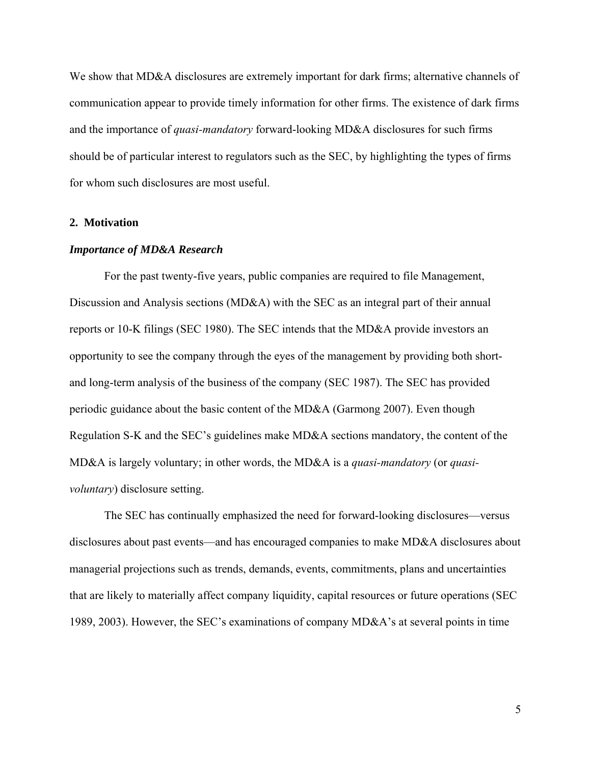We show that MD&A disclosures are extremely important for dark firms; alternative channels of communication appear to provide timely information for other firms. The existence of dark firms and the importance of *quasi-mandatory* forward-looking MD&A disclosures for such firms should be of particular interest to regulators such as the SEC, by highlighting the types of firms for whom such disclosures are most useful.

## 2. Motivation

### *Importance of MD&A Research*

For the past twenty-five years, public companies are required to file Management, Discussion and Analysis sections (MD&A) with the SEC as an integral part of their annual reports or 10-K filings (SEC 1980). The SEC intends that the MD&A provide investors an opportunity to see the company through the eyes of the management by providing both short- and long-term analysis of the business of the company (SEC 1987). The SEC has provided periodic guidance about the basic content of the MD&A (Garmong 2007). Even though Regulation S-K and the SEC's guidelines make MD&A sections mandatory, the content of the MD&A is largely voluntary; in other words, the MD&A is a *quasi-mandatory* (or *quasi-voluntary*) disclosure setting.

The SEC has continually emphasized the need for forward-looking disclosures—versus disclosures about past events—and has encouraged companies to make MD&A disclosures about managerial projections such as trends, demands, events, commitments, plans and uncertainties that are likely to materially affect company liquidity, capital resources or future operations (SEC 1989, 2003). However, the SEC's examinations of company MD&A's at several points in time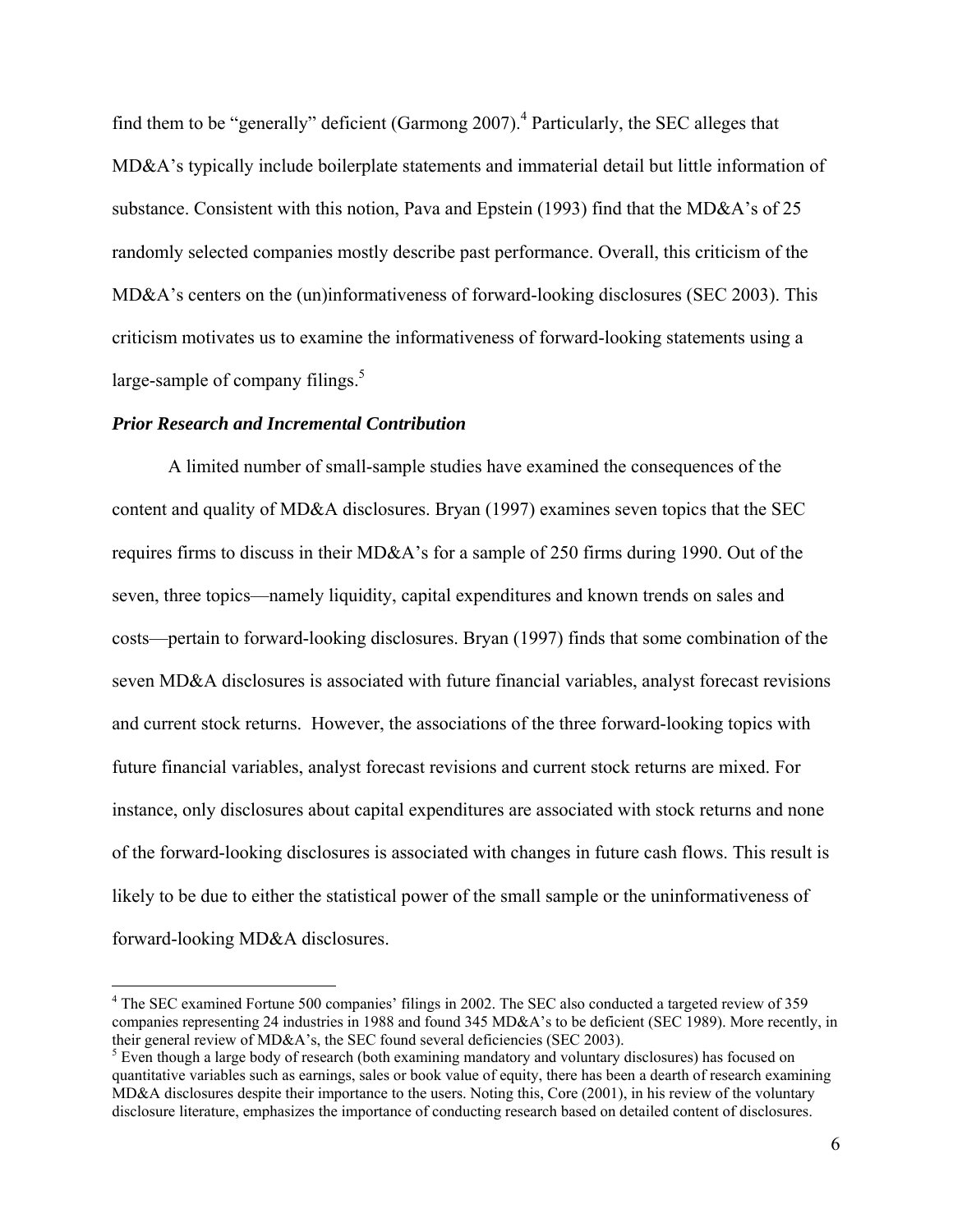find them to be "generally" deficient (Garmong 2007).[4] Particularly, the SEC alleges that MD&A's typically include boilerplate statements and immaterial detail but little information of substance. Consistent with this notion, Pava and Epstein (1993) find that the MD&A's of 25 randomly selected companies mostly describe past performance. Overall, this criticism of the MD&A's centers on the (un)informativeness of forward-looking disclosures (SEC 2003). This criticism motivates us to examine the informativeness of forward-looking statements using a large-sample of company filings.[5]

### *Prior Research and Incremental Contribution*

A limited number of small-sample studies have examined the consequences of the content and quality of MD&A disclosures. Bryan (1997) examines seven topics that the SEC requires firms to discuss in their MD&A's for a sample of 250 firms during 1990. Out of the seven, three topics—namely liquidity, capital expenditures and known trends on sales and costs—pertain to forward-looking disclosures. Bryan (1997) finds that some combination of the seven MD&A disclosures is associated with future financial variables, analyst forecast revisions and current stock returns. However, the associations of the three forward-looking topics with future financial variables, analyst forecast revisions and current stock returns are mixed. For instance, only disclosures about capital expenditures are associated with stock returns and none of the forward-looking disclosures is associated with changes in future cash flows. This result is likely to be due to either the statistical power of the small sample or the uninformativeness of forward-looking MD&A disclosures.

---

[4] The SEC examined Fortune 500 companies' filings in 2002. The SEC also conducted a targeted review of 359 companies representing 24 industries in 1988 and found 345 MD&A's to be deficient (SEC 1989). More recently, in their general review of MD&A's, the SEC found several deficiencies (SEC 2003).

[5] Even though a large body of research (both examining mandatory and voluntary disclosures) has focused on quantitative variables such as earnings, sales or book value of equity, there has been a dearth of research examining MD&A disclosures despite their importance to the users. Noting this, Core (2001), in his review of the voluntary disclosure literature, emphasizes the importance of conducting research based on detailed content of disclosures.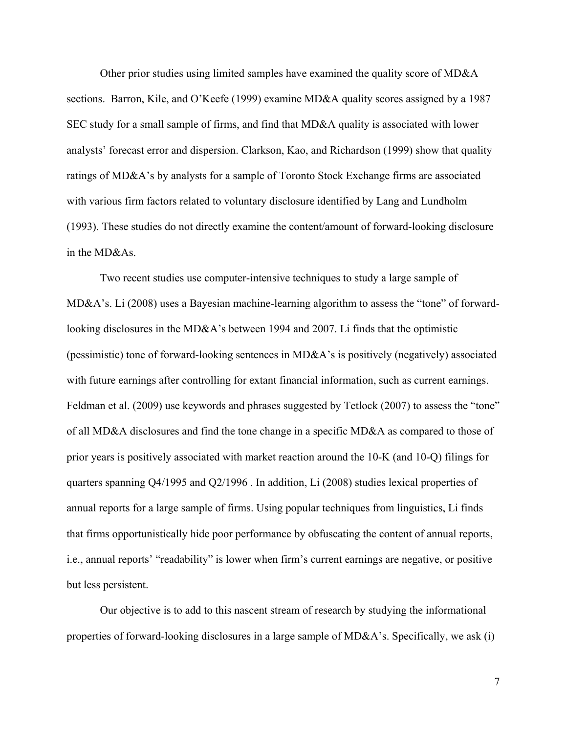Other prior studies using limited samples have examined the quality score of MD&A sections. Barron, Kile, and O'Keefe (1999) examine MD&A quality scores assigned by a 1987 SEC study for a small sample of firms, and find that MD&A quality is associated with lower analysts' forecast error and dispersion. Clarkson, Kao, and Richardson (1999) show that quality ratings of MD&A's by analysts for a sample of Toronto Stock Exchange firms are associated with various firm factors related to voluntary disclosure identified by Lang and Lundholm (1993). These studies do not directly examine the content/amount of forward-looking disclosure in the MD&As.

Two recent studies use computer-intensive techniques to study a large sample of MD&A's. Li (2008) uses a Bayesian machine-learning algorithm to assess the "tone" of forward-looking disclosures in the MD&A's between 1994 and 2007. Li finds that the optimistic (pessimistic) tone of forward-looking sentences in MD&A's is positively (negatively) associated with future earnings after controlling for extant financial information, such as current earnings. Feldman et al. (2009) use keywords and phrases suggested by Tetlock (2007) to assess the "tone" of all MD&A disclosures and find the tone change in a specific MD&A as compared to those of prior years is positively associated with market reaction around the 10-K (and 10-Q) filings for quarters spanning Q4/1995 and Q2/1996 . In addition, Li (2008) studies lexical properties of annual reports for a large sample of firms. Using popular techniques from linguistics, Li finds that firms opportunistically hide poor performance by obfuscating the content of annual reports, i.e., annual reports' "readability" is lower when firm's current earnings are negative, or positive but less persistent.

Our objective is to add to this nascent stream of research by studying the informational properties of forward-looking disclosures in a large sample of MD&A's. Specifically, we ask (i)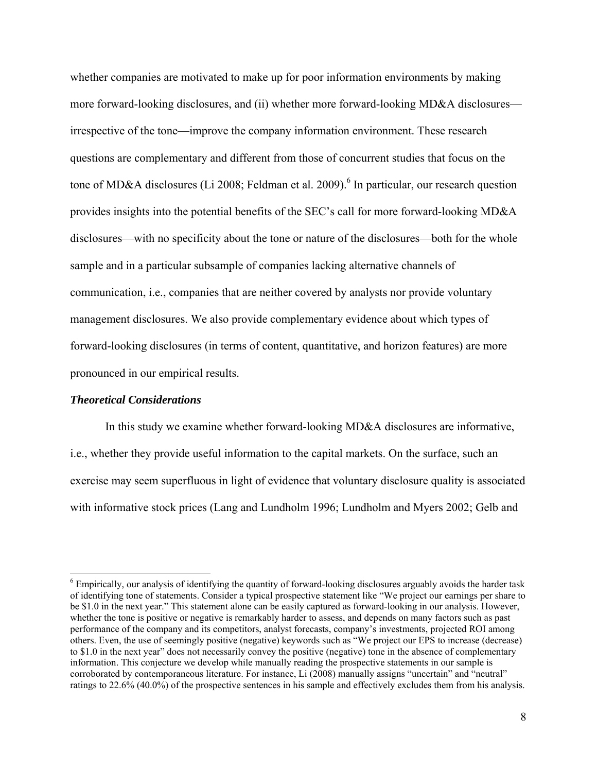whether companies are motivated to make up for poor information environments by making more forward-looking disclosures, and (ii) whether more forward-looking MD&A disclosures—irrespective of the tone—improve the company information environment. These research questions are complementary and different from those of concurrent studies that focus on the tone of MD&A disclosures (Li 2008; Feldman et al. 2009).[6] In particular, our research question provides insights into the potential benefits of the SEC's call for more forward-looking MD&A disclosures—with no specificity about the tone or nature of the disclosures—both for the whole sample and in a particular subsample of companies lacking alternative channels of communication, i.e., companies that are neither covered by analysts nor provide voluntary management disclosures. We also provide complementary evidence about which types of forward-looking disclosures (in terms of content, quantitative, and horizon features) are more pronounced in our empirical results.

### *Theoretical Considerations*

In this study we examine whether forward-looking MD&A disclosures are informative, i.e., whether they provide useful information to the capital markets. On the surface, such an exercise may seem superfluous in light of evidence that voluntary disclosure quality is associated with informative stock prices (Lang and Lundholm 1996; Lundholm and Myers 2002; Gelb and

---

[6] Empirically, our analysis of identifying the quantity of forward-looking disclosures arguably avoids the harder task of identifying tone of statements. Consider a typical prospective statement like "We project our earnings per share to be $1.0 in the next year." This statement alone can be easily captured as forward-looking in our analysis. However, whether the tone is positive or negative is remarkably harder to assess, and depends on many factors such as past performance of the company and its competitors, analyst forecasts, company's investments, projected ROI among others. Even, the use of seemingly positive (negative) keywords such as "We project our EPS to increase (decrease) to $1.0 in the next year" does not necessarily convey the positive (negative) tone in the absence of complementary information. This conjecture we develop while manually reading the prospective statements in our sample is corroborated by contemporaneous literature. For instance, Li (2008) manually assigns "uncertain" and "neutral" ratings to 22.6% (40.0%) of the prospective sentences in his sample and effectively excludes them from his analysis.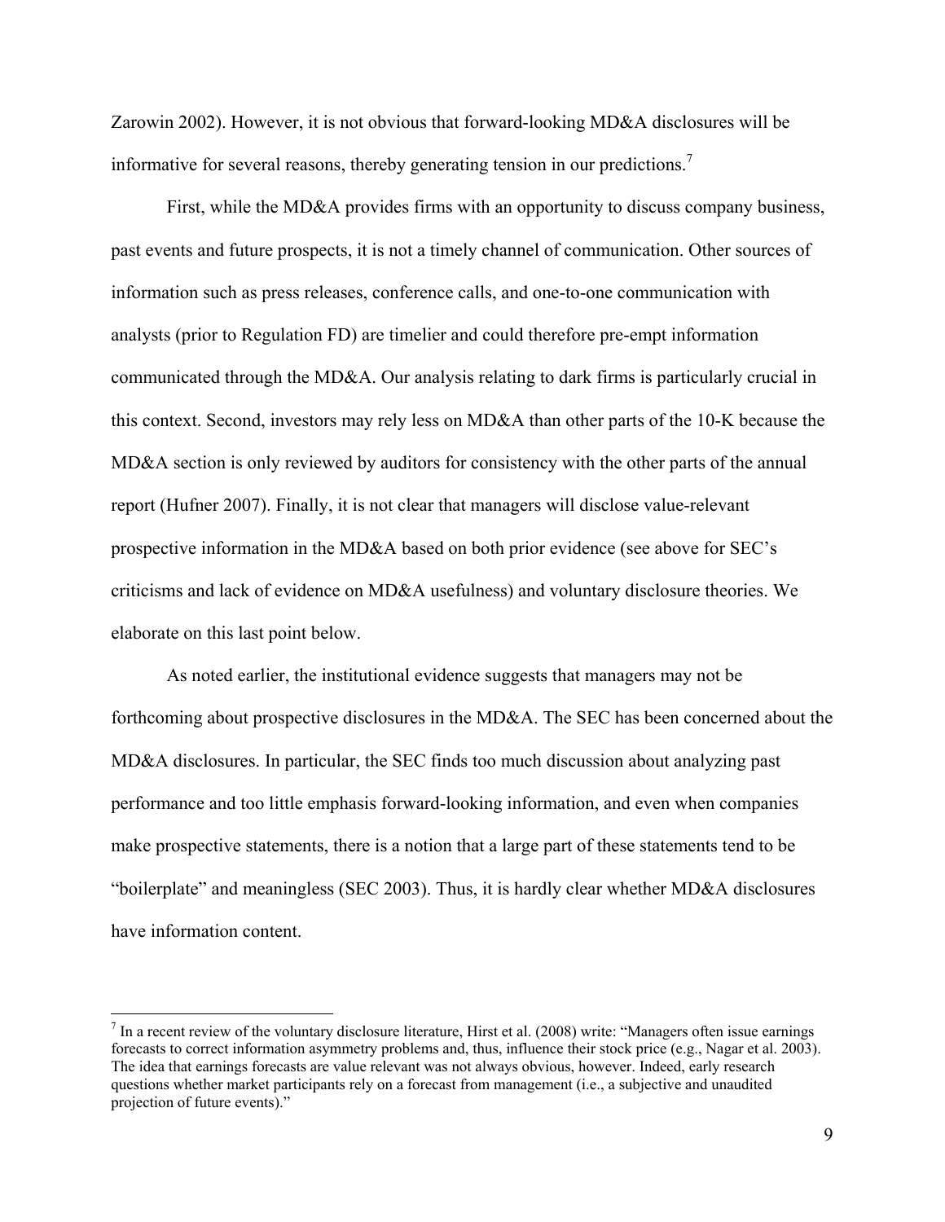Zarowin 2002). However, it is not obvious that forward-looking MD&A disclosures will be informative for several reasons, thereby generating tension in our predictions.[7]

First, while the MD&A provides firms with an opportunity to discuss company business, past events and future prospects, it is not a timely channel of communication. Other sources of information such as press releases, conference calls, and one-to-one communication with analysts (prior to Regulation FD) are timelier and could therefore pre-empt information communicated through the MD&A. Our analysis relating to dark firms is particularly crucial in this context. Second, investors may rely less on MD&A than other parts of the 10-K because the MD&A section is only reviewed by auditors for consistency with the other parts of the annual report (Hufner 2007). Finally, it is not clear that managers will disclose value-relevant prospective information in the MD&A based on both prior evidence (see above for SEC's criticisms and lack of evidence on MD&A usefulness) and voluntary disclosure theories. We elaborate on this last point below.

As noted earlier, the institutional evidence suggests that managers may not be forthcoming about prospective disclosures in the MD&A. The SEC has been concerned about the MD&A disclosures. In particular, the SEC finds too much discussion about analyzing past performance and too little emphasis forward-looking information, and even when companies make prospective statements, there is a notion that a large part of these statements tend to be "boilerplate" and meaningless (SEC 2003). Thus, it is hardly clear whether MD&A disclosures have information content.

[7] In a recent review of the voluntary disclosure literature, Hirst et al. (2008) write: "Managers often issue earnings forecasts to correct information asymmetry problems and, thus, influence their stock price (e.g., Nagar et al. 2003). The idea that earnings forecasts are value relevant was not always obvious, however. Indeed, early research questions whether market participants rely on a forecast from management (i.e., a subjective and unaudited projection of future events)."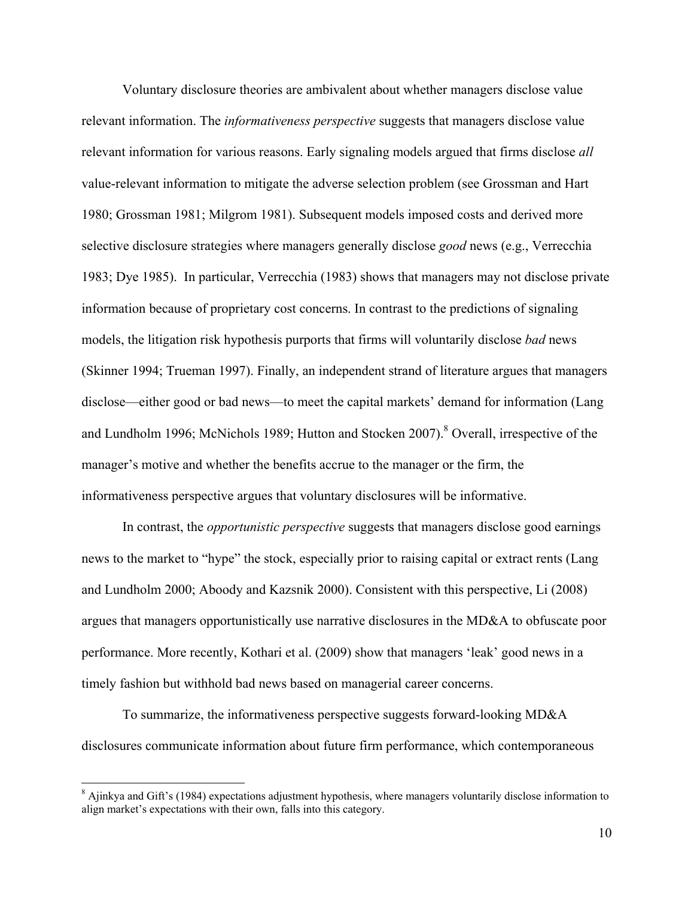Voluntary disclosure theories are ambivalent about whether managers disclose value relevant information. The *informativeness perspective* suggests that managers disclose value relevant information for various reasons. Early signaling models argued that firms disclose *all* value-relevant information to mitigate the adverse selection problem (see Grossman and Hart 1980; Grossman 1981; Milgrom 1981). Subsequent models imposed costs and derived more selective disclosure strategies where managers generally disclose *good* news (e.g., Verrecchia 1983; Dye 1985). In particular, Verrecchia (1983) shows that managers may not disclose private information because of proprietary cost concerns. In contrast to the predictions of signaling models, the litigation risk hypothesis purports that firms will voluntarily disclose *bad* news (Skinner 1994; Trueman 1997). Finally, an independent strand of literature argues that managers disclose—either good or bad news—to meet the capital markets' demand for information (Lang and Lundholm 1996; McNichols 1989; Hutton and Stocken 2007).[8] Overall, irrespective of the manager's motive and whether the benefits accrue to the manager or the firm, the informativeness perspective argues that voluntary disclosures will be informative.

In contrast, the *opportunistic perspective* suggests that managers disclose good earnings news to the market to "hype" the stock, especially prior to raising capital or extract rents (Lang and Lundholm 2000; Aboody and Kazsnik 2000). Consistent with this perspective, Li (2008) argues that managers opportunistically use narrative disclosures in the MD&A to obfuscate poor performance. More recently, Kothari et al. (2009) show that managers 'leak' good news in a timely fashion but withhold bad news based on managerial career concerns.

To summarize, the informativeness perspective suggests forward-looking MD&A disclosures communicate information about future firm performance, which contemporaneous

[8] Ajinkya and Gift's (1984) expectations adjustment hypothesis, where managers voluntarily disclose information to align market's expectations with their own, falls into this category.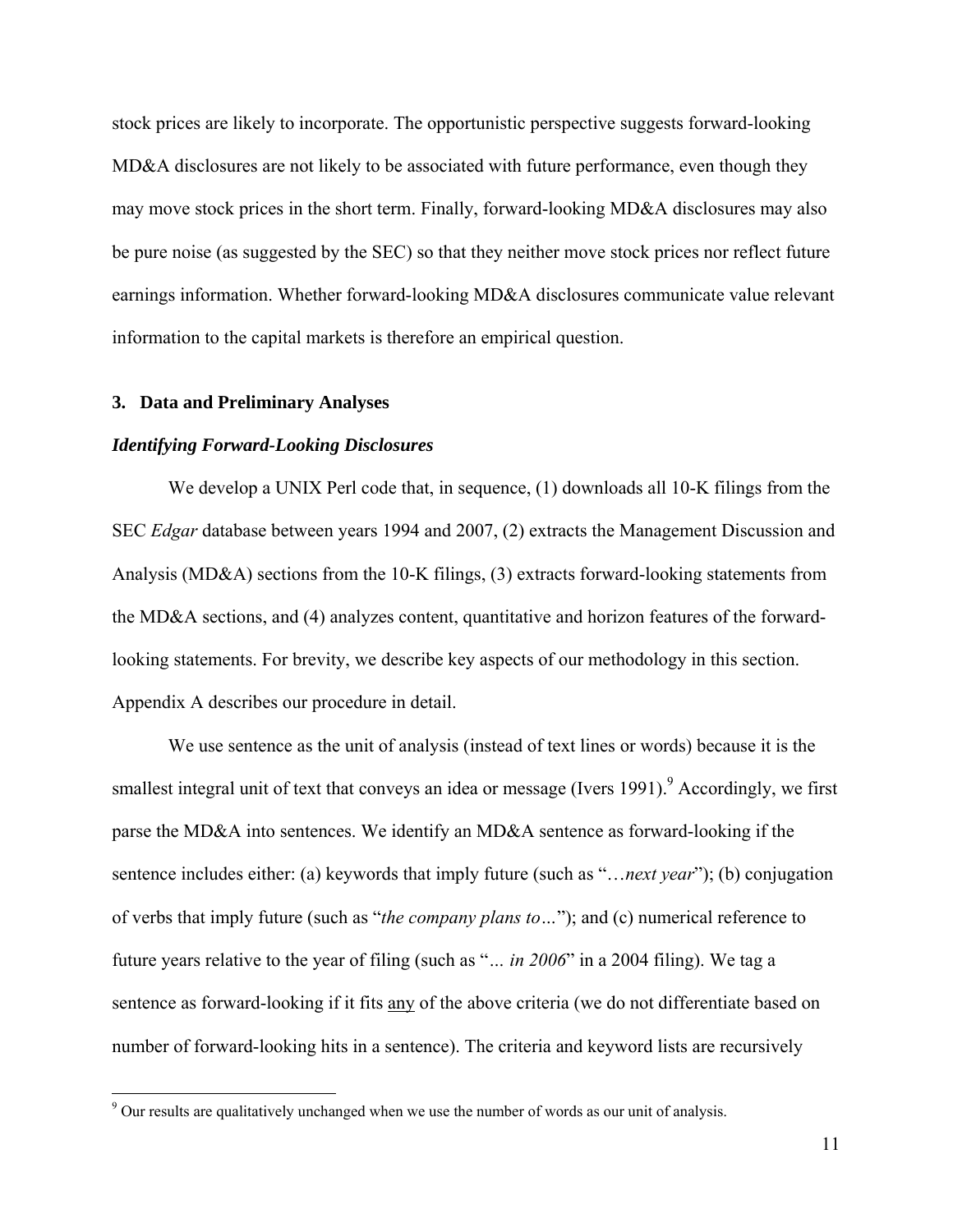stock prices are likely to incorporate. The opportunistic perspective suggests forward-looking MD&A disclosures are not likely to be associated with future performance, even though they may move stock prices in the short term. Finally, forward-looking MD&A disclosures may also be pure noise (as suggested by the SEC) so that they neither move stock prices nor reflect future earnings information. Whether forward-looking MD&A disclosures communicate value relevant information to the capital markets is therefore an empirical question.

## 3. Data and Preliminary Analyses

### *Identifying Forward-Looking Disclosures*

We develop a UNIX Perl code that, in sequence, (1) downloads all 10-K filings from the SEC *Edgar* database between years 1994 and 2007, (2) extracts the Management Discussion and Analysis (MD&A) sections from the 10-K filings, (3) extracts forward-looking statements from the MD&A sections, and (4) analyzes content, quantitative and horizon features of the forward-looking statements. For brevity, we describe key aspects of our methodology in this section. Appendix A describes our procedure in detail.

We use sentence as the unit of analysis (instead of text lines or words) because it is the smallest integral unit of text that conveys an idea or message (Ivers 1991).[9] Accordingly, we first parse the MD&A into sentences. We identify an MD&A sentence as forward-looking if the sentence includes either: (a) keywords that imply future (such as "…*next year*"); (b) conjugation of verbs that imply future (such as "*the company plans to…*"); and (c) numerical reference to future years relative to the year of filing (such as "*… in 2006*" in a 2004 filing). We tag a sentence as forward-looking if it fits <u>any</u> of the above criteria (we do not differentiate based on number of forward-looking hits in a sentence). The criteria and keyword lists are recursively

[9] Our results are qualitatively unchanged when we use the number of words as our unit of analysis.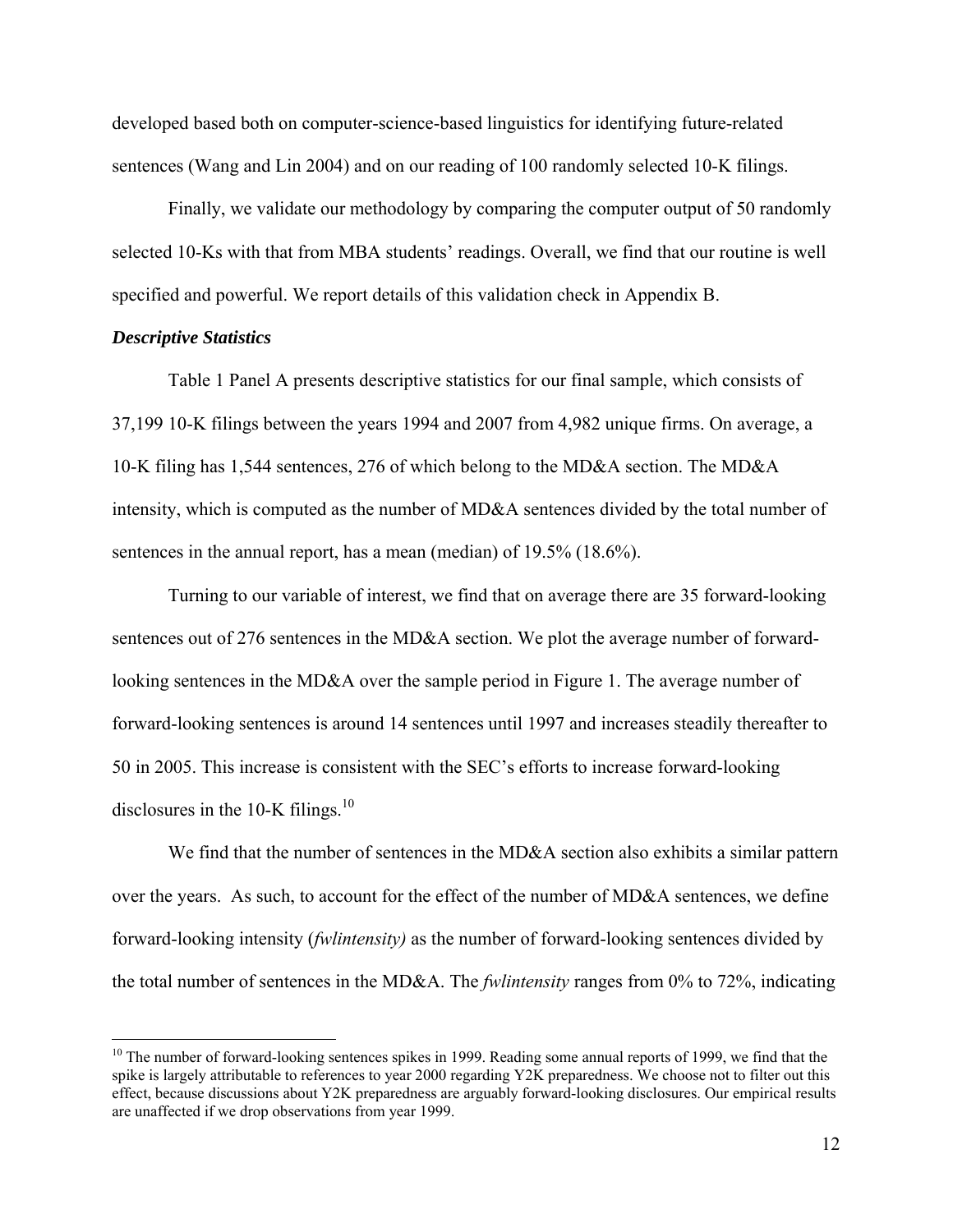developed based both on computer-science-based linguistics for identifying future-related sentences (Wang and Lin 2004) and on our reading of 100 randomly selected 10-K filings.

Finally, we validate our methodology by comparing the computer output of 50 randomly selected 10-Ks with that from MBA students' readings. Overall, we find that our routine is well specified and powerful. We report details of this validation check in Appendix B.

***Descriptive Statistics***

Table 1 Panel A presents descriptive statistics for our final sample, which consists of 37,199 10-K filings between the years 1994 and 2007 from 4,982 unique firms. On average, a 10-K filing has 1,544 sentences, 276 of which belong to the MD&A section. The MD&A intensity, which is computed as the number of MD&A sentences divided by the total number of sentences in the annual report, has a mean (median) of 19.5% (18.6%).

Turning to our variable of interest, we find that on average there are 35 forward-looking sentences out of 276 sentences in the MD&A section. We plot the average number of forward-looking sentences in the MD&A over the sample period in Figure 1. The average number of forward-looking sentences is around 14 sentences until 1997 and increases steadily thereafter to 50 in 2005. This increase is consistent with the SEC's efforts to increase forward-looking disclosures in the 10-K filings.[10]

We find that the number of sentences in the MD&A section also exhibits a similar pattern over the years. As such, to account for the effect of the number of MD&A sentences, we define forward-looking intensity (*fwlintensity)* as the number of forward-looking sentences divided by the total number of sentences in the MD&A. The *fwlintensity* ranges from 0% to 72%, indicating

[10] The number of forward-looking sentences spikes in 1999. Reading some annual reports of 1999, we find that the spike is largely attributable to references to year 2000 regarding Y2K preparedness. We choose not to filter out this effect, because discussions about Y2K preparedness are arguably forward-looking disclosures. Our empirical results are unaffected if we drop observations from year 1999.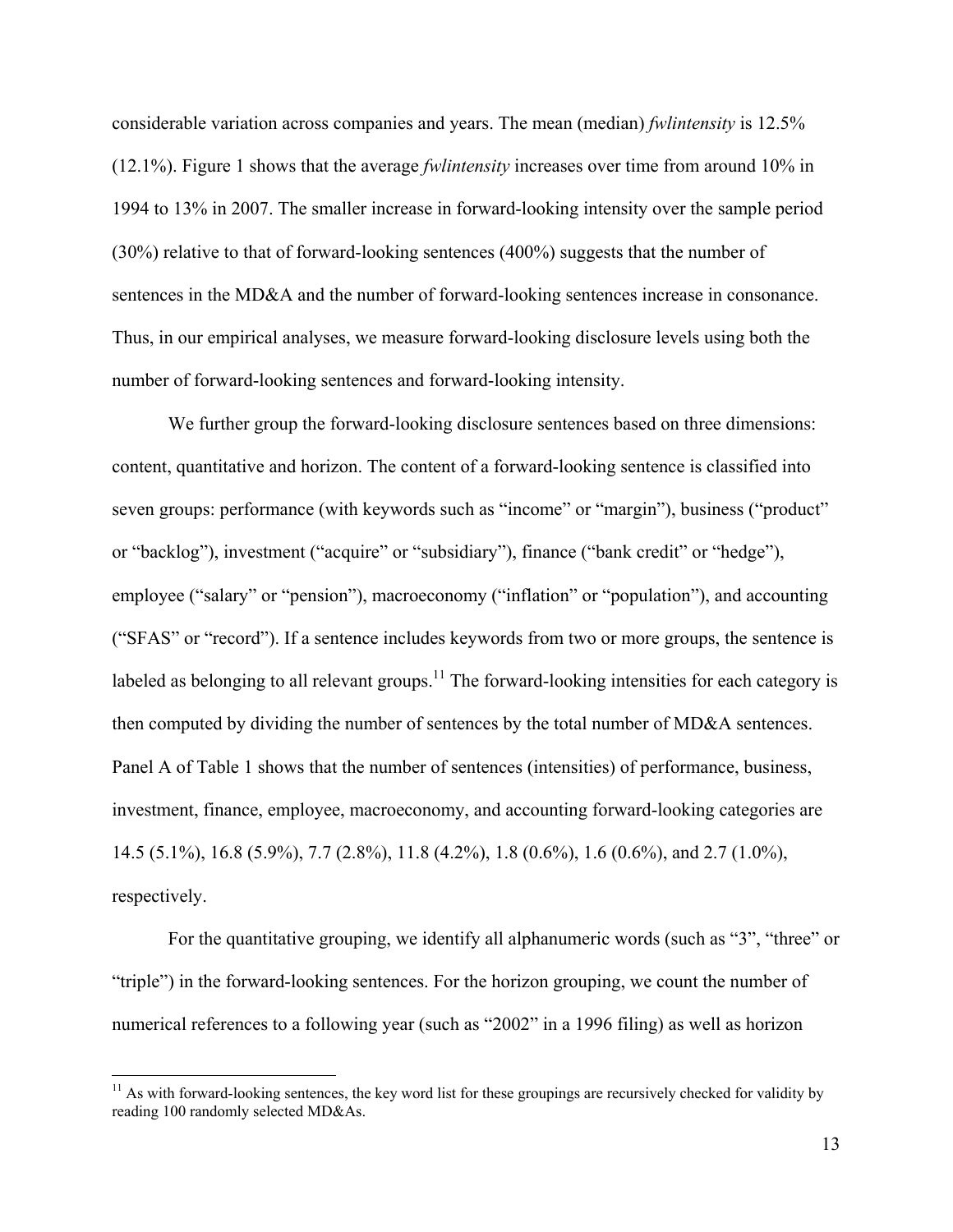considerable variation across companies and years. The mean (median) *fwlintensity* is 12.5% (12.1%). Figure 1 shows that the average *fwlintensity* increases over time from around 10% in 1994 to 13% in 2007. The smaller increase in forward-looking intensity over the sample period (30%) relative to that of forward-looking sentences (400%) suggests that the number of sentences in the MD&A and the number of forward-looking sentences increase in consonance. Thus, in our empirical analyses, we measure forward-looking disclosure levels using both the number of forward-looking sentences and forward-looking intensity.

We further group the forward-looking disclosure sentences based on three dimensions: content, quantitative and horizon. The content of a forward-looking sentence is classified into seven groups: performance (with keywords such as "income" or "margin"), business ("product" or "backlog"), investment ("acquire" or "subsidiary"), finance ("bank credit" or "hedge"), employee ("salary" or "pension"), macroeconomy ("inflation" or "population"), and accounting ("SFAS" or "record"). If a sentence includes keywords from two or more groups, the sentence is labeled as belonging to all relevant groups.[11] The forward-looking intensities for each category is then computed by dividing the number of sentences by the total number of MD&A sentences. Panel A of Table 1 shows that the number of sentences (intensities) of performance, business, investment, finance, employee, macroeconomy, and accounting forward-looking categories are 14.5 (5.1%), 16.8 (5.9%), 7.7 (2.8%), 11.8 (4.2%), 1.8 (0.6%), 1.6 (0.6%), and 2.7 (1.0%), respectively.

For the quantitative grouping, we identify all alphanumeric words (such as "3", "three" or "triple") in the forward-looking sentences. For the horizon grouping, we count the number of numerical references to a following year (such as "2002" in a 1996 filing) as well as horizon

[11] As with forward-looking sentences, the key word list for these groupings are recursively checked for validity by reading 100 randomly selected MD&As.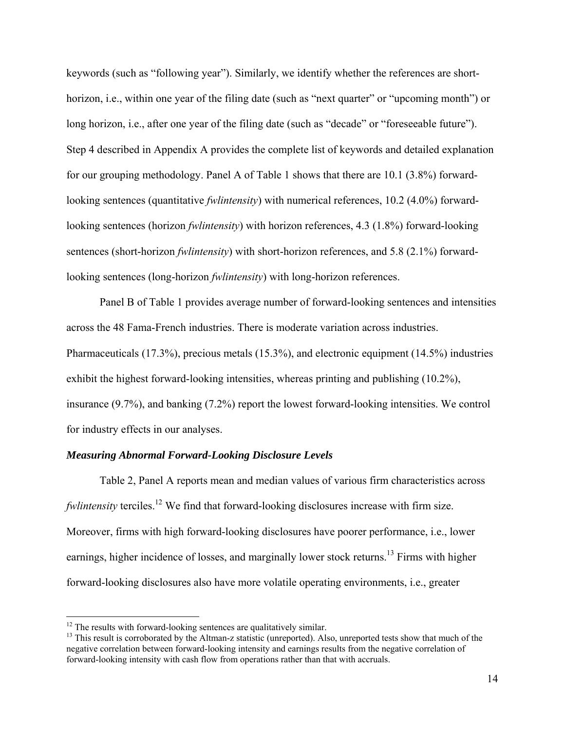keywords (such as "following year"). Similarly, we identify whether the references are short-horizon, i.e., within one year of the filing date (such as "next quarter" or "upcoming month") or long horizon, i.e., after one year of the filing date (such as "decade" or "foreseeable future"). Step 4 described in Appendix A provides the complete list of keywords and detailed explanation for our grouping methodology. Panel A of Table 1 shows that there are 10.1 (3.8%) forward-looking sentences (quantitative *fwlintensity*) with numerical references, 10.2 (4.0%) forward-looking sentences (horizon *fwlintensity*) with horizon references, 4.3 (1.8%) forward-looking sentences (short-horizon *fwlintensity*) with short-horizon references, and 5.8 (2.1%) forward-looking sentences (long-horizon *fwlintensity*) with long-horizon references.

Panel B of Table 1 provides average number of forward-looking sentences and intensities across the 48 Fama-French industries. There is moderate variation across industries. Pharmaceuticals (17.3%), precious metals (15.3%), and electronic equipment (14.5%) industries exhibit the highest forward-looking intensities, whereas printing and publishing (10.2%), insurance (9.7%), and banking (7.2%) report the lowest forward-looking intensities. We control for industry effects in our analyses.

### *Measuring Abnormal Forward-Looking Disclosure Levels*

Table 2, Panel A reports mean and median values of various firm characteristics across *fwlintensity* terciles.[12] We find that forward-looking disclosures increase with firm size. Moreover, firms with high forward-looking disclosures have poorer performance, i.e., lower earnings, higher incidence of losses, and marginally lower stock returns.[13] Firms with higher forward-looking disclosures also have more volatile operating environments, i.e., greater

[12] The results with forward-looking sentences are qualitatively similar.

[13] This result is corroborated by the Altman-z statistic (unreported). Also, unreported tests show that much of the negative correlation between forward-looking intensity and earnings results from the negative correlation of forward-looking intensity with cash flow from operations rather than that with accruals.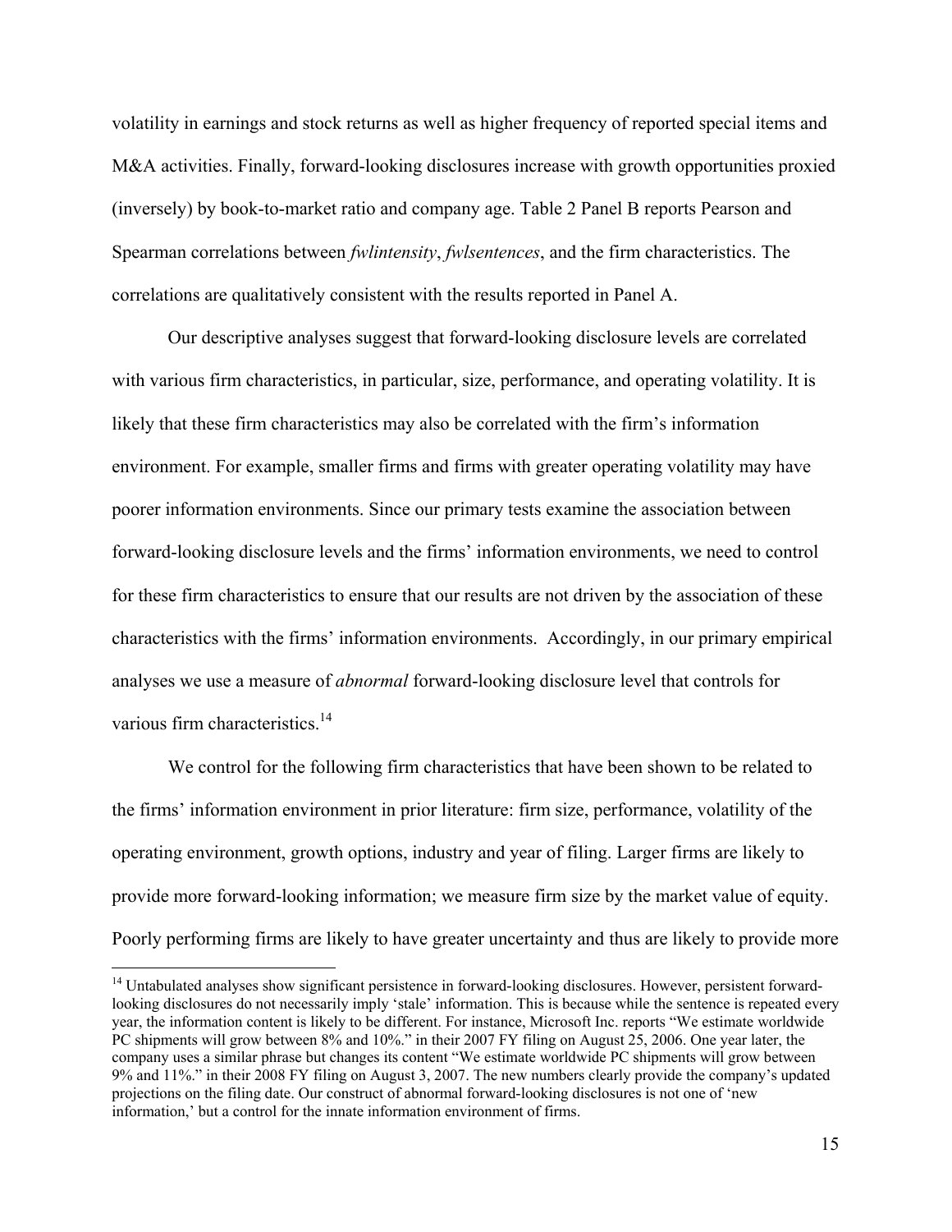volatility in earnings and stock returns as well as higher frequency of reported special items and M&A activities. Finally, forward-looking disclosures increase with growth opportunities proxied (inversely) by book-to-market ratio and company age. Table 2 Panel B reports Pearson and Spearman correlations between *fwlintensity*, *fwlsentences*, and the firm characteristics. The correlations are qualitatively consistent with the results reported in Panel A.

Our descriptive analyses suggest that forward-looking disclosure levels are correlated with various firm characteristics, in particular, size, performance, and operating volatility. It is likely that these firm characteristics may also be correlated with the firm's information environment. For example, smaller firms and firms with greater operating volatility may have poorer information environments. Since our primary tests examine the association between forward-looking disclosure levels and the firms' information environments, we need to control for these firm characteristics to ensure that our results are not driven by the association of these characteristics with the firms' information environments. Accordingly, in our primary empirical analyses we use a measure of *abnormal* forward-looking disclosure level that controls for various firm characteristics.[14]

We control for the following firm characteristics that have been shown to be related to the firms' information environment in prior literature: firm size, performance, volatility of the operating environment, growth options, industry and year of filing. Larger firms are likely to provide more forward-looking information; we measure firm size by the market value of equity. Poorly performing firms are likely to have greater uncertainty and thus are likely to provide more

[14] Untabulated analyses show significant persistence in forward-looking disclosures. However, persistent forward-looking disclosures do not necessarily imply 'stale' information. This is because while the sentence is repeated every year, the information content is likely to be different. For instance, Microsoft Inc. reports "We estimate worldwide PC shipments will grow between 8% and 10%." in their 2007 FY filing on August 25, 2006. One year later, the company uses a similar phrase but changes its content "We estimate worldwide PC shipments will grow between 9% and 11%." in their 2008 FY filing on August 3, 2007. The new numbers clearly provide the company's updated projections on the filing date. Our construct of abnormal forward-looking disclosures is not one of 'new information,' but a control for the innate information environment of firms.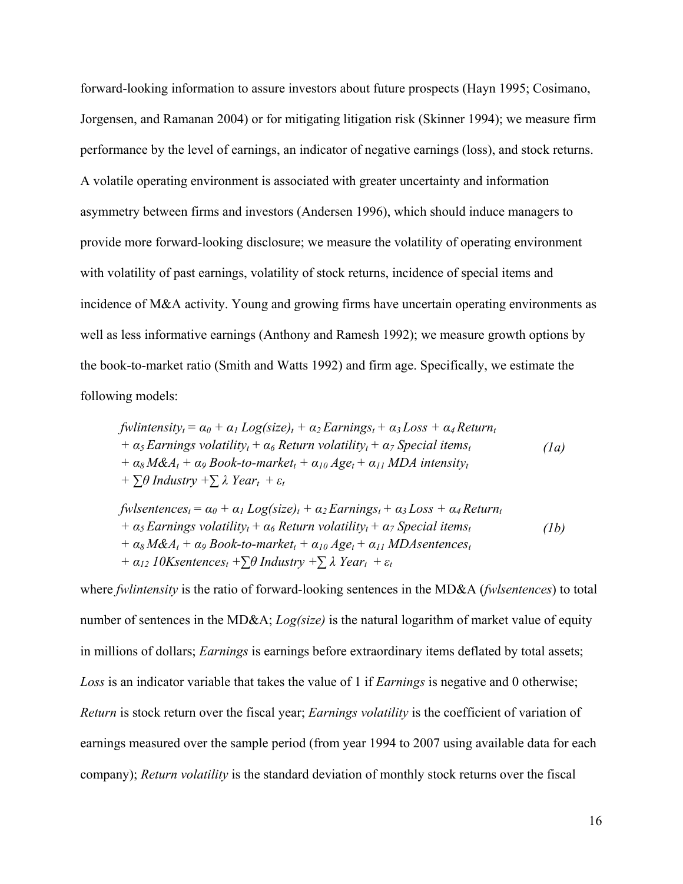forward-looking information to assure investors about future prospects (Hayn 1995; Cosimano, Jorgensen, and Ramanan 2004) or for mitigating litigation risk (Skinner 1994); we measure firm performance by the level of earnings, an indicator of negative earnings (loss), and stock returns. A volatile operating environment is associated with greater uncertainty and information asymmetry between firms and investors (Andersen 1996), which should induce managers to provide more forward-looking disclosure; we measure the volatility of operating environment with volatility of past earnings, volatility of stock returns, incidence of special items and incidence of M&A activity. Young and growing firms have uncertain operating environments as well as less informative earnings (Anthony and Ramesh 1992); we measure growth options by the book-to-market ratio (Smith and Watts 1992) and firm age. Specifically, we estimate the following models:

$$\begin{aligned} fwlintensity_t = {} & \alpha_0 + \alpha_1 \, Log(size)_t + \alpha_2 \, Earnings_t + \alpha_3 \, Loss + \alpha_4 \, Return_t \\ & + \alpha_5 \, Earnings\ volatility_t + \alpha_6 \, Return\ volatility_t + \alpha_7 \, Special\ items_t \\ & + \alpha_8 \, M\&A_t + \alpha_9 \, Book\text{-}to\text{-}market_t + \alpha_{10} \, Age_t + \alpha_{11} \, MDA\ intensity_t \\ & + \textstyle\sum \theta \, Industry + \sum \lambda \, Year_t + \varepsilon_t \end{aligned} \qquad (1a)$$

$$\begin{aligned} fwlsentences_t = {} & \alpha_0 + \alpha_1 \, Log(size)_t + \alpha_2 \, Earnings_t + \alpha_3 \, Loss + \alpha_4 \, Return_t \\ & + \alpha_5 \, Earnings\ volatility_t + \alpha_6 \, Return\ volatility_t + \alpha_7 \, Special\ items_t \\ & + \alpha_8 \, M\&A_t + \alpha_9 \, Book\text{-}to\text{-}market_t + \alpha_{10} \, Age_t + \alpha_{11} \, MDAsentences_t \\ & + \alpha_{12} \, 10Ksentences_t + \textstyle\sum \theta \, Industry + \sum \lambda \, Year_t + \varepsilon_t \end{aligned} \qquad (1b)$$

where *fwlintensity* is the ratio of forward-looking sentences in the MD&A (*fwlsentences*) to total number of sentences in the MD&A; *Log(size)* is the natural logarithm of market value of equity in millions of dollars; *Earnings* is earnings before extraordinary items deflated by total assets; *Loss* is an indicator variable that takes the value of 1 if *Earnings* is negative and 0 otherwise; *Return* is stock return over the fiscal year; *Earnings volatility* is the coefficient of variation of earnings measured over the sample period (from year 1994 to 2007 using available data for each company); *Return volatility* is the standard deviation of monthly stock returns over the fiscal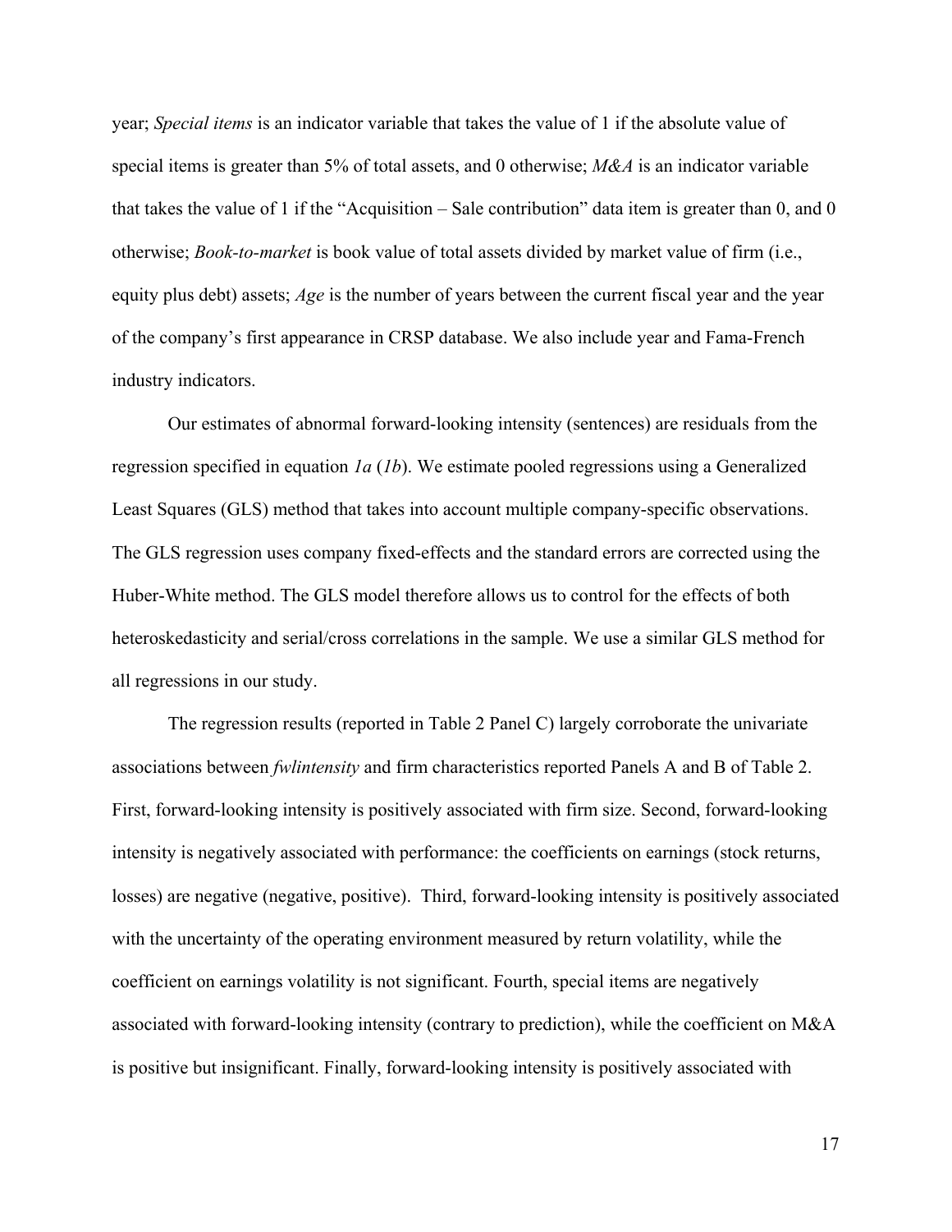year; *Special items* is an indicator variable that takes the value of 1 if the absolute value of special items is greater than 5% of total assets, and 0 otherwise; *M&A* is an indicator variable that takes the value of 1 if the "Acquisition – Sale contribution" data item is greater than 0, and 0 otherwise; *Book-to-market* is book value of total assets divided by market value of firm (i.e., equity plus debt) assets; *Age* is the number of years between the current fiscal year and the year of the company's first appearance in CRSP database. We also include year and Fama-French industry indicators.

Our estimates of abnormal forward-looking intensity (sentences) are residuals from the regression specified in equation *1a* (*1b*). We estimate pooled regressions using a Generalized Least Squares (GLS) method that takes into account multiple company-specific observations. The GLS regression uses company fixed-effects and the standard errors are corrected using the Huber-White method. The GLS model therefore allows us to control for the effects of both heteroskedasticity and serial/cross correlations in the sample. We use a similar GLS method for all regressions in our study.

The regression results (reported in Table 2 Panel C) largely corroborate the univariate associations between *fwlintensity* and firm characteristics reported Panels A and B of Table 2. First, forward-looking intensity is positively associated with firm size. Second, forward-looking intensity is negatively associated with performance: the coefficients on earnings (stock returns, losses) are negative (negative, positive). Third, forward-looking intensity is positively associated with the uncertainty of the operating environment measured by return volatility, while the coefficient on earnings volatility is not significant. Fourth, special items are negatively associated with forward-looking intensity (contrary to prediction), while the coefficient on M&A is positive but insignificant. Finally, forward-looking intensity is positively associated with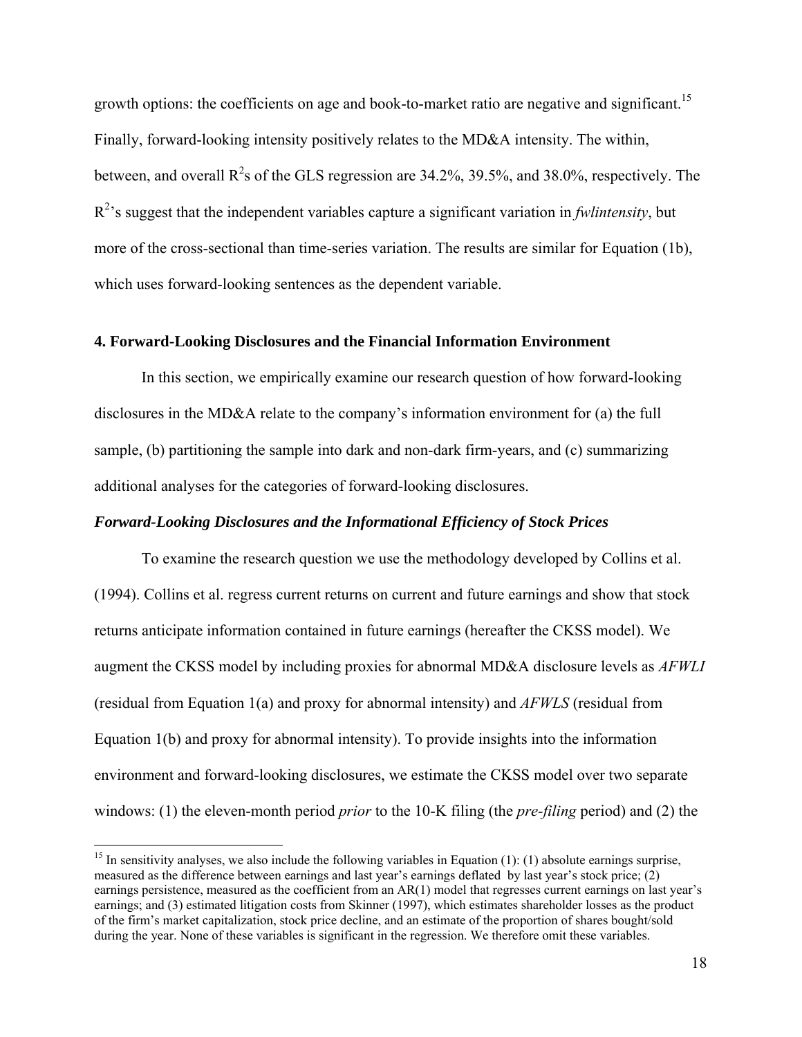growth options: the coefficients on age and book-to-market ratio are negative and significant.[15] Finally, forward-looking intensity positively relates to the MD&A intensity. The within, between, and overall $R^2$s of the GLS regression are 34.2%, 39.5%, and 38.0%, respectively. The $R^2$'s suggest that the independent variables capture a significant variation in *fwlintensity*, but more of the cross-sectional than time-series variation. The results are similar for Equation (1b), which uses forward-looking sentences as the dependent variable.

## 4. Forward-Looking Disclosures and the Financial Information Environment

In this section, we empirically examine our research question of how forward-looking disclosures in the MD&A relate to the company's information environment for (a) the full sample, (b) partitioning the sample into dark and non-dark firm-years, and (c) summarizing additional analyses for the categories of forward-looking disclosures.

### *Forward-Looking Disclosures and the Informational Efficiency of Stock Prices*

To examine the research question we use the methodology developed by Collins et al. (1994). Collins et al. regress current returns on current and future earnings and show that stock returns anticipate information contained in future earnings (hereafter the CKSS model). We augment the CKSS model by including proxies for abnormal MD&A disclosure levels as *AFWLI* (residual from Equation 1(a) and proxy for abnormal intensity) and *AFWLS* (residual from Equation 1(b) and proxy for abnormal intensity). To provide insights into the information environment and forward-looking disclosures, we estimate the CKSS model over two separate windows: (1) the eleven-month period *prior* to the 10-K filing (the *pre-filing* period) and (2) the

---

[15] In sensitivity analyses, we also include the following variables in Equation (1): (1) absolute earnings surprise, measured as the difference between earnings and last year's earnings deflated by last year's stock price; (2) earnings persistence, measured as the coefficient from an AR(1) model that regresses current earnings on last year's earnings; and (3) estimated litigation costs from Skinner (1997), which estimates shareholder losses as the product of the firm's market capitalization, stock price decline, and an estimate of the proportion of shares bought/sold during the year. None of these variables is significant in the regression. We therefore omit these variables.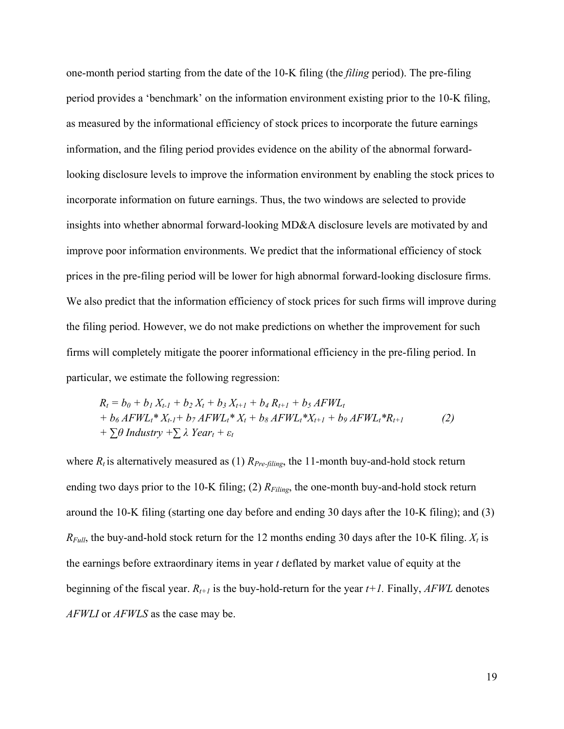one-month period starting from the date of the 10-K filing (the *filing* period). The pre-filing period provides a 'benchmark' on the information environment existing prior to the 10-K filing, as measured by the informational efficiency of stock prices to incorporate the future earnings information, and the filing period provides evidence on the ability of the abnormal forward-looking disclosure levels to improve the information environment by enabling the stock prices to incorporate information on future earnings. Thus, the two windows are selected to provide insights into whether abnormal forward-looking MD&A disclosure levels are motivated by and improve poor information environments. We predict that the informational efficiency of stock prices in the pre-filing period will be lower for high abnormal forward-looking disclosure firms. We also predict that the information efficiency of stock prices for such firms will improve during the filing period. However, we do not make predictions on whether the improvement for such firms will completely mitigate the poorer informational efficiency in the pre-filing period. In particular, we estimate the following regression:

$$
\begin{aligned}
R_t = {} & b_0 + b_1 X_{t-1} + b_2 X_t + b_3 X_{t+1} + b_4 R_{t+1} + b_5 AFWL_t \\
& + b_6 AFWL_t{*} X_{t-1} + b_7 AFWL_t{*} X_t + b_8 AFWL_t{*}X_{t+1} + b_9 AFWL_t{*}R_{t+1} \qquad (2) \\
& + \sum \theta \, Industry + \sum \lambda \, Year_t + \varepsilon_t
\end{aligned}
$$

where $R_t$ is alternatively measured as (1) $R_{Pre\text{-}filing}$, the 11-month buy-and-hold stock return ending two days prior to the 10-K filing; (2) $R_{Filing}$, the one-month buy-and-hold stock return around the 10-K filing (starting one day before and ending 30 days after the 10-K filing); and (3) $R_{Full}$, the buy-and-hold stock return for the 12 months ending 30 days after the 10-K filing. $X_t$ is the earnings before extraordinary items in year $t$ deflated by market value of equity at the beginning of the fiscal year. $R_{t+1}$ is the buy-hold-return for the year $t+1$. Finally, *AFWL* denotes *AFWLI* or *AFWLS* as the case may be.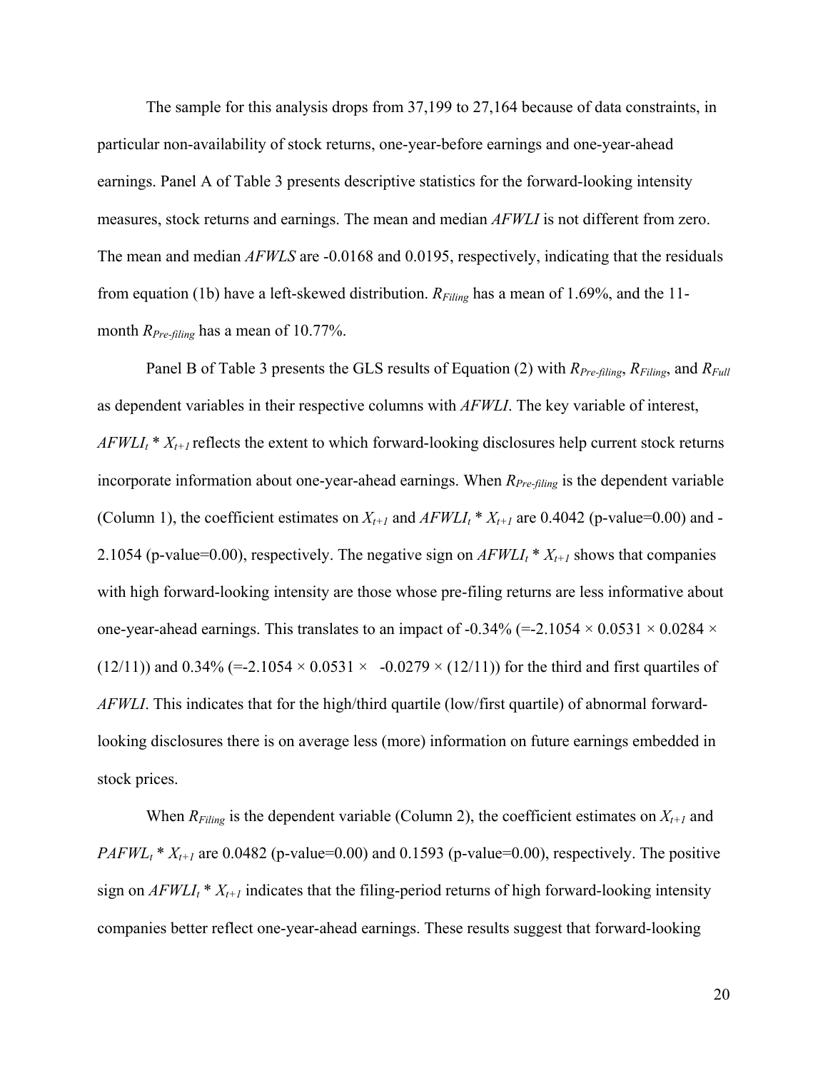The sample for this analysis drops from 37,199 to 27,164 because of data constraints, in particular non-availability of stock returns, one-year-before earnings and one-year-ahead earnings. Panel A of Table 3 presents descriptive statistics for the forward-looking intensity measures, stock returns and earnings. The mean and median *AFWLI* is not different from zero. The mean and median *AFWLS* are -0.0168 and 0.0195, respectively, indicating that the residuals from equation (1b) have a left-skewed distribution. $R_{Filing}$ has a mean of 1.69%, and the 11-month $R_{Pre\text{-}filing}$ has a mean of 10.77%.

Panel B of Table 3 presents the GLS results of Equation (2) with $R_{Pre\text{-}filing}$, $R_{Filing}$, and $R_{Full}$ as dependent variables in their respective columns with *AFWLI*. The key variable of interest, $AFWLI_t * X_{t+1}$ reflects the extent to which forward-looking disclosures help current stock returns incorporate information about one-year-ahead earnings. When $R_{Pre\text{-}filing}$ is the dependent variable (Column 1), the coefficient estimates on $X_{t+1}$ and $AFWLI_t * X_{t+1}$ are 0.4042 (p-value=0.00) and -2.1054 (p-value=0.00), respectively. The negative sign on $AFWLI_t * X_{t+1}$ shows that companies with high forward-looking intensity are those whose pre-filing returns are less informative about one-year-ahead earnings. This translates to an impact of -0.34% (=-2.1054 × 0.0531 × 0.0284 × (12/11)) and 0.34% (=-2.1054 × 0.0531 × -0.0279 × (12/11)) for the third and first quartiles of *AFWLI*. This indicates that for the high/third quartile (low/first quartile) of abnormal forward-looking disclosures there is on average less (more) information on future earnings embedded in stock prices.

When $R_{Filing}$ is the dependent variable (Column 2), the coefficient estimates on $X_{t+1}$ and $PAFWL_t * X_{t+1}$ are 0.0482 (p-value=0.00) and 0.1593 (p-value=0.00), respectively. The positive sign on $AFWLI_t * X_{t+1}$ indicates that the filing-period returns of high forward-looking intensity companies better reflect one-year-ahead earnings. These results suggest that forward-looking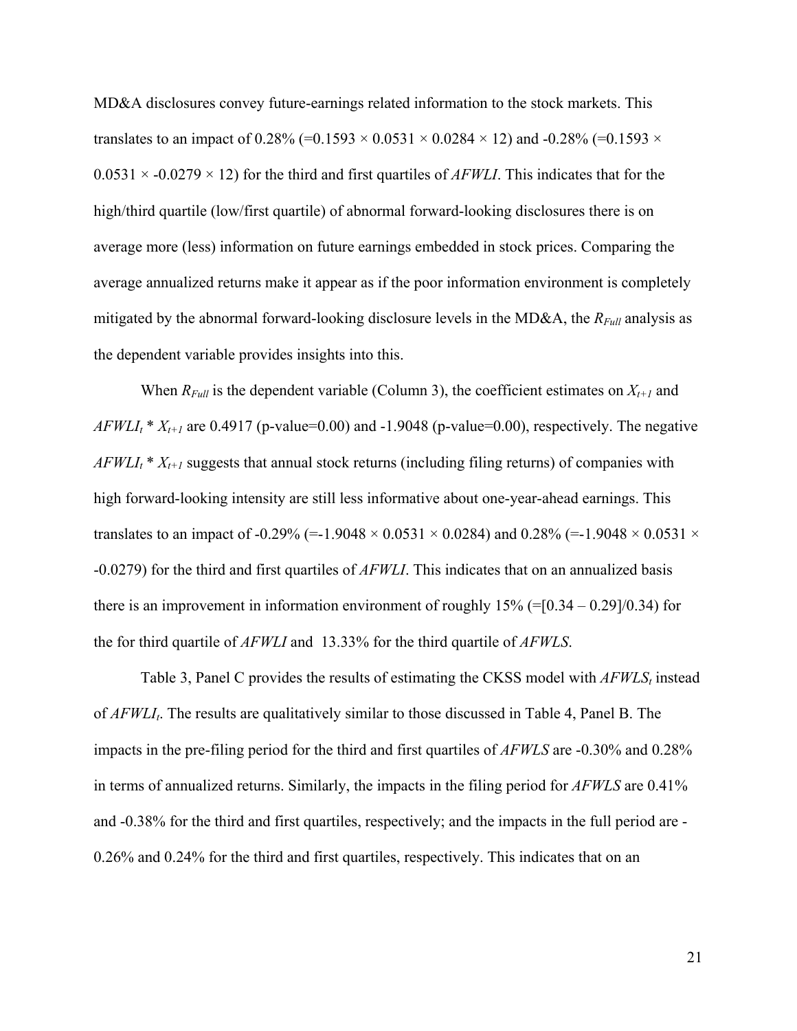MD&A disclosures convey future-earnings related information to the stock markets. This translates to an impact of 0.28% (=0.1593 × 0.0531 × 0.0284 × 12) and -0.28% (=0.1593 × 0.0531 × -0.0279 × 12) for the third and first quartiles of *AFWLI*. This indicates that for the high/third quartile (low/first quartile) of abnormal forward-looking disclosures there is on average more (less) information on future earnings embedded in stock prices. Comparing the average annualized returns make it appear as if the poor information environment is completely mitigated by the abnormal forward-looking disclosure levels in the MD&A, the $R_{Full}$ analysis as the dependent variable provides insights into this.

When $R_{Full}$ is the dependent variable (Column 3), the coefficient estimates on $X_{t+1}$ and $AFWLI_t * X_{t+1}$ are 0.4917 (p-value=0.00) and -1.9048 (p-value=0.00), respectively. The negative $AFWLI_t * X_{t+1}$ suggests that annual stock returns (including filing returns) of companies with high forward-looking intensity are still less informative about one-year-ahead earnings. This translates to an impact of -0.29% (=-1.9048 × 0.0531 × 0.0284) and 0.28% (=-1.9048 × 0.0531 × -0.0279) for the third and first quartiles of *AFWLI*. This indicates that on an annualized basis there is an improvement in information environment of roughly 15% (=[0.34 – 0.29]/0.34) for the for third quartile of *AFWLI* and 13.33% for the third quartile of *AFWLS*.

Table 3, Panel C provides the results of estimating the CKSS model with $AFWLS_t$ instead of $AFWLI_t$. The results are qualitatively similar to those discussed in Table 4, Panel B. The impacts in the pre-filing period for the third and first quartiles of *AFWLS* are -0.30% and 0.28% in terms of annualized returns. Similarly, the impacts in the filing period for *AFWLS* are 0.41% and -0.38% for the third and first quartiles, respectively; and the impacts in the full period are -0.26% and 0.24% for the third and first quartiles, respectively. This indicates that on an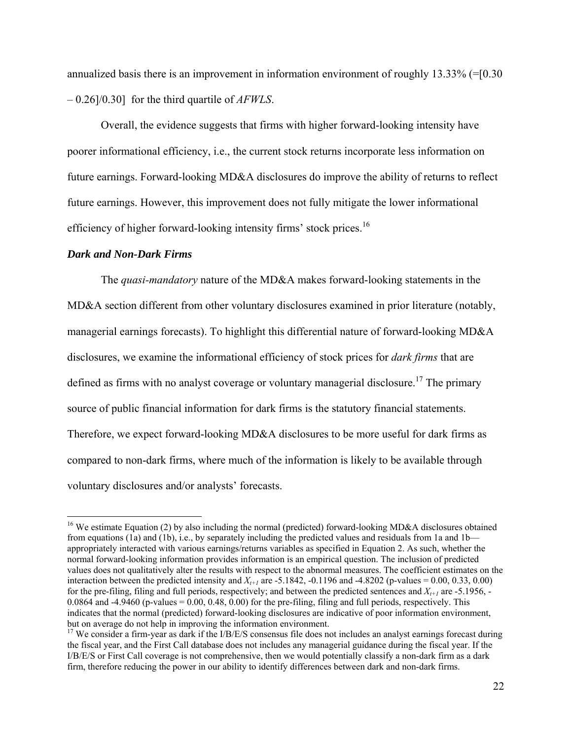annualized basis there is an improvement in information environment of roughly 13.33% (=[0.30 – 0.26]/0.30] for the third quartile of *AFWLS*.

Overall, the evidence suggests that firms with higher forward-looking intensity have poorer informational efficiency, i.e., the current stock returns incorporate less information on future earnings. Forward-looking MD&A disclosures do improve the ability of returns to reflect future earnings. However, this improvement does not fully mitigate the lower informational efficiency of higher forward-looking intensity firms' stock prices.[16]

### *Dark and Non-Dark Firms*

The *quasi-mandatory* nature of the MD&A makes forward-looking statements in the MD&A section different from other voluntary disclosures examined in prior literature (notably, managerial earnings forecasts). To highlight this differential nature of forward-looking MD&A disclosures, we examine the informational efficiency of stock prices for *dark firms* that are defined as firms with no analyst coverage or voluntary managerial disclosure.[17] The primary source of public financial information for dark firms is the statutory financial statements. Therefore, we expect forward-looking MD&A disclosures to be more useful for dark firms as compared to non-dark firms, where much of the information is likely to be available through voluntary disclosures and/or analysts' forecasts.

---

[16] We estimate Equation (2) by also including the normal (predicted) forward-looking MD&A disclosures obtained from equations (1a) and (1b), i.e., by separately including the predicted values and residuals from 1a and 1b—appropriately interacted with various earnings/returns variables as specified in Equation 2. As such, whether the normal forward-looking information provides information is an empirical question. The inclusion of predicted values does not qualitatively alter the results with respect to the abnormal measures. The coefficient estimates on the interaction between the predicted intensity and $X_{t+1}$ are -5.1842, -0.1196 and -4.8202 (p-values = 0.00, 0.33, 0.00) for the pre-filing, filing and full periods, respectively; and between the predicted sentences and $X_{t+1}$ are -5.1956, -0.0864 and -4.9460 (p-values = 0.00, 0.48, 0.00) for the pre-filing, filing and full periods, respectively. This indicates that the normal (predicted) forward-looking disclosures are indicative of poor information environment, but on average do not help in improving the information environment.

[17] We consider a firm-year as dark if the I/B/E/S consensus file does not includes an analyst earnings forecast during the fiscal year, and the First Call database does not includes any managerial guidance during the fiscal year. If the I/B/E/S or First Call coverage is not comprehensive, then we would potentially classify a non-dark firm as a dark firm, therefore reducing the power in our ability to identify differences between dark and non-dark firms.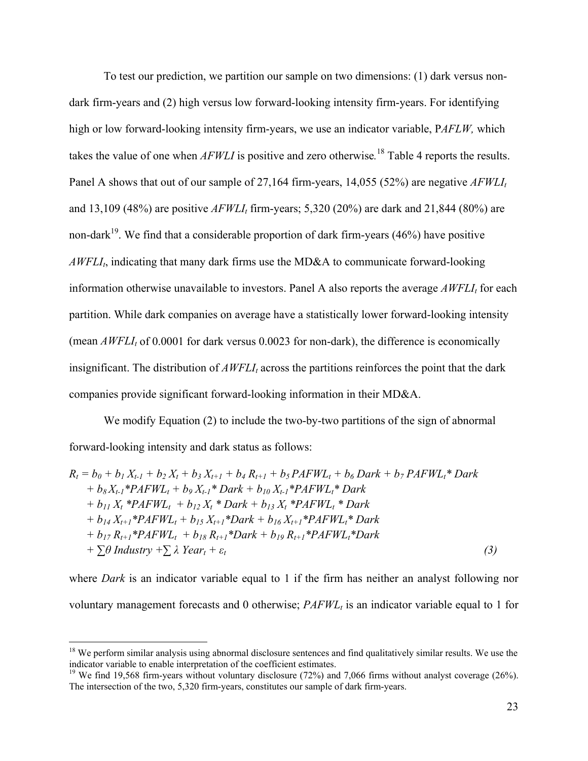To test our prediction, we partition our sample on two dimensions: (1) dark versus non-dark firm-years and (2) high versus low forward-looking intensity firm-years. For identifying high or low forward-looking intensity firm-years, we use an indicator variable, P*AFLW,* which takes the value of one when *AFWLI* is positive and zero otherwise.[18] Table 4 reports the results. Panel A shows that out of our sample of 27,164 firm-years, 14,055 (52%) are negative $AFWLI_t$ and 13,109 (48%) are positive $AFWLI_t$ firm-years; 5,320 (20%) are dark and 21,844 (80%) are non-dark[19]. We find that a considerable proportion of dark firm-years (46%) have positive $AWFLI_t$, indicating that many dark firms use the MD&A to communicate forward-looking information otherwise unavailable to investors. Panel A also reports the average $AWFLI_t$ for each partition. While dark companies on average have a statistically lower forward-looking intensity (mean $AWFLI_t$ of 0.0001 for dark versus 0.0023 for non-dark), the difference is economically insignificant. The distribution of $AWFLI_t$ across the partitions reinforces the point that the dark companies provide significant forward-looking information in their MD&A.

We modify Equation (2) to include the two-by-two partitions of the sign of abnormal forward-looking intensity and dark status as follows:

$$
\begin{aligned}
R_t = {} & b_0 + b_1 X_{t-1} + b_2 X_t + b_3 X_{t+1} + b_4 R_{t+1} + b_5 PAFWL_t + b_6 Dark + b_7 PAFWL_t{*}Dark \\
& + b_8 X_{t-1}{*}PAFWL_t + b_9 X_{t-1}{*}Dark + b_{10} X_{t-1}{*}PAFWL_t{*}Dark \\
& + b_{11} X_t{*}PAFWL_t + b_{12} X_t{*}Dark + b_{13} X_t{*}PAFWL_t{*}Dark \\
& + b_{14} X_{t+1}{*}PAFWL_t + b_{15} X_{t+1}{*}Dark + b_{16} X_{t+1}{*}PAFWL_t{*}Dark \\
& + b_{17} R_{t+1}{*}PAFWL_t + b_{18} R_{t+1}{*}Dark + b_{19} R_{t+1}{*}PAFWL_t{*}Dark \\
& + \textstyle\sum \theta\, Industry + \sum \lambda\, Year_t + \varepsilon_t \qquad (3)
\end{aligned}
$$

where *Dark* is an indicator variable equal to 1 if the firm has neither an analyst following nor voluntary management forecasts and 0 otherwise; $PAFWL_t$ is an indicator variable equal to 1 for

---

[18] We perform similar analysis using abnormal disclosure sentences and find qualitatively similar results. We use the indicator variable to enable interpretation of the coefficient estimates.

[19] We find 19,568 firm-years without voluntary disclosure (72%) and 7,066 firms without analyst coverage (26%). The intersection of the two, 5,320 firm-years, constitutes our sample of dark firm-years.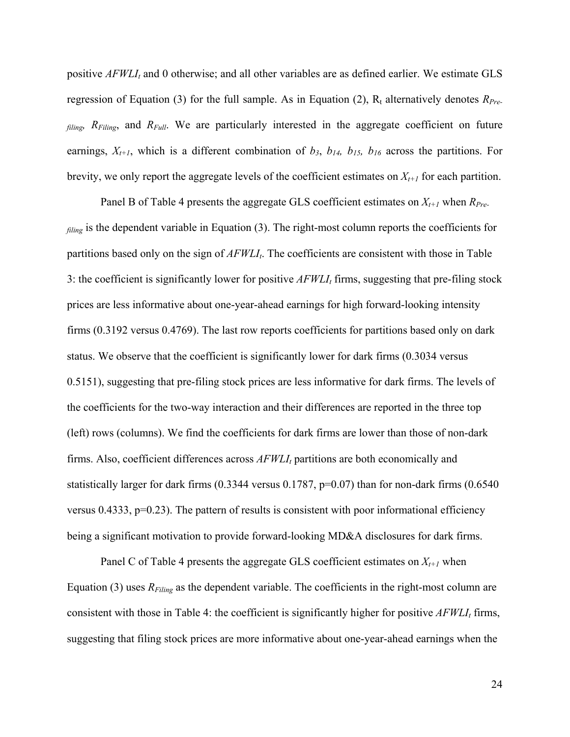positive $AFWLI_t$ and 0 otherwise; and all other variables are as defined earlier. We estimate GLS regression of Equation (3) for the full sample. As in Equation (2), $R_t$ alternatively denotes $R_{Pre\text{-}filing}$, $R_{Filing}$, and $R_{Full}$. We are particularly interested in the aggregate coefficient on future earnings, $X_{t+1}$, which is a different combination of $b_3$, $b_{14}$, $b_{15}$, $b_{16}$ across the partitions. For brevity, we only report the aggregate levels of the coefficient estimates on $X_{t+1}$ for each partition.

Panel B of Table 4 presents the aggregate GLS coefficient estimates on $X_{t+1}$ when $R_{Pre\text{-}filing}$ is the dependent variable in Equation (3). The right-most column reports the coefficients for partitions based only on the sign of $AFWLI_t$. The coefficients are consistent with those in Table 3: the coefficient is significantly lower for positive $AFWLI_t$ firms, suggesting that pre-filing stock prices are less informative about one-year-ahead earnings for high forward-looking intensity firms (0.3192 versus 0.4769). The last row reports coefficients for partitions based only on dark status. We observe that the coefficient is significantly lower for dark firms (0.3034 versus 0.5151), suggesting that pre-filing stock prices are less informative for dark firms. The levels of the coefficients for the two-way interaction and their differences are reported in the three top (left) rows (columns). We find the coefficients for dark firms are lower than those of non-dark firms. Also, coefficient differences across $AFWLI_t$ partitions are both economically and statistically larger for dark firms (0.3344 versus 0.1787, p=0.07) than for non-dark firms (0.6540 versus 0.4333, p=0.23). The pattern of results is consistent with poor informational efficiency being a significant motivation to provide forward-looking MD&A disclosures for dark firms.

Panel C of Table 4 presents the aggregate GLS coefficient estimates on $X_{t+1}$ when Equation (3) uses $R_{Filing}$ as the dependent variable. The coefficients in the right-most column are consistent with those in Table 4: the coefficient is significantly higher for positive $AFWLI_t$ firms, suggesting that filing stock prices are more informative about one-year-ahead earnings when the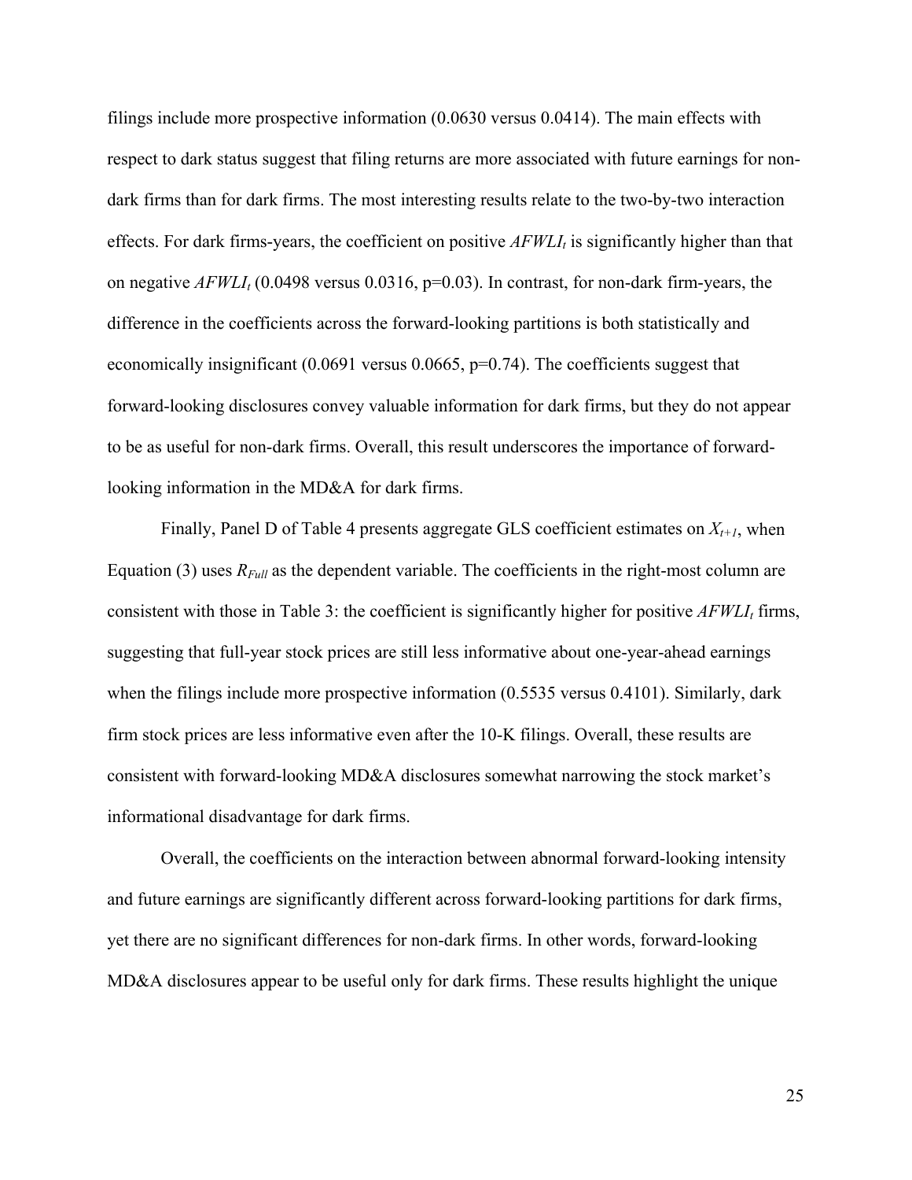filings include more prospective information (0.0630 versus 0.0414). The main effects with respect to dark status suggest that filing returns are more associated with future earnings for non-dark firms than for dark firms. The most interesting results relate to the two-by-two interaction effects. For dark firms-years, the coefficient on positive $AFWLI_t$ is significantly higher than that on negative $AFWLI_t$ (0.0498 versus 0.0316, p=0.03). In contrast, for non-dark firm-years, the difference in the coefficients across the forward-looking partitions is both statistically and economically insignificant (0.0691 versus 0.0665, p=0.74). The coefficients suggest that forward-looking disclosures convey valuable information for dark firms, but they do not appear to be as useful for non-dark firms. Overall, this result underscores the importance of forward-looking information in the MD&A for dark firms.

Finally, Panel D of Table 4 presents aggregate GLS coefficient estimates on $X_{t+1}$, when Equation (3) uses $R_{Full}$ as the dependent variable. The coefficients in the right-most column are consistent with those in Table 3: the coefficient is significantly higher for positive $AFWLI_t$ firms, suggesting that full-year stock prices are still less informative about one-year-ahead earnings when the filings include more prospective information (0.5535 versus 0.4101). Similarly, dark firm stock prices are less informative even after the 10-K filings. Overall, these results are consistent with forward-looking MD&A disclosures somewhat narrowing the stock market's informational disadvantage for dark firms.

Overall, the coefficients on the interaction between abnormal forward-looking intensity and future earnings are significantly different across forward-looking partitions for dark firms, yet there are no significant differences for non-dark firms. In other words, forward-looking MD&A disclosures appear to be useful only for dark firms. These results highlight the unique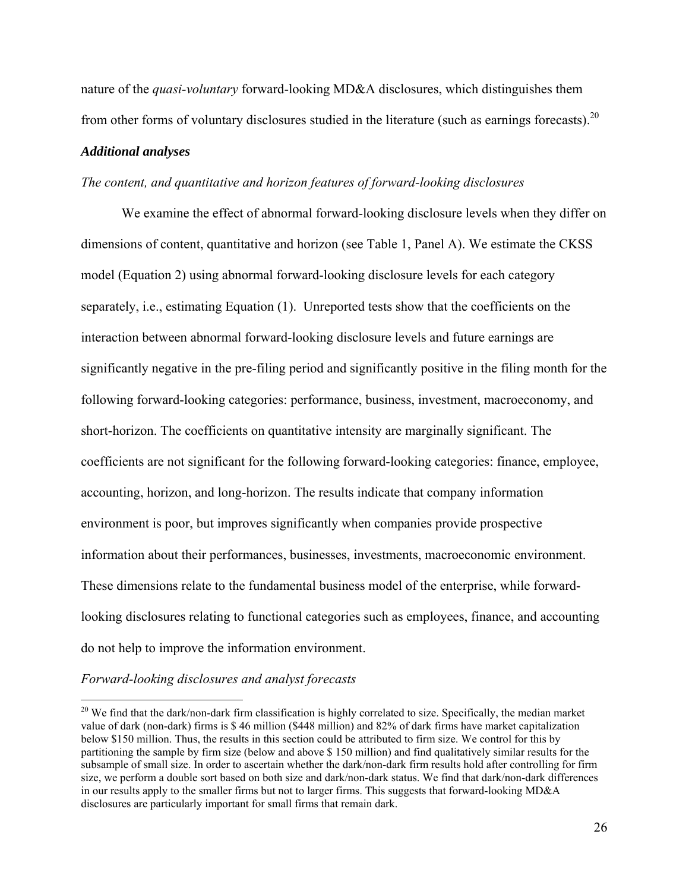nature of the *quasi-voluntary* forward-looking MD&A disclosures, which distinguishes them from other forms of voluntary disclosures studied in the literature (such as earnings forecasts).[20]

***Additional analyses***

*The content, and quantitative and horizon features of forward-looking disclosures*

We examine the effect of abnormal forward-looking disclosure levels when they differ on dimensions of content, quantitative and horizon (see Table 1, Panel A). We estimate the CKSS model (Equation 2) using abnormal forward-looking disclosure levels for each category separately, i.e., estimating Equation (1). Unreported tests show that the coefficients on the interaction between abnormal forward-looking disclosure levels and future earnings are significantly negative in the pre-filing period and significantly positive in the filing month for the following forward-looking categories: performance, business, investment, macroeconomy, and short-horizon. The coefficients on quantitative intensity are marginally significant. The coefficients are not significant for the following forward-looking categories: finance, employee, accounting, horizon, and long-horizon. The results indicate that company information environment is poor, but improves significantly when companies provide prospective information about their performances, businesses, investments, macroeconomic environment. These dimensions relate to the fundamental business model of the enterprise, while forward-looking disclosures relating to functional categories such as employees, finance, and accounting do not help to improve the information environment.

*Forward-looking disclosures and analyst forecasts*

---

[20] We find that the dark/non-dark firm classification is highly correlated to size. Specifically, the median market value of dark (non-dark) firms is $ 46 million ($448 million) and 82% of dark firms have market capitalization below $150 million. Thus, the results in this section could be attributed to firm size. We control for this by partitioning the sample by firm size (below and above $ 150 million) and find qualitatively similar results for the subsample of small size. In order to ascertain whether the dark/non-dark firm results hold after controlling for firm size, we perform a double sort based on both size and dark/non-dark status. We find that dark/non-dark differences in our results apply to the smaller firms but not to larger firms. This suggests that forward-looking MD&A disclosures are particularly important for small firms that remain dark.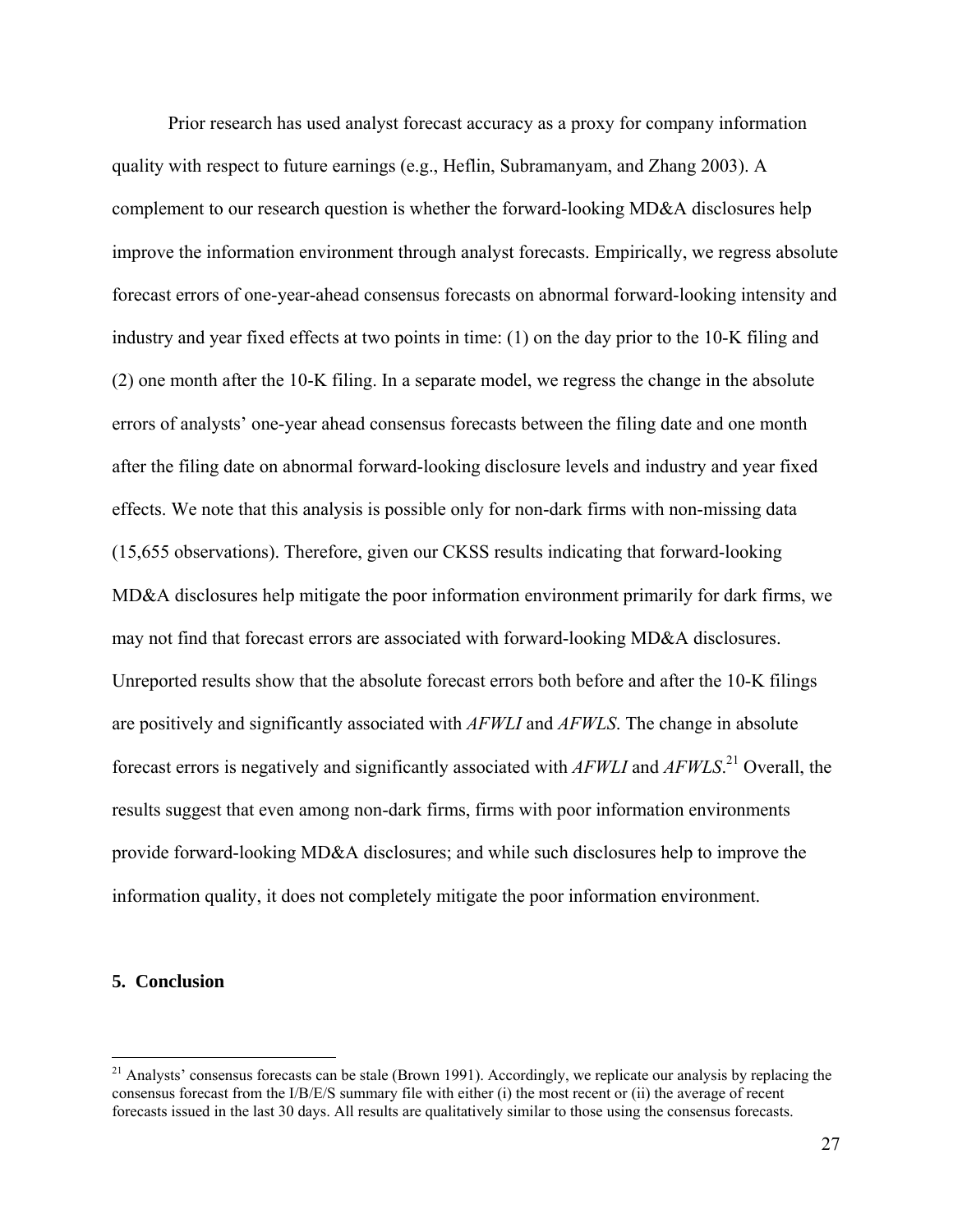Prior research has used analyst forecast accuracy as a proxy for company information quality with respect to future earnings (e.g., Heflin, Subramanyam, and Zhang 2003). A complement to our research question is whether the forward-looking MD&A disclosures help improve the information environment through analyst forecasts. Empirically, we regress absolute forecast errors of one-year-ahead consensus forecasts on abnormal forward-looking intensity and industry and year fixed effects at two points in time: (1) on the day prior to the 10-K filing and (2) one month after the 10-K filing. In a separate model, we regress the change in the absolute errors of analysts' one-year ahead consensus forecasts between the filing date and one month after the filing date on abnormal forward-looking disclosure levels and industry and year fixed effects. We note that this analysis is possible only for non-dark firms with non-missing data (15,655 observations). Therefore, given our CKSS results indicating that forward-looking MD&A disclosures help mitigate the poor information environment primarily for dark firms, we may not find that forecast errors are associated with forward-looking MD&A disclosures. Unreported results show that the absolute forecast errors both before and after the 10-K filings are positively and significantly associated with *AFWLI* and *AFWLS*. The change in absolute forecast errors is negatively and significantly associated with *AFWLI* and *AFWLS*.[21] Overall, the results suggest that even among non-dark firms, firms with poor information environments provide forward-looking MD&A disclosures; and while such disclosures help to improve the information quality, it does not completely mitigate the poor information environment.

## 5. Conclusion

[21] Analysts' consensus forecasts can be stale (Brown 1991). Accordingly, we replicate our analysis by replacing the consensus forecast from the I/B/E/S summary file with either (i) the most recent or (ii) the average of recent forecasts issued in the last 30 days. All results are qualitatively similar to those using the consensus forecasts.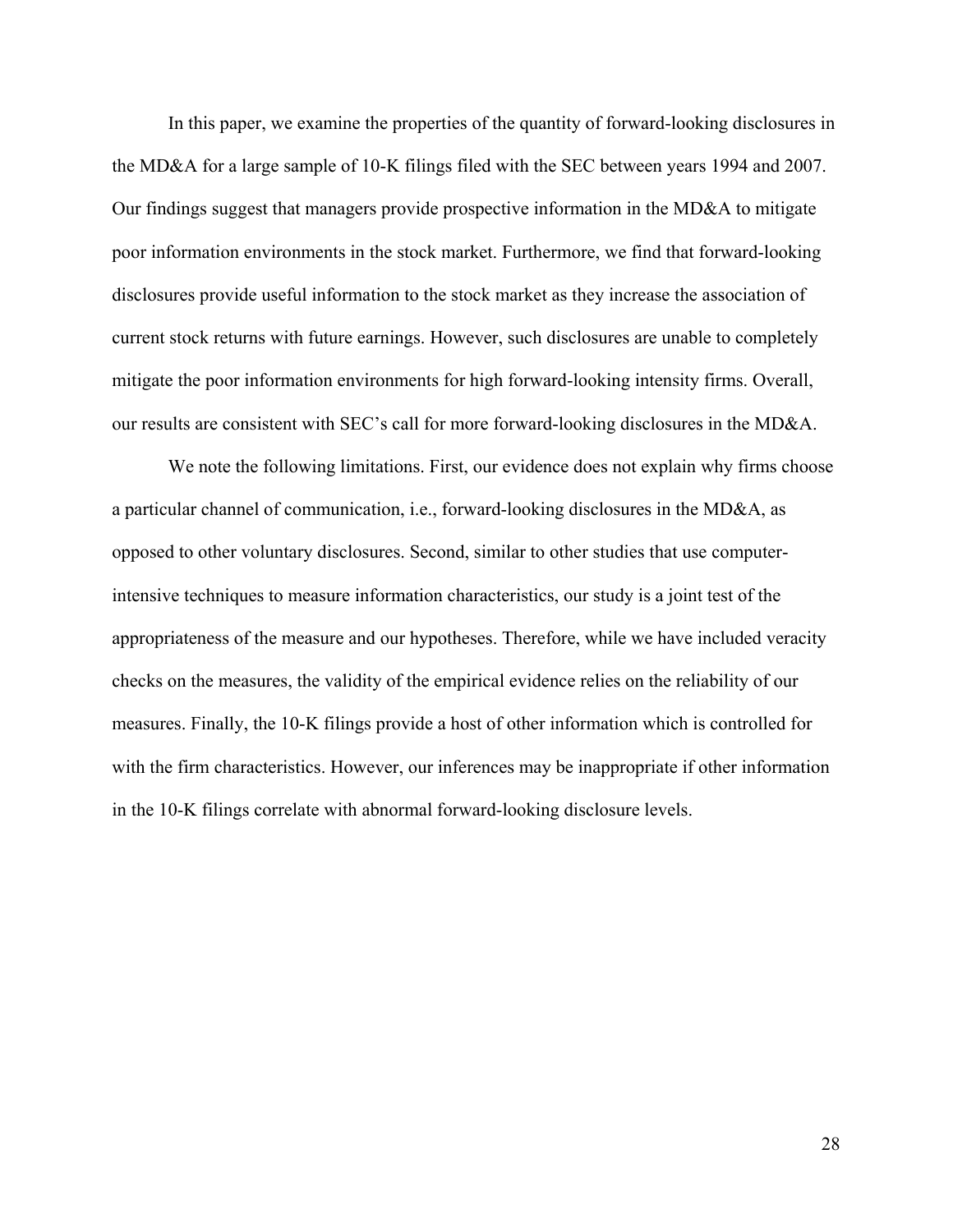In this paper, we examine the properties of the quantity of forward-looking disclosures in the MD&A for a large sample of 10-K filings filed with the SEC between years 1994 and 2007. Our findings suggest that managers provide prospective information in the MD&A to mitigate poor information environments in the stock market. Furthermore, we find that forward-looking disclosures provide useful information to the stock market as they increase the association of current stock returns with future earnings. However, such disclosures are unable to completely mitigate the poor information environments for high forward-looking intensity firms. Overall, our results are consistent with SEC's call for more forward-looking disclosures in the MD&A.

We note the following limitations. First, our evidence does not explain why firms choose a particular channel of communication, i.e., forward-looking disclosures in the MD&A, as opposed to other voluntary disclosures. Second, similar to other studies that use computer-intensive techniques to measure information characteristics, our study is a joint test of the appropriateness of the measure and our hypotheses. Therefore, while we have included veracity checks on the measures, the validity of the empirical evidence relies on the reliability of our measures. Finally, the 10-K filings provide a host of other information which is controlled for with the firm characteristics. However, our inferences may be inappropriate if other information in the 10-K filings correlate with abnormal forward-looking disclosure levels.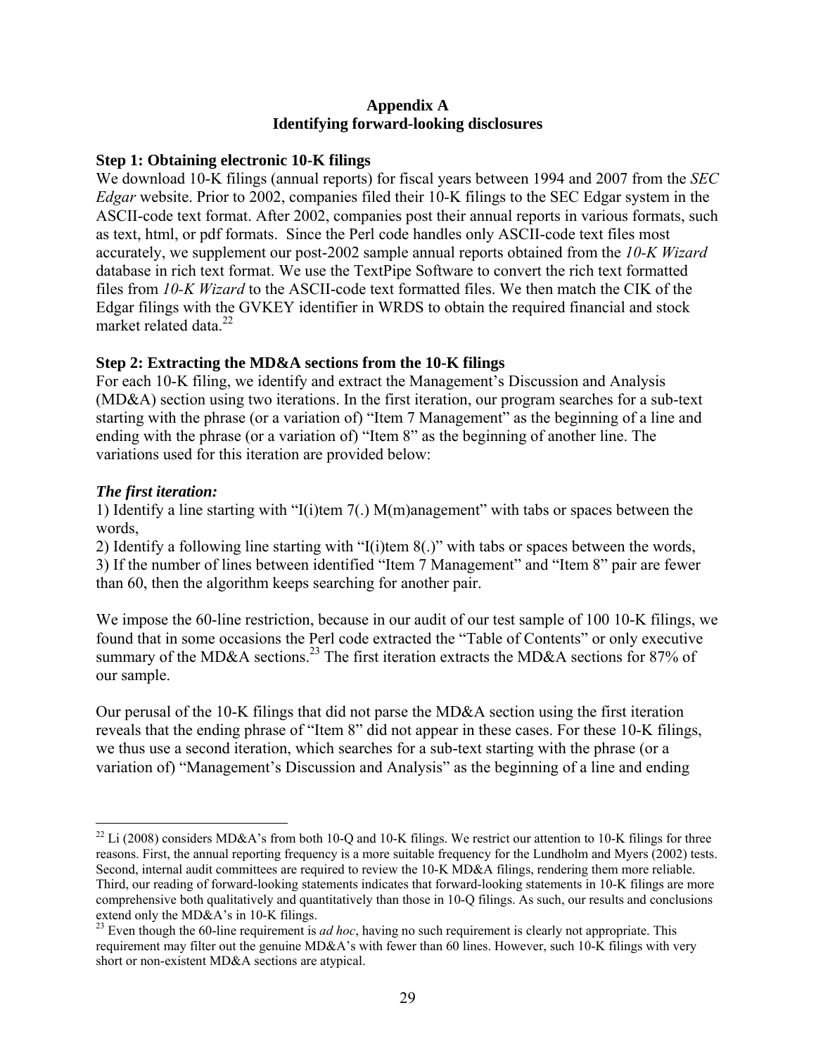## Appendix A
## Identifying forward-looking disclosures

**Step 1: Obtaining electronic 10-K filings**

We download 10-K filings (annual reports) for fiscal years between 1994 and 2007 from the *SEC Edgar* website. Prior to 2002, companies filed their 10-K filings to the SEC Edgar system in the ASCII-code text format. After 2002, companies post their annual reports in various formats, such as text, html, or pdf formats. Since the Perl code handles only ASCII-code text files most accurately, we supplement our post-2002 sample annual reports obtained from the *10-K Wizard* database in rich text format. We use the TextPipe Software to convert the rich text formatted files from *10-K Wizard* to the ASCII-code text formatted files. We then match the CIK of the Edgar filings with the GVKEY identifier in WRDS to obtain the required financial and stock market related data.[22]

**Step 2: Extracting the MD&A sections from the 10-K filings**

For each 10-K filing, we identify and extract the Management's Discussion and Analysis (MD&A) section using two iterations. In the first iteration, our program searches for a sub-text starting with the phrase (or a variation of) "Item 7 Management" as the beginning of a line and ending with the phrase (or a variation of) "Item 8" as the beginning of another line. The variations used for this iteration are provided below:

***The first iteration:***

1) Identify a line starting with "I(i)tem 7(.) M(m)anagement" with tabs or spaces between the words,
2) Identify a following line starting with "I(i)tem 8(.)" with tabs or spaces between the words,
3) If the number of lines between identified "Item 7 Management" and "Item 8" pair are fewer than 60, then the algorithm keeps searching for another pair.

We impose the 60-line restriction, because in our audit of our test sample of 100 10-K filings, we found that in some occasions the Perl code extracted the "Table of Contents" or only executive summary of the MD&A sections.[23] The first iteration extracts the MD&A sections for 87% of our sample.

Our perusal of the 10-K filings that did not parse the MD&A section using the first iteration reveals that the ending phrase of "Item 8" did not appear in these cases. For these 10-K filings, we thus use a second iteration, which searches for a sub-text starting with the phrase (or a variation of) "Management's Discussion and Analysis" as the beginning of a line and ending

---

[22] Li (2008) considers MD&A's from both 10-Q and 10-K filings. We restrict our attention to 10-K filings for three reasons. First, the annual reporting frequency is a more suitable frequency for the Lundholm and Myers (2002) tests. Second, internal audit committees are required to review the 10-K MD&A filings, rendering them more reliable. Third, our reading of forward-looking statements indicates that forward-looking statements in 10-K filings are more comprehensive both qualitatively and quantitatively than those in 10-Q filings. As such, our results and conclusions extend only the MD&A's in 10-K filings.

[23] Even though the 60-line requirement is *ad hoc*, having no such requirement is clearly not appropriate. This requirement may filter out the genuine MD&A's with fewer than 60 lines. However, such 10-K filings with very short or non-existent MD&A sections are atypical.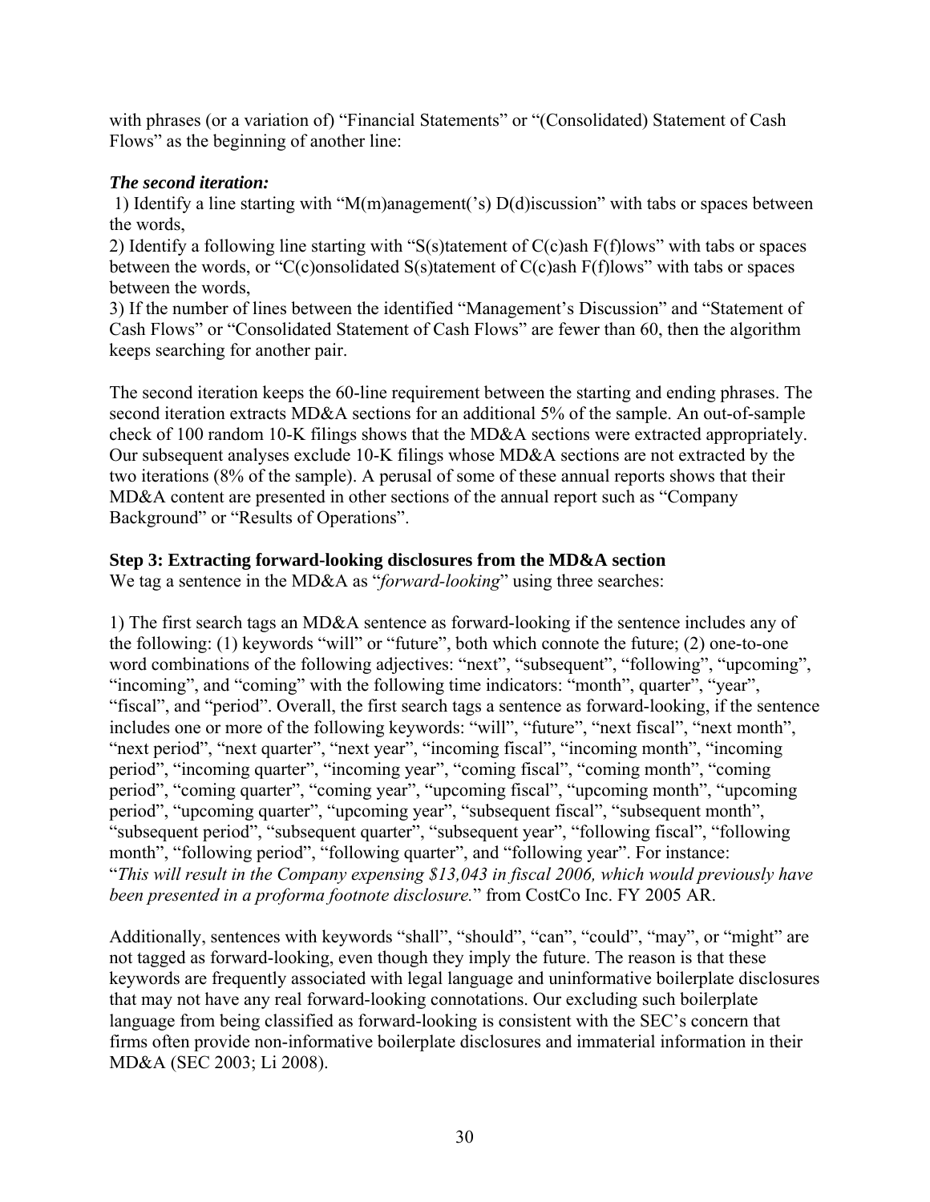with phrases (or a variation of) "Financial Statements" or "(Consolidated) Statement of Cash Flows" as the beginning of another line:

***The second iteration:***

1) Identify a line starting with "M(m)anagement('s) D(d)iscussion" with tabs or spaces between the words,
2) Identify a following line starting with "S(s)tatement of C(c)ash F(f)lows" with tabs or spaces between the words, or "C(c)onsolidated S(s)tatement of C(c)ash F(f)lows" with tabs or spaces between the words,
3) If the number of lines between the identified "Management's Discussion" and "Statement of Cash Flows" or "Consolidated Statement of Cash Flows" are fewer than 60, then the algorithm keeps searching for another pair.

The second iteration keeps the 60-line requirement between the starting and ending phrases. The second iteration extracts MD&A sections for an additional 5% of the sample. An out-of-sample check of 100 random 10-K filings shows that the MD&A sections were extracted appropriately. Our subsequent analyses exclude 10-K filings whose MD&A sections are not extracted by the two iterations (8% of the sample). A perusal of some of these annual reports shows that their MD&A content are presented in other sections of the annual report such as "Company Background" or "Results of Operations".

**Step 3: Extracting forward-looking disclosures from the MD&A section**

We tag a sentence in the MD&A as "*forward-looking*" using three searches:

1) The first search tags an MD&A sentence as forward-looking if the sentence includes any of the following: (1) keywords "will" or "future", both which connote the future; (2) one-to-one word combinations of the following adjectives: "next", "subsequent", "following", "upcoming", "incoming", and "coming" with the following time indicators: "month", quarter", "year", "fiscal", and "period". Overall, the first search tags a sentence as forward-looking, if the sentence includes one or more of the following keywords: "will", "future", "next fiscal", "next month", "next period", "next quarter", "next year", "incoming fiscal", "incoming month", "incoming period", "incoming quarter", "incoming year", "coming fiscal", "coming month", "coming period", "coming quarter", "coming year", "upcoming fiscal", "upcoming month", "upcoming period", "upcoming quarter", "upcoming year", "subsequent fiscal", "subsequent month", "subsequent period", "subsequent quarter", "subsequent year", "following fiscal", "following month", "following period", "following quarter", and "following year". For instance: "*This will result in the Company expensing $13,043 in fiscal 2006, which would previously have been presented in a proforma footnote disclosure.*" from CostCo Inc. FY 2005 AR.

Additionally, sentences with keywords "shall", "should", "can", "could", "may", or "might" are not tagged as forward-looking, even though they imply the future. The reason is that these keywords are frequently associated with legal language and uninformative boilerplate disclosures that may not have any real forward-looking connotations. Our excluding such boilerplate language from being classified as forward-looking is consistent with the SEC's concern that firms often provide non-informative boilerplate disclosures and immaterial information in their MD&A (SEC 2003; Li 2008).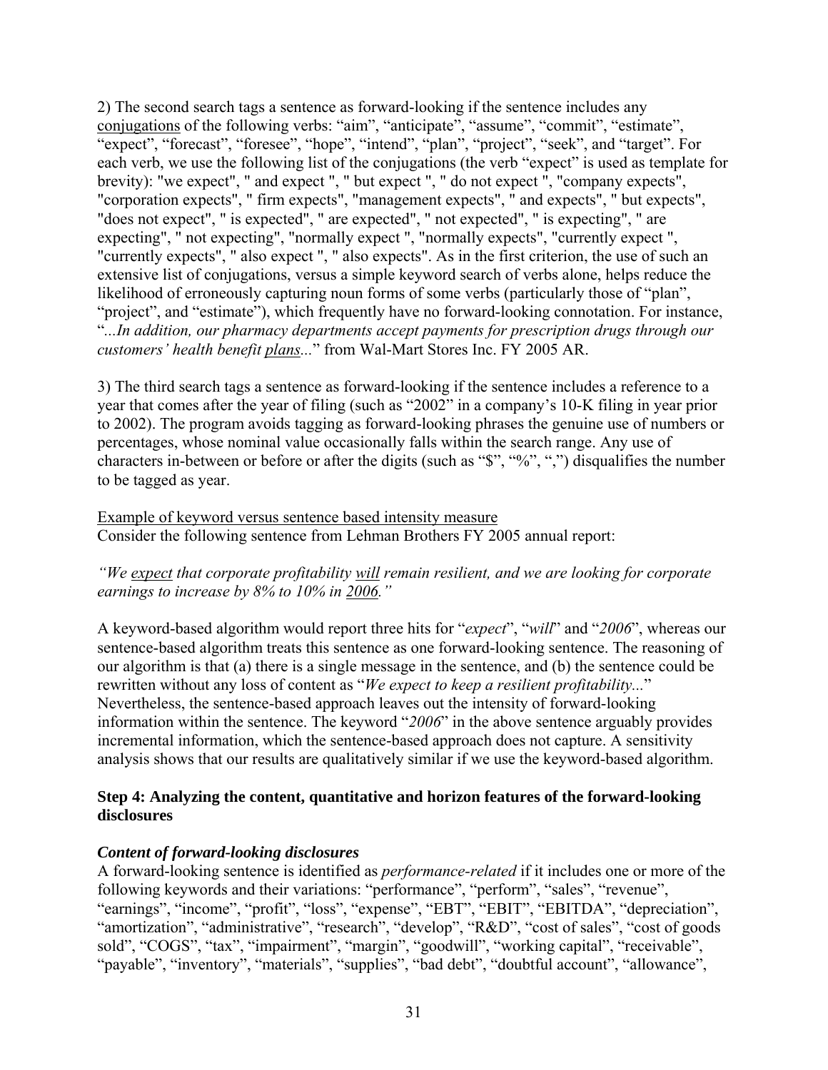2) The second search tags a sentence as forward-looking if the sentence includes any conjugations of the following verbs: "aim", "anticipate", "assume", "commit", "estimate", "expect", "forecast", "foresee", "hope", "intend", "plan", "project", "seek", and "target". For each verb, we use the following list of the conjugations (the verb "expect" is used as template for brevity): "we expect", " and expect ", " but expect ", " do not expect ", "company expects", "corporation expects", " firm expects", "management expects", " and expects", " but expects", "does not expect", " is expected", " are expected", " not expected", " is expecting", " are expecting", " not expecting", "normally expect ", "normally expects", "currently expect ", "currently expects", " also expect ", " also expects". As in the first criterion, the use of such an extensive list of conjugations, versus a simple keyword search of verbs alone, helps reduce the likelihood of erroneously capturing noun forms of some verbs (particularly those of "plan", "project", and "estimate"), which frequently have no forward-looking connotation. For instance, "*...In addition, our pharmacy departments accept payments for prescription drugs through our customers' health benefit plans...*" from Wal-Mart Stores Inc. FY 2005 AR.

3) The third search tags a sentence as forward-looking if the sentence includes a reference to a year that comes after the year of filing (such as "2002" in a company's 10-K filing in year prior to 2002). The program avoids tagging as forward-looking phrases the genuine use of numbers or percentages, whose nominal value occasionally falls within the search range. Any use of characters in-between or before or after the digits (such as "$", "%", ",") disqualifies the number to be tagged as year.

Example of keyword versus sentence based intensity measure

Consider the following sentence from Lehman Brothers FY 2005 annual report:

*"We expect that corporate profitability will remain resilient, and we are looking for corporate earnings to increase by 8% to 10% in 2006."*

A keyword-based algorithm would report three hits for "*expect*", "*will*" and "*2006*", whereas our sentence-based algorithm treats this sentence as one forward-looking sentence. The reasoning of our algorithm is that (a) there is a single message in the sentence, and (b) the sentence could be rewritten without any loss of content as "*We expect to keep a resilient profitability...*" Nevertheless, the sentence-based approach leaves out the intensity of forward-looking information within the sentence. The keyword "*2006*" in the above sentence arguably provides incremental information, which the sentence-based approach does not capture. A sensitivity analysis shows that our results are qualitatively similar if we use the keyword-based algorithm.

**Step 4: Analyzing the content, quantitative and horizon features of the forward-looking disclosures**

***Content of forward-looking disclosures***

A forward-looking sentence is identified as *performance-related* if it includes one or more of the following keywords and their variations: "performance", "perform", "sales", "revenue", "earnings", "income", "profit", "loss", "expense", "EBT", "EBIT", "EBITDA", "depreciation", "amortization", "administrative", "research", "develop", "R&D", "cost of sales", "cost of goods sold", "COGS", "tax", "impairment", "margin", "goodwill", "working capital", "receivable", "payable", "inventory", "materials", "supplies", "bad debt", "doubtful account", "allowance",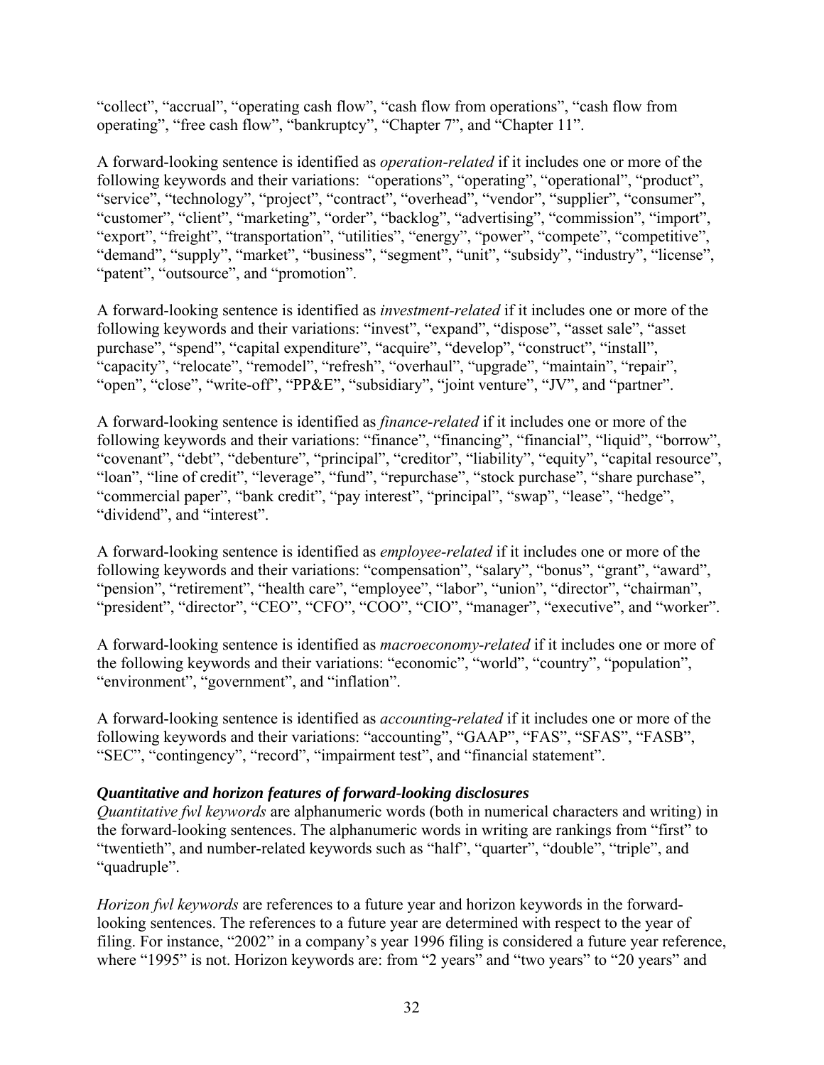"collect", "accrual", "operating cash flow", "cash flow from operations", "cash flow from operating", "free cash flow", "bankruptcy", "Chapter 7", and "Chapter 11".

A forward-looking sentence is identified as *operation-related* if it includes one or more of the following keywords and their variations: "operations", "operating", "operational", "product", "service", "technology", "project", "contract", "overhead", "vendor", "supplier", "consumer", "customer", "client", "marketing", "order", "backlog", "advertising", "commission", "import", "export", "freight", "transportation", "utilities", "energy", "power", "compete", "competitive", "demand", "supply", "market", "business", "segment", "unit", "subsidy", "industry", "license", "patent", "outsource", and "promotion".

A forward-looking sentence is identified as *investment-related* if it includes one or more of the following keywords and their variations: "invest", "expand", "dispose", "asset sale", "asset purchase", "spend", "capital expenditure", "acquire", "develop", "construct", "install", "capacity", "relocate", "remodel", "refresh", "overhaul", "upgrade", "maintain", "repair", "open", "close", "write-off", "PP&E", "subsidiary", "joint venture", "JV", and "partner".

A forward-looking sentence is identified as *finance-related* if it includes one or more of the following keywords and their variations: "finance", "financing", "financial", "liquid", "borrow", "covenant", "debt", "debenture", "principal", "creditor", "liability", "equity", "capital resource", "loan", "line of credit", "leverage", "fund", "repurchase", "stock purchase", "share purchase", "commercial paper", "bank credit", "pay interest", "principal", "swap", "lease", "hedge", "dividend", and "interest".

A forward-looking sentence is identified as *employee-related* if it includes one or more of the following keywords and their variations: "compensation", "salary", "bonus", "grant", "award", "pension", "retirement", "health care", "employee", "labor", "union", "director", "chairman", "president", "director", "CEO", "CFO", "COO", "CIO", "manager", "executive", and "worker".

A forward-looking sentence is identified as *macroeconomy-related* if it includes one or more of the following keywords and their variations: "economic", "world", "country", "population", "environment", "government", and "inflation".

A forward-looking sentence is identified as *accounting-related* if it includes one or more of the following keywords and their variations: "accounting", "GAAP", "FAS", "SFAS", "FASB", "SEC", "contingency", "record", "impairment test", and "financial statement".

***Quantitative and horizon features of forward-looking disclosures***

*Quantitative fwl keywords* are alphanumeric words (both in numerical characters and writing) in the forward-looking sentences. The alphanumeric words in writing are rankings from "first" to "twentieth", and number-related keywords such as "half", "quarter", "double", "triple", and "quadruple".

*Horizon fwl keywords* are references to a future year and horizon keywords in the forward-looking sentences. The references to a future year are determined with respect to the year of filing. For instance, "2002" in a company's year 1996 filing is considered a future year reference, where "1995" is not. Horizon keywords are: from "2 years" and "two years" to "20 years" and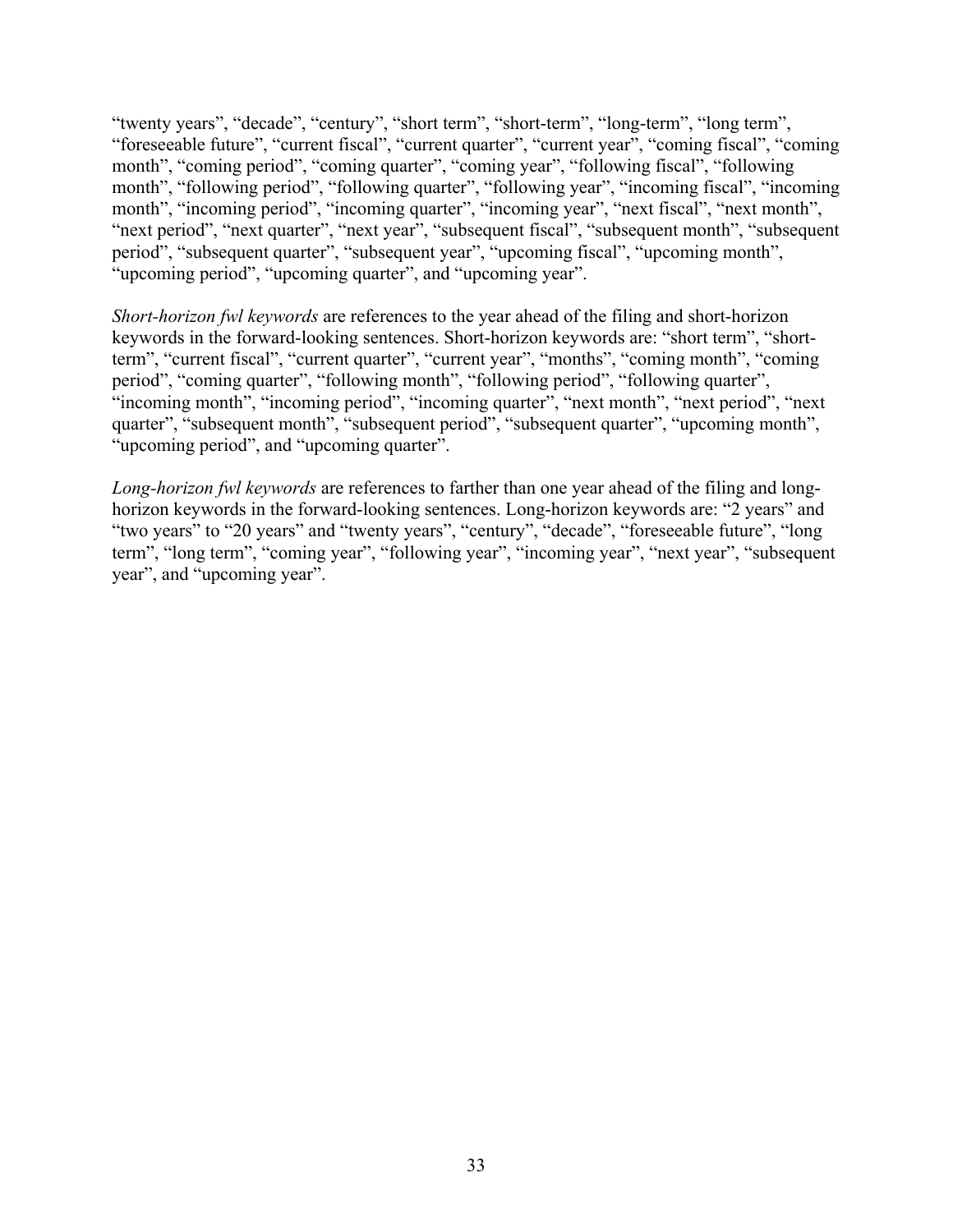"twenty years", "decade", "century", "short term", "short-term", "long-term", "long term", "foreseeable future", "current fiscal", "current quarter", "current year", "coming fiscal", "coming month", "coming period", "coming quarter", "coming year", "following fiscal", "following month", "following period", "following quarter", "following year", "incoming fiscal", "incoming month", "incoming period", "incoming quarter", "incoming year", "next fiscal", "next month", "next period", "next quarter", "next year", "subsequent fiscal", "subsequent month", "subsequent period", "subsequent quarter", "subsequent year", "upcoming fiscal", "upcoming month", "upcoming period", "upcoming quarter", and "upcoming year".

*Short-horizon fwl keywords* are references to the year ahead of the filing and short-horizon keywords in the forward-looking sentences. Short-horizon keywords are: "short term", "short-term", "current fiscal", "current quarter", "current year", "months", "coming month", "coming period", "coming quarter", "following month", "following period", "following quarter", "incoming month", "incoming period", "incoming quarter", "next month", "next period", "next quarter", "subsequent month", "subsequent period", "subsequent quarter", "upcoming month", "upcoming period", and "upcoming quarter".

*Long-horizon fwl keywords* are references to farther than one year ahead of the filing and long-horizon keywords in the forward-looking sentences. Long-horizon keywords are: "2 years" and "two years" to "20 years" and "twenty years", "century", "decade", "foreseeable future", "long term", "long term", "coming year", "following year", "incoming year", "next year", "subsequent year", and "upcoming year".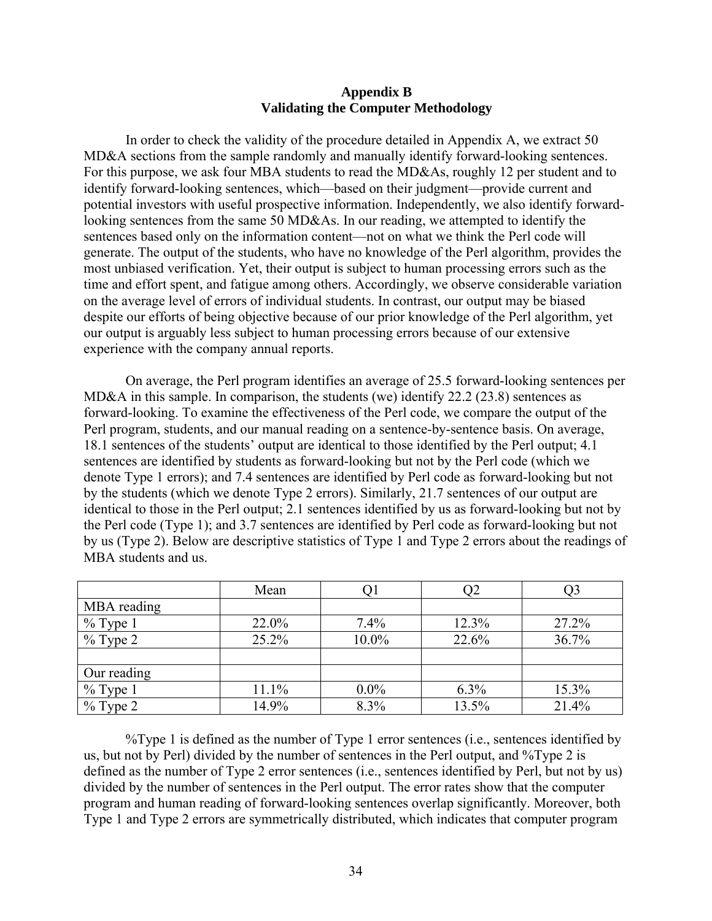## Appendix B
## Validating the Computer Methodology

In order to check the validity of the procedure detailed in Appendix A, we extract 50 MD&A sections from the sample randomly and manually identify forward-looking sentences. For this purpose, we ask four MBA students to read the MD&As, roughly 12 per student and to identify forward-looking sentences, which—based on their judgment—provide current and potential investors with useful prospective information. Independently, we also identify forward-looking sentences from the same 50 MD&As. In our reading, we attempted to identify the sentences based only on the information content—not on what we think the Perl code will generate. The output of the students, who have no knowledge of the Perl algorithm, provides the most unbiased verification. Yet, their output is subject to human processing errors such as the time and effort spent, and fatigue among others. Accordingly, we observe considerable variation on the average level of errors of individual students. In contrast, our output may be biased despite our efforts of being objective because of our prior knowledge of the Perl algorithm, yet our output is arguably less subject to human processing errors because of our extensive experience with the company annual reports.

On average, the Perl program identifies an average of 25.5 forward-looking sentences per MD&A in this sample. In comparison, the students (we) identify 22.2 (23.8) sentences as forward-looking. To examine the effectiveness of the Perl code, we compare the output of the Perl program, students, and our manual reading on a sentence-by-sentence basis. On average, 18.1 sentences of the students' output are identical to those identified by the Perl output; 4.1 sentences are identified by students as forward-looking but not by the Perl code (which we denote Type 1 errors); and 7.4 sentences are identified by Perl code as forward-looking but not by the students (which we denote Type 2 errors). Similarly, 21.7 sentences of our output are identical to those in the Perl output; 2.1 sentences identified by us as forward-looking but not by the Perl code (Type 1); and 3.7 sentences are identified by Perl code as forward-looking but not by us (Type 2). Below are descriptive statistics of Type 1 and Type 2 errors about the readings of MBA students and us.

| | Mean | Q1 | Q2 | Q3 |
|---|---|---|---|---|
| MBA reading | | | | |
| % Type 1 | 22.0% | 7.4% | 12.3% | 27.2% |
| % Type 2 | 25.2% | 10.0% | 22.6% | 36.7% |
| | | | | |
| Our reading | | | | |
| % Type 1 | 11.1% | 0.0% | 6.3% | 15.3% |
| % Type 2 | 14.9% | 8.3% | 13.5% | 21.4% |

%Type 1 is defined as the number of Type 1 error sentences (i.e., sentences identified by us, but not by Perl) divided by the number of sentences in the Perl output, and %Type 2 is defined as the number of Type 2 error sentences (i.e., sentences identified by Perl, but not by us) divided by the number of sentences in the Perl output. The error rates show that the computer program and human reading of forward-looking sentences overlap significantly. Moreover, both Type 1 and Type 2 errors are symmetrically distributed, which indicates that computer program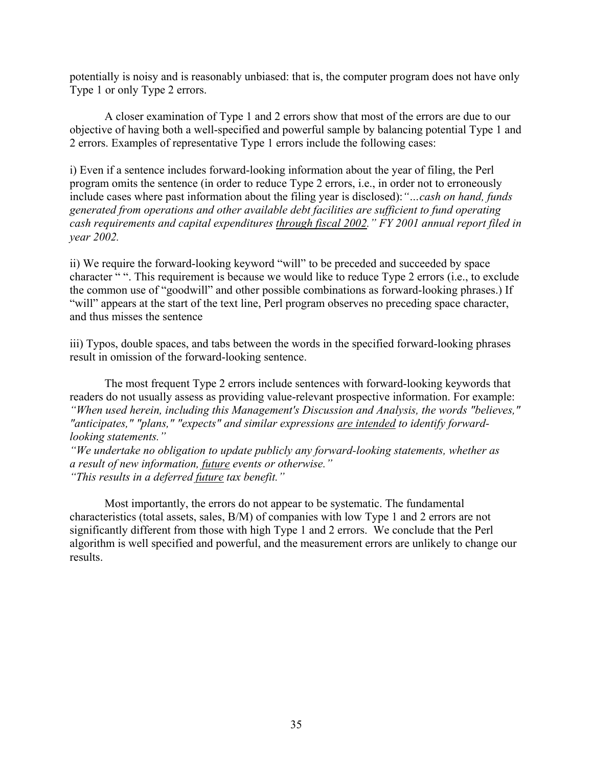potentially is noisy and is reasonably unbiased: that is, the computer program does not have only Type 1 or only Type 2 errors.

A closer examination of Type 1 and 2 errors show that most of the errors are due to our objective of having both a well-specified and powerful sample by balancing potential Type 1 and 2 errors. Examples of representative Type 1 errors include the following cases:

i) Even if a sentence includes forward-looking information about the year of filing, the Perl program omits the sentence (in order to reduce Type 2 errors, i.e., in order not to erroneously include cases where past information about the filing year is disclosed):*"…cash on hand, funds generated from operations and other available debt facilities are sufficient to fund operating cash requirements and capital expenditures <u>through fiscal 2002</u>." FY 2001 annual report filed in year 2002.*

ii) We require the forward-looking keyword "will" to be preceded and succeeded by space character " ". This requirement is because we would like to reduce Type 2 errors (i.e., to exclude the common use of "goodwill" and other possible combinations as forward-looking phrases.) If "will" appears at the start of the text line, Perl program observes no preceding space character, and thus misses the sentence

iii) Typos, double spaces, and tabs between the words in the specified forward-looking phrases result in omission of the forward-looking sentence.

The most frequent Type 2 errors include sentences with forward-looking keywords that readers do not usually assess as providing value-relevant prospective information. For example:
*"When used herein, including this Management's Discussion and Analysis, the words "believes," "anticipates," "plans," "expects" and similar expressions <u>are intended</u> to identify forward-looking statements."*
*"We undertake no obligation to update publicly any forward-looking statements, whether as a result of new information, <u>future</u> events or otherwise."*
*"This results in a deferred <u>future</u> tax benefit."*

Most importantly, the errors do not appear to be systematic. The fundamental characteristics (total assets, sales, B/M) of companies with low Type 1 and 2 errors are not significantly different from those with high Type 1 and 2 errors. We conclude that the Perl algorithm is well specified and powerful, and the measurement errors are unlikely to change our results.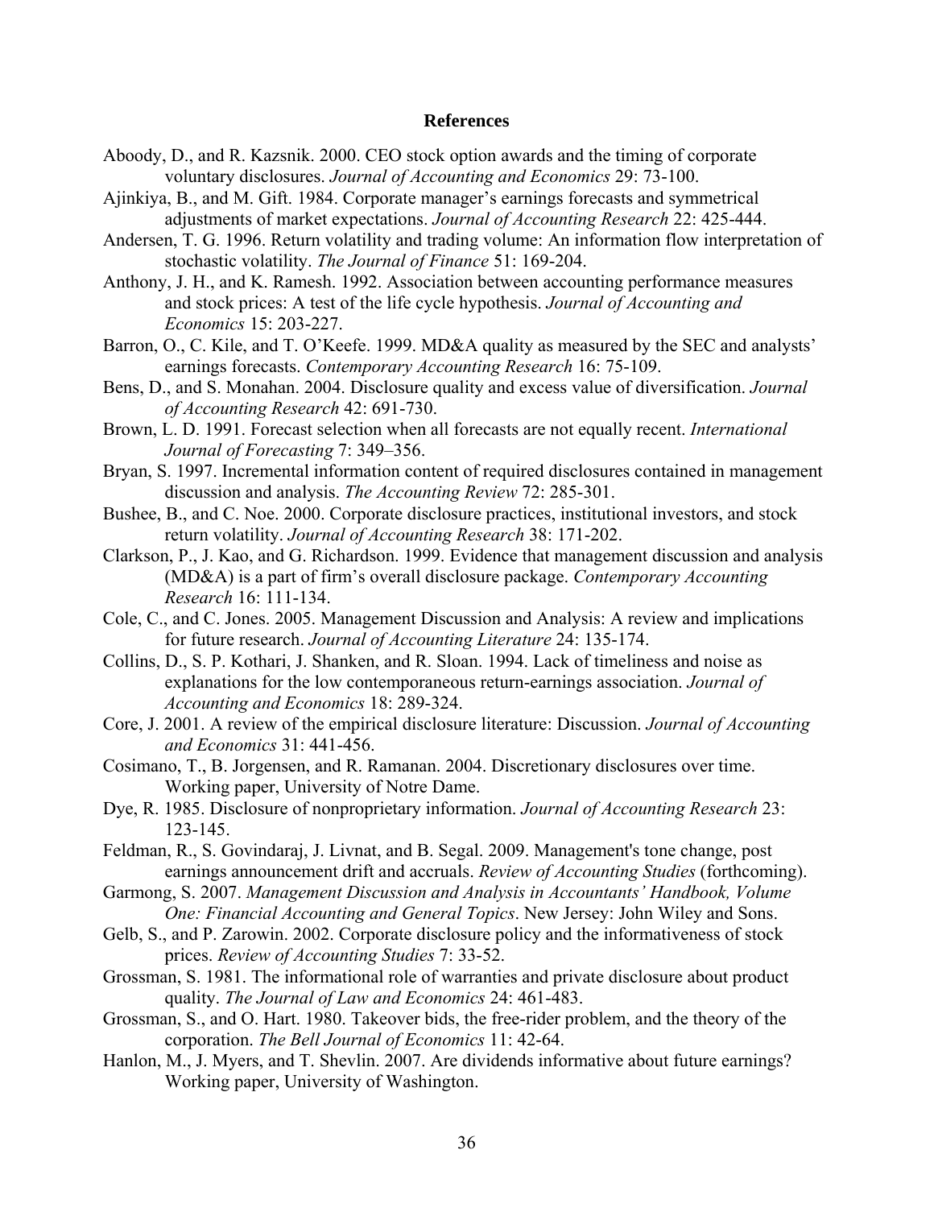## References

Aboody, D., and R. Kazsnik. 2000. CEO stock option awards and the timing of corporate voluntary disclosures. *Journal of Accounting and Economics* 29: 73-100.

Ajinkiya, B., and M. Gift. 1984. Corporate manager's earnings forecasts and symmetrical adjustments of market expectations. *Journal of Accounting Research* 22: 425-444.

Andersen, T. G. 1996. Return volatility and trading volume: An information flow interpretation of stochastic volatility. *The Journal of Finance* 51: 169-204.

Anthony, J. H., and K. Ramesh. 1992. Association between accounting performance measures and stock prices: A test of the life cycle hypothesis. *Journal of Accounting and Economics* 15: 203-227.

Barron, O., C. Kile, and T. O'Keefe. 1999. MD&A quality as measured by the SEC and analysts' earnings forecasts. *Contemporary Accounting Research* 16: 75-109.

Bens, D., and S. Monahan. 2004. Disclosure quality and excess value of diversification. *Journal of Accounting Research* 42: 691-730.

Brown, L. D. 1991. Forecast selection when all forecasts are not equally recent. *International Journal of Forecasting* 7: 349–356.

Bryan, S. 1997. Incremental information content of required disclosures contained in management discussion and analysis. *The Accounting Review* 72: 285-301.

Bushee, B., and C. Noe. 2000. Corporate disclosure practices, institutional investors, and stock return volatility. *Journal of Accounting Research* 38: 171-202.

Clarkson, P., J. Kao, and G. Richardson. 1999. Evidence that management discussion and analysis (MD&A) is a part of firm's overall disclosure package. *Contemporary Accounting Research* 16: 111-134.

Cole, C., and C. Jones. 2005. Management Discussion and Analysis: A review and implications for future research. *Journal of Accounting Literature* 24: 135-174.

Collins, D., S. P. Kothari, J. Shanken, and R. Sloan. 1994. Lack of timeliness and noise as explanations for the low contemporaneous return-earnings association. *Journal of Accounting and Economics* 18: 289-324.

Core, J. 2001. A review of the empirical disclosure literature: Discussion. *Journal of Accounting and Economics* 31: 441-456.

Cosimano, T., B. Jorgensen, and R. Ramanan. 2004. Discretionary disclosures over time. Working paper, University of Notre Dame.

Dye, R. 1985. Disclosure of nonproprietary information. *Journal of Accounting Research* 23: 123-145.

Feldman, R., S. Govindaraj, J. Livnat, and B. Segal. 2009. Management's tone change, post earnings announcement drift and accruals. *Review of Accounting Studies* (forthcoming).

Garmong, S. 2007. *Management Discussion and Analysis in Accountants' Handbook, Volume One: Financial Accounting and General Topics*. New Jersey: John Wiley and Sons.

Gelb, S., and P. Zarowin. 2002. Corporate disclosure policy and the informativeness of stock prices. *Review of Accounting Studies* 7: 33-52.

Grossman, S. 1981. The informational role of warranties and private disclosure about product quality. *The Journal of Law and Economics* 24: 461-483.

Grossman, S., and O. Hart. 1980. Takeover bids, the free-rider problem, and the theory of the corporation. *The Bell Journal of Economics* 11: 42-64.

Hanlon, M., J. Myers, and T. Shevlin. 2007. Are dividends informative about future earnings? Working paper, University of Washington.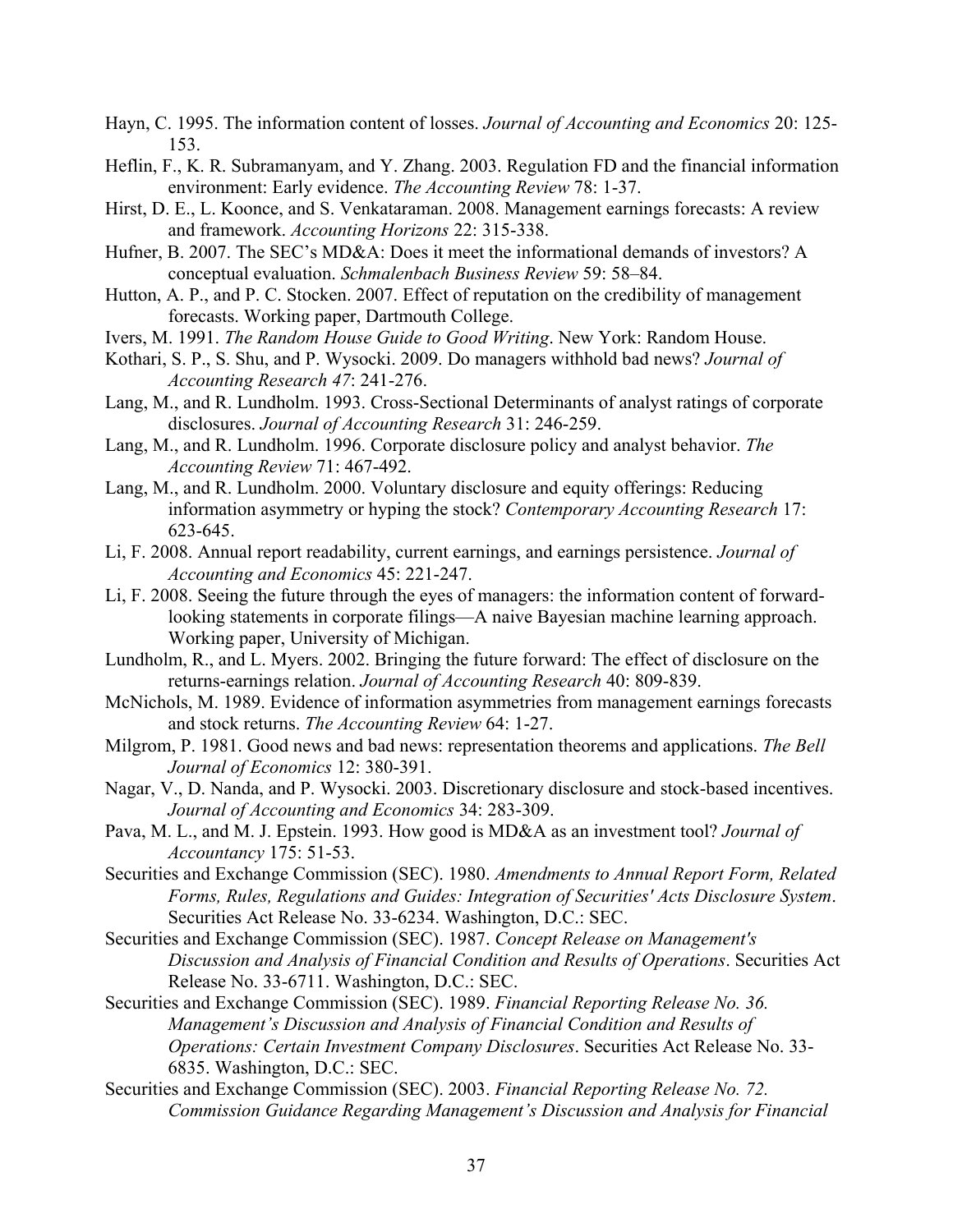Hayn, C. 1995. The information content of losses. *Journal of Accounting and Economics* 20: 125-153.

Heflin, F., K. R. Subramanyam, and Y. Zhang. 2003. Regulation FD and the financial information environment: Early evidence. *The Accounting Review* 78: 1-37.

Hirst, D. E., L. Koonce, and S. Venkataraman. 2008. Management earnings forecasts: A review and framework. *Accounting Horizons* 22: 315-338.

Hufner, B. 2007. The SEC's MD&A: Does it meet the informational demands of investors? A conceptual evaluation. *Schmalenbach Business Review* 59: 58–84.

Hutton, A. P., and P. C. Stocken. 2007. Effect of reputation on the credibility of management forecasts. Working paper, Dartmouth College.

Ivers, M. 1991. *The Random House Guide to Good Writing*. New York: Random House.

Kothari, S. P., S. Shu, and P. Wysocki. 2009. Do managers withhold bad news? *Journal of Accounting Research 47*: 241-276.

Lang, M., and R. Lundholm. 1993. Cross-Sectional Determinants of analyst ratings of corporate disclosures. *Journal of Accounting Research* 31: 246-259.

Lang, M., and R. Lundholm. 1996. Corporate disclosure policy and analyst behavior. *The Accounting Review* 71: 467-492.

Lang, M., and R. Lundholm. 2000. Voluntary disclosure and equity offerings: Reducing information asymmetry or hyping the stock? *Contemporary Accounting Research* 17: 623-645.

Li, F. 2008. Annual report readability, current earnings, and earnings persistence. *Journal of Accounting and Economics* 45: 221-247.

Li, F. 2008. Seeing the future through the eyes of managers: the information content of forward-looking statements in corporate filings—A naive Bayesian machine learning approach. Working paper, University of Michigan.

Lundholm, R., and L. Myers. 2002. Bringing the future forward: The effect of disclosure on the returns-earnings relation. *Journal of Accounting Research* 40: 809-839.

McNichols, M. 1989. Evidence of information asymmetries from management earnings forecasts and stock returns. *The Accounting Review* 64: 1-27.

Milgrom, P. 1981. Good news and bad news: representation theorems and applications. *The Bell Journal of Economics* 12: 380-391.

Nagar, V., D. Nanda, and P. Wysocki. 2003. Discretionary disclosure and stock-based incentives. *Journal of Accounting and Economics* 34: 283-309.

Pava, M. L., and M. J. Epstein. 1993. How good is MD&A as an investment tool? *Journal of Accountancy* 175: 51-53.

Securities and Exchange Commission (SEC). 1980. *Amendments to Annual Report Form, Related Forms, Rules, Regulations and Guides: Integration of Securities' Acts Disclosure System*. Securities Act Release No. 33-6234. Washington, D.C.: SEC.

Securities and Exchange Commission (SEC). 1987. *Concept Release on Management's Discussion and Analysis of Financial Condition and Results of Operations*. Securities Act Release No. 33-6711. Washington, D.C.: SEC.

Securities and Exchange Commission (SEC). 1989. *Financial Reporting Release No. 36. Management's Discussion and Analysis of Financial Condition and Results of Operations: Certain Investment Company Disclosures*. Securities Act Release No. 33-6835. Washington, D.C.: SEC.

Securities and Exchange Commission (SEC). 2003. *Financial Reporting Release No. 72. Commission Guidance Regarding Management's Discussion and Analysis for Financial*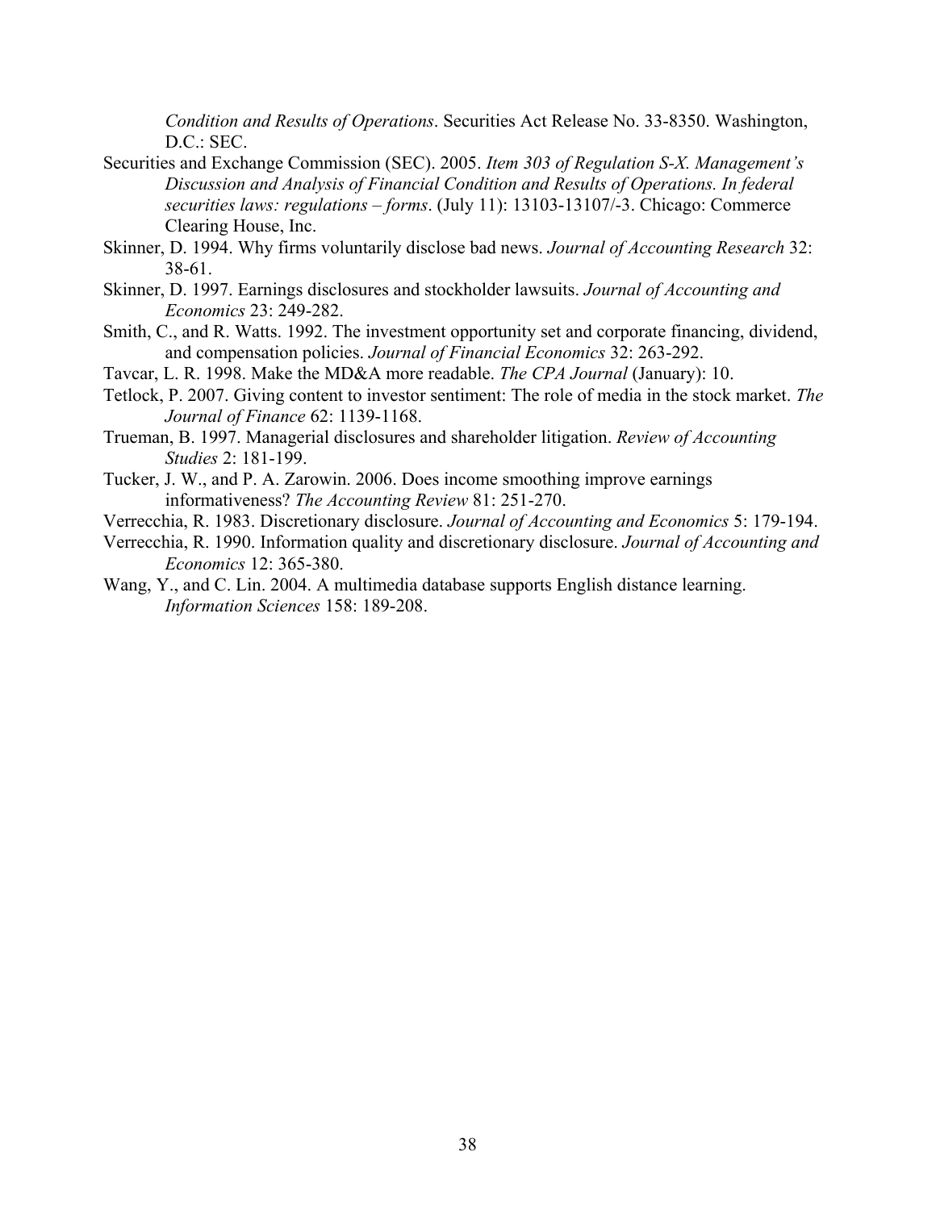*Condition and Results of Operations*. Securities Act Release No. 33-8350. Washington, D.C.: SEC.

Securities and Exchange Commission (SEC). 2005. *Item 303 of Regulation S-X. Management's Discussion and Analysis of Financial Condition and Results of Operations. In federal securities laws: regulations – forms*. (July 11): 13103-13107/-3. Chicago: Commerce Clearing House, Inc.

Skinner, D. 1994. Why firms voluntarily disclose bad news. *Journal of Accounting Research* 32: 38-61.

Skinner, D. 1997. Earnings disclosures and stockholder lawsuits. *Journal of Accounting and Economics* 23: 249-282.

Smith, C., and R. Watts. 1992. The investment opportunity set and corporate financing, dividend, and compensation policies. *Journal of Financial Economics* 32: 263-292.

Tavcar, L. R. 1998. Make the MD&A more readable. *The CPA Journal* (January): 10.

Tetlock, P. 2007. Giving content to investor sentiment: The role of media in the stock market. *The Journal of Finance* 62: 1139-1168.

Trueman, B. 1997. Managerial disclosures and shareholder litigation. *Review of Accounting Studies* 2: 181-199.

Tucker, J. W., and P. A. Zarowin. 2006. Does income smoothing improve earnings informativeness? *The Accounting Review* 81: 251-270.

Verrecchia, R. 1983. Discretionary disclosure. *Journal of Accounting and Economics* 5: 179-194.

Verrecchia, R. 1990. Information quality and discretionary disclosure. *Journal of Accounting and Economics* 12: 365-380.

Wang, Y., and C. Lin. 2004. A multimedia database supports English distance learning. *Information Sciences* 158: 189-208.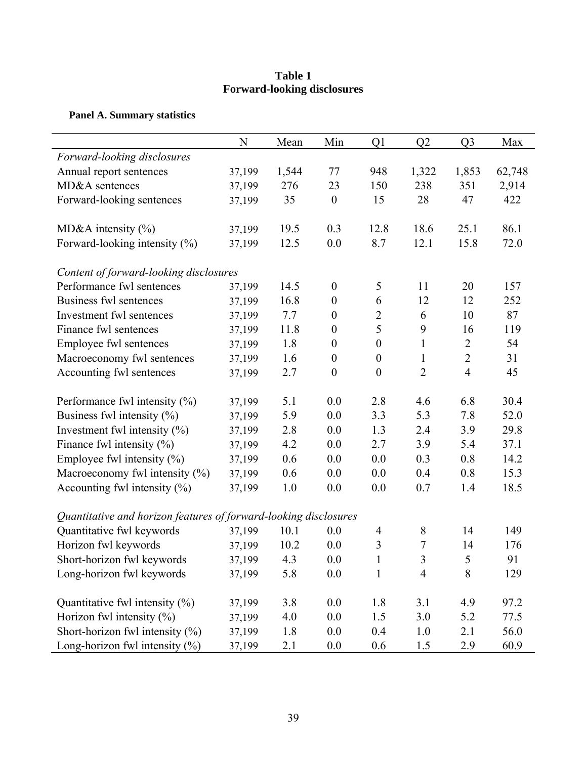**Table 1**
**Forward-looking disclosures**

**Panel A. Summary statistics**

| | N | Mean | Min | Q1 | Q2 | Q3 | Max |
|---|---|---|---|---|---|---|---|
| *Forward-looking disclosures* | | | | | | | |
| Annual report sentences | 37,199 | 1,544 | 77 | 948 | 1,322 | 1,853 | 62,748 |
| MD&A sentences | 37,199 | 276 | 23 | 150 | 238 | 351 | 2,914 |
| Forward-looking sentences | 37,199 | 35 | 0 | 15 | 28 | 47 | 422 |
| | | | | | | | |
| MD&A intensity (%) | 37,199 | 19.5 | 0.3 | 12.8 | 18.6 | 25.1 | 86.1 |
| Forward-looking intensity (%) | 37,199 | 12.5 | 0.0 | 8.7 | 12.1 | 15.8 | 72.0 |
| | | | | | | | |
| *Content of forward-looking disclosures* | | | | | | | |
| Performance fwl sentences | 37,199 | 14.5 | 0 | 5 | 11 | 20 | 157 |
| Business fwl sentences | 37,199 | 16.8 | 0 | 6 | 12 | 12 | 252 |
| Investment fwl sentences | 37,199 | 7.7 | 0 | 2 | 6 | 10 | 87 |
| Finance fwl sentences | 37,199 | 11.8 | 0 | 5 | 9 | 16 | 119 |
| Employee fwl sentences | 37,199 | 1.8 | 0 | 0 | 1 | 2 | 54 |
| Macroeconomy fwl sentences | 37,199 | 1.6 | 0 | 0 | 1 | 2 | 31 |
| Accounting fwl sentences | 37,199 | 2.7 | 0 | 0 | 2 | 4 | 45 |
| | | | | | | | |
| Performance fwl intensity (%) | 37,199 | 5.1 | 0.0 | 2.8 | 4.6 | 6.8 | 30.4 |
| Business fwl intensity (%) | 37,199 | 5.9 | 0.0 | 3.3 | 5.3 | 7.8 | 52.0 |
| Investment fwl intensity (%) | 37,199 | 2.8 | 0.0 | 1.3 | 2.4 | 3.9 | 29.8 |
| Finance fwl intensity (%) | 37,199 | 4.2 | 0.0 | 2.7 | 3.9 | 5.4 | 37.1 |
| Employee fwl intensity (%) | 37,199 | 0.6 | 0.0 | 0.0 | 0.3 | 0.8 | 14.2 |
| Macroeconomy fwl intensity (%) | 37,199 | 0.6 | 0.0 | 0.0 | 0.4 | 0.8 | 15.3 |
| Accounting fwl intensity (%) | 37,199 | 1.0 | 0.0 | 0.0 | 0.7 | 1.4 | 18.5 |
| | | | | | | | |
| *Quantitative and horizon features of forward-looking disclosures* | | | | | | | |
| Quantitative fwl keywords | 37,199 | 10.1 | 0.0 | 4 | 8 | 14 | 149 |
| Horizon fwl keywords | 37,199 | 10.2 | 0.0 | 3 | 7 | 14 | 176 |
| Short-horizon fwl keywords | 37,199 | 4.3 | 0.0 | 1 | 3 | 5 | 91 |
| Long-horizon fwl keywords | 37,199 | 5.8 | 0.0 | 1 | 4 | 8 | 129 |
| | | | | | | | |
| Quantitative fwl intensity (%) | 37,199 | 3.8 | 0.0 | 1.8 | 3.1 | 4.9 | 97.2 |
| Horizon fwl intensity (%) | 37,199 | 4.0 | 0.0 | 1.5 | 3.0 | 5.2 | 77.5 |
| Short-horizon fwl intensity (%) | 37,199 | 1.8 | 0.0 | 0.4 | 1.0 | 2.1 | 56.0 |
| Long-horizon fwl intensity (%) | 37,199 | 2.1 | 0.0 | 0.6 | 1.5 | 2.9 | 60.9 |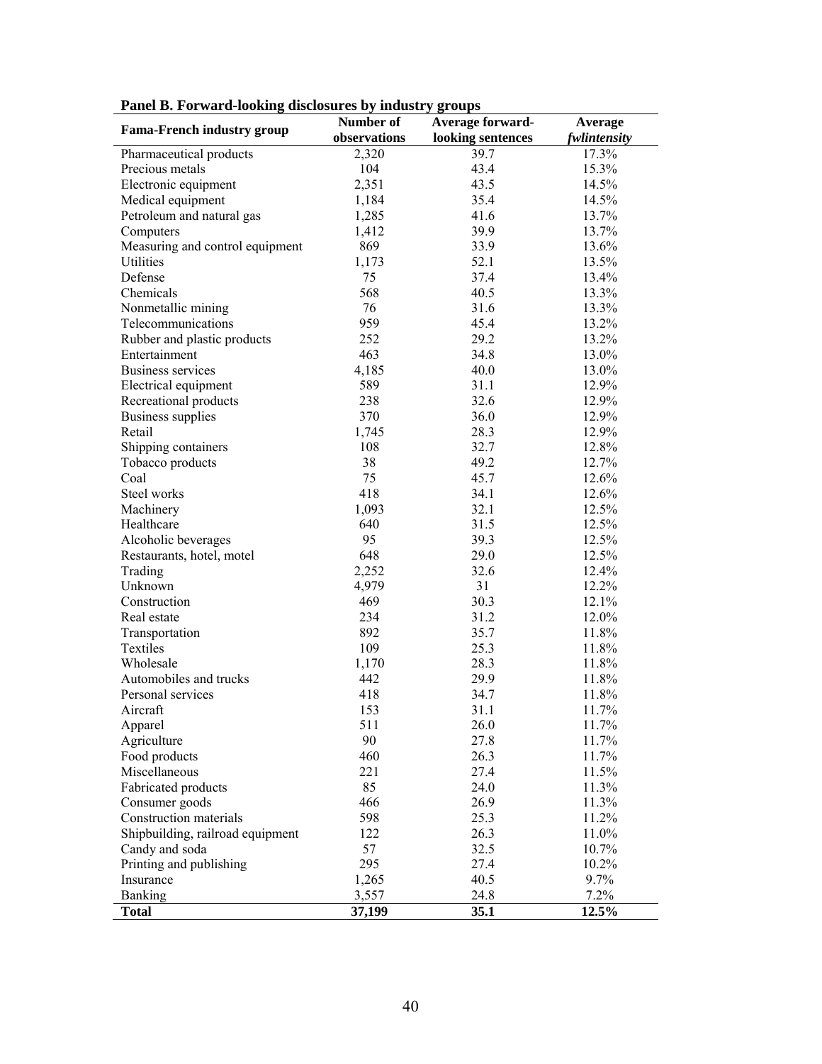**Panel B. Forward-looking disclosures by industry groups**

| Fama-French industry group | Number of observations | Average forward-looking sentences | Average *fwlintensity* |
|---|---|---|---|
| Pharmaceutical products | 2,320 | 39.7 | 17.3% |
| Precious metals | 104 | 43.4 | 15.3% |
| Electronic equipment | 2,351 | 43.5 | 14.5% |
| Medical equipment | 1,184 | 35.4 | 14.5% |
| Petroleum and natural gas | 1,285 | 41.6 | 13.7% |
| Computers | 1,412 | 39.9 | 13.7% |
| Measuring and control equipment | 869 | 33.9 | 13.6% |
| Utilities | 1,173 | 52.1 | 13.5% |
| Defense | 75 | 37.4 | 13.4% |
| Chemicals | 568 | 40.5 | 13.3% |
| Nonmetallic mining | 76 | 31.6 | 13.3% |
| Telecommunications | 959 | 45.4 | 13.2% |
| Rubber and plastic products | 252 | 29.2 | 13.2% |
| Entertainment | 463 | 34.8 | 13.0% |
| Business services | 4,185 | 40.0 | 13.0% |
| Electrical equipment | 589 | 31.1 | 12.9% |
| Recreational products | 238 | 32.6 | 12.9% |
| Business supplies | 370 | 36.0 | 12.9% |
| Retail | 1,745 | 28.3 | 12.9% |
| Shipping containers | 108 | 32.7 | 12.8% |
| Tobacco products | 38 | 49.2 | 12.7% |
| Coal | 75 | 45.7 | 12.6% |
| Steel works | 418 | 34.1 | 12.6% |
| Machinery | 1,093 | 32.1 | 12.5% |
| Healthcare | 640 | 31.5 | 12.5% |
| Alcoholic beverages | 95 | 39.3 | 12.5% |
| Restaurants, hotel, motel | 648 | 29.0 | 12.5% |
| Trading | 2,252 | 32.6 | 12.4% |
| Unknown | 4,979 | 31 | 12.2% |
| Construction | 469 | 30.3 | 12.1% |
| Real estate | 234 | 31.2 | 12.0% |
| Transportation | 892 | 35.7 | 11.8% |
| Textiles | 109 | 25.3 | 11.8% |
| Wholesale | 1,170 | 28.3 | 11.8% |
| Automobiles and trucks | 442 | 29.9 | 11.8% |
| Personal services | 418 | 34.7 | 11.8% |
| Aircraft | 153 | 31.1 | 11.7% |
| Apparel | 511 | 26.0 | 11.7% |
| Agriculture | 90 | 27.8 | 11.7% |
| Food products | 460 | 26.3 | 11.7% |
| Miscellaneous | 221 | 27.4 | 11.5% |
| Fabricated products | 85 | 24.0 | 11.3% |
| Consumer goods | 466 | 26.9 | 11.3% |
| Construction materials | 598 | 25.3 | 11.2% |
| Shipbuilding, railroad equipment | 122 | 26.3 | 11.0% |
| Candy and soda | 57 | 32.5 | 10.7% |
| Printing and publishing | 295 | 27.4 | 10.2% |
| Insurance | 1,265 | 40.5 | 9.7% |
| Banking | 3,557 | 24.8 | 7.2% |
| **Total** | **37,199** | **35.1** | **12.5%** |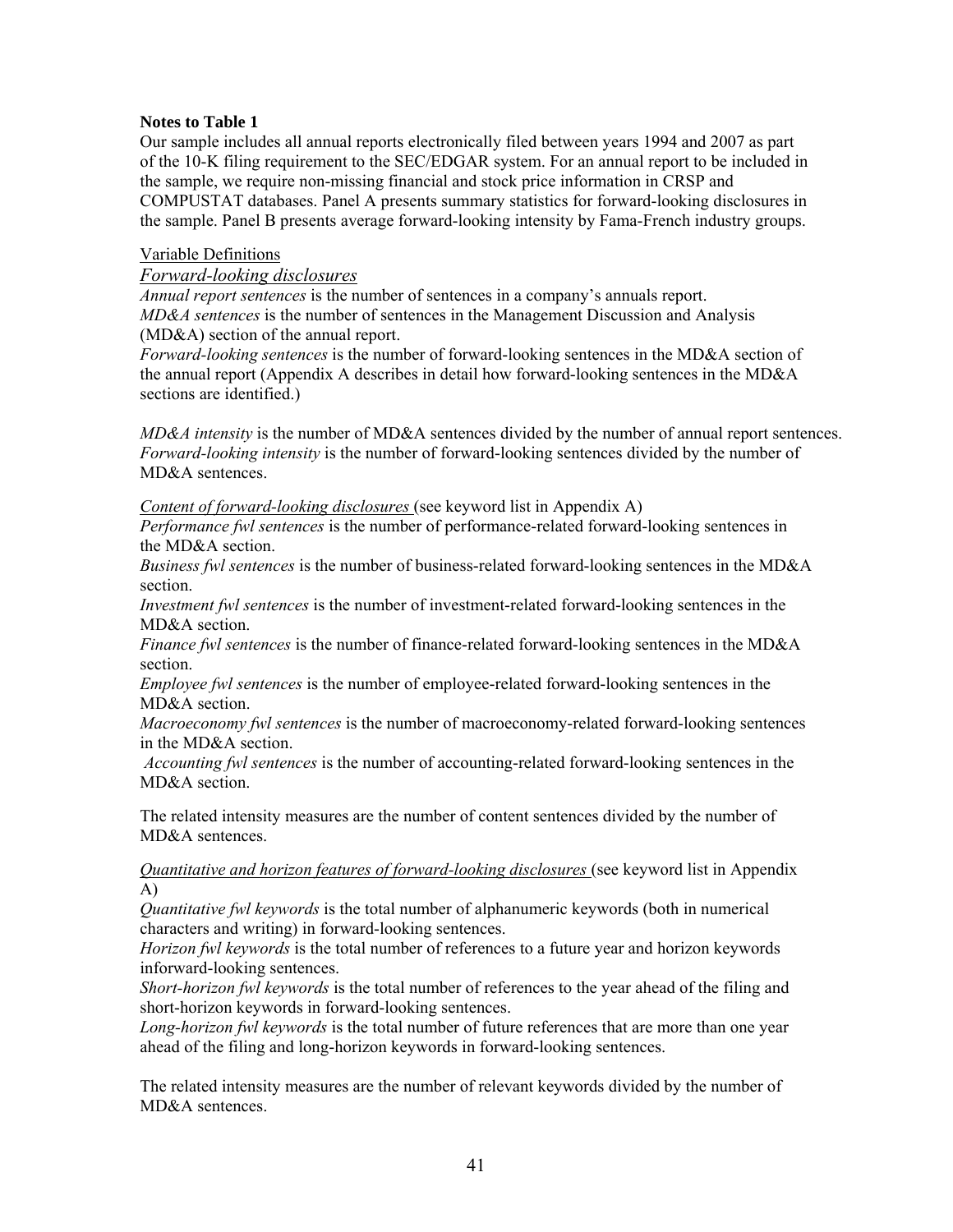**Notes to Table 1**

Our sample includes all annual reports electronically filed between years 1994 and 2007 as part of the 10-K filing requirement to the SEC/EDGAR system. For an annual report to be included in the sample, we require non-missing financial and stock price information in CRSP and COMPUSTAT databases. Panel A presents summary statistics for forward-looking disclosures in the sample. Panel B presents average forward-looking intensity by Fama-French industry groups.

Variable Definitions

*Forward-looking disclosures*

*Annual report sentences* is the number of sentences in a company's annuals report.
*MD&A sentences* is the number of sentences in the Management Discussion and Analysis (MD&A) section of the annual report.
*Forward-looking sentences* is the number of forward-looking sentences in the MD&A section of the annual report (Appendix A describes in detail how forward-looking sentences in the MD&A sections are identified.)

*MD&A intensity* is the number of MD&A sentences divided by the number of annual report sentences.
*Forward-looking intensity* is the number of forward-looking sentences divided by the number of MD&A sentences.

Content of forward-looking disclosures (see keyword list in Appendix A)

*Performance fwl sentences* is the number of performance-related forward-looking sentences in the MD&A section.
*Business fwl sentences* is the number of business-related forward-looking sentences in the MD&A section.
*Investment fwl sentences* is the number of investment-related forward-looking sentences in the MD&A section.
*Finance fwl sentences* is the number of finance-related forward-looking sentences in the MD&A section.
*Employee fwl sentences* is the number of employee-related forward-looking sentences in the MD&A section.
*Macroeconomy fwl sentences* is the number of macroeconomy-related forward-looking sentences in the MD&A section.
*Accounting fwl sentences* is the number of accounting-related forward-looking sentences in the MD&A section.

The related intensity measures are the number of content sentences divided by the number of MD&A sentences.

Quantitative and horizon features of forward-looking disclosures (see keyword list in Appendix A)

*Quantitative fwl keywords* is the total number of alphanumeric keywords (both in numerical characters and writing) in forward-looking sentences.
*Horizon fwl keywords* is the total number of references to a future year and horizon keywords inforward-looking sentences.
*Short-horizon fwl keywords* is the total number of references to the year ahead of the filing and short-horizon keywords in forward-looking sentences.
*Long-horizon fwl keywords* is the total number of future references that are more than one year ahead of the filing and long-horizon keywords in forward-looking sentences.

The related intensity measures are the number of relevant keywords divided by the number of MD&A sentences.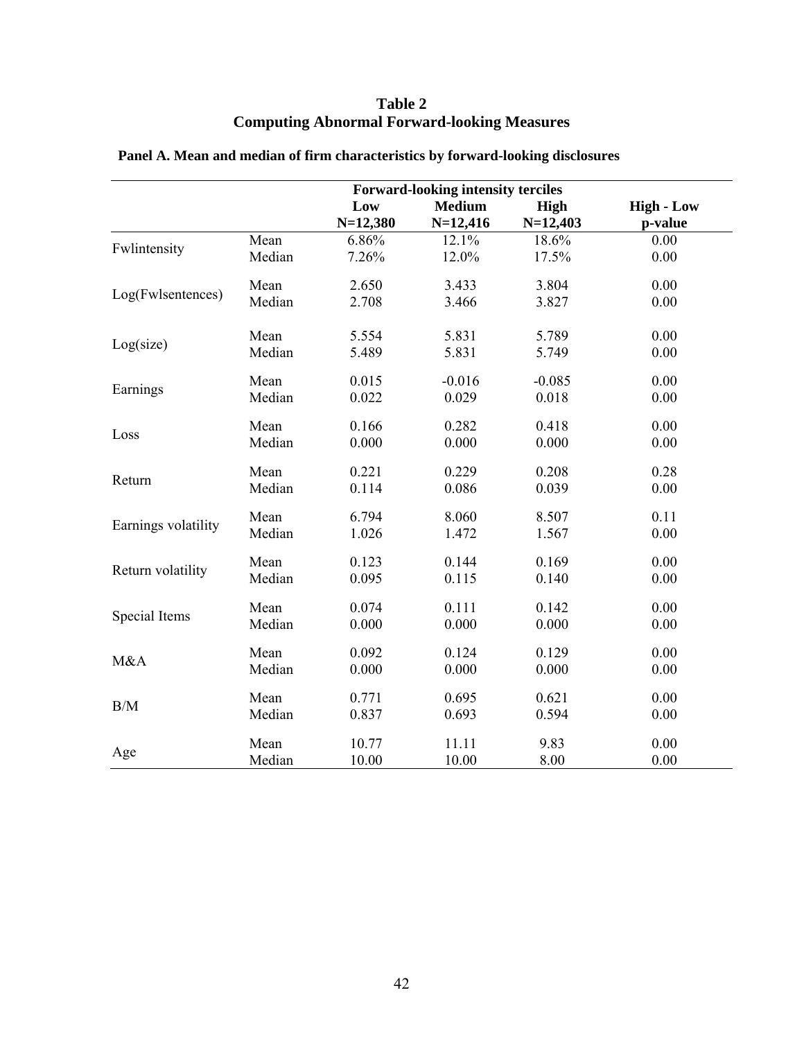# Table 2
# Computing Abnormal Forward-looking Measures

**Panel A. Mean and median of firm characteristics by forward-looking disclosures**

| | | Forward-looking intensity terciles | | | |
|---|---|---|---|---|---|
| | | **Low** N=12,380 | **Medium** N=12,416 | **High** N=12,403 | **High - Low** p-value |
| Fwlintensity | Mean | 6.86% | 12.1% | 18.6% | 0.00 |
| | Median | 7.26% | 12.0% | 17.5% | 0.00 |
| Log(Fwlsentences) | Mean | 2.650 | 3.433 | 3.804 | 0.00 |
| | Median | 2.708 | 3.466 | 3.827 | 0.00 |
| Log(size) | Mean | 5.554 | 5.831 | 5.789 | 0.00 |
| | Median | 5.489 | 5.831 | 5.749 | 0.00 |
| Earnings | Mean | 0.015 | -0.016 | -0.085 | 0.00 |
| | Median | 0.022 | 0.029 | 0.018 | 0.00 |
| Loss | Mean | 0.166 | 0.282 | 0.418 | 0.00 |
| | Median | 0.000 | 0.000 | 0.000 | 0.00 |
| Return | Mean | 0.221 | 0.229 | 0.208 | 0.28 |
| | Median | 0.114 | 0.086 | 0.039 | 0.00 |
| Earnings volatility | Mean | 6.794 | 8.060 | 8.507 | 0.11 |
| | Median | 1.026 | 1.472 | 1.567 | 0.00 |
| Return volatility | Mean | 0.123 | 0.144 | 0.169 | 0.00 |
| | Median | 0.095 | 0.115 | 0.140 | 0.00 |
| Special Items | Mean | 0.074 | 0.111 | 0.142 | 0.00 |
| | Median | 0.000 | 0.000 | 0.000 | 0.00 |
| M&A | Mean | 0.092 | 0.124 | 0.129 | 0.00 |
| | Median | 0.000 | 0.000 | 0.000 | 0.00 |
| B/M | Mean | 0.771 | 0.695 | 0.621 | 0.00 |
| | Median | 0.837 | 0.693 | 0.594 | 0.00 |
| Age | Mean | 10.77 | 11.11 | 9.83 | 0.00 |
| | Median | 10.00 | 10.00 | 8.00 | 0.00 |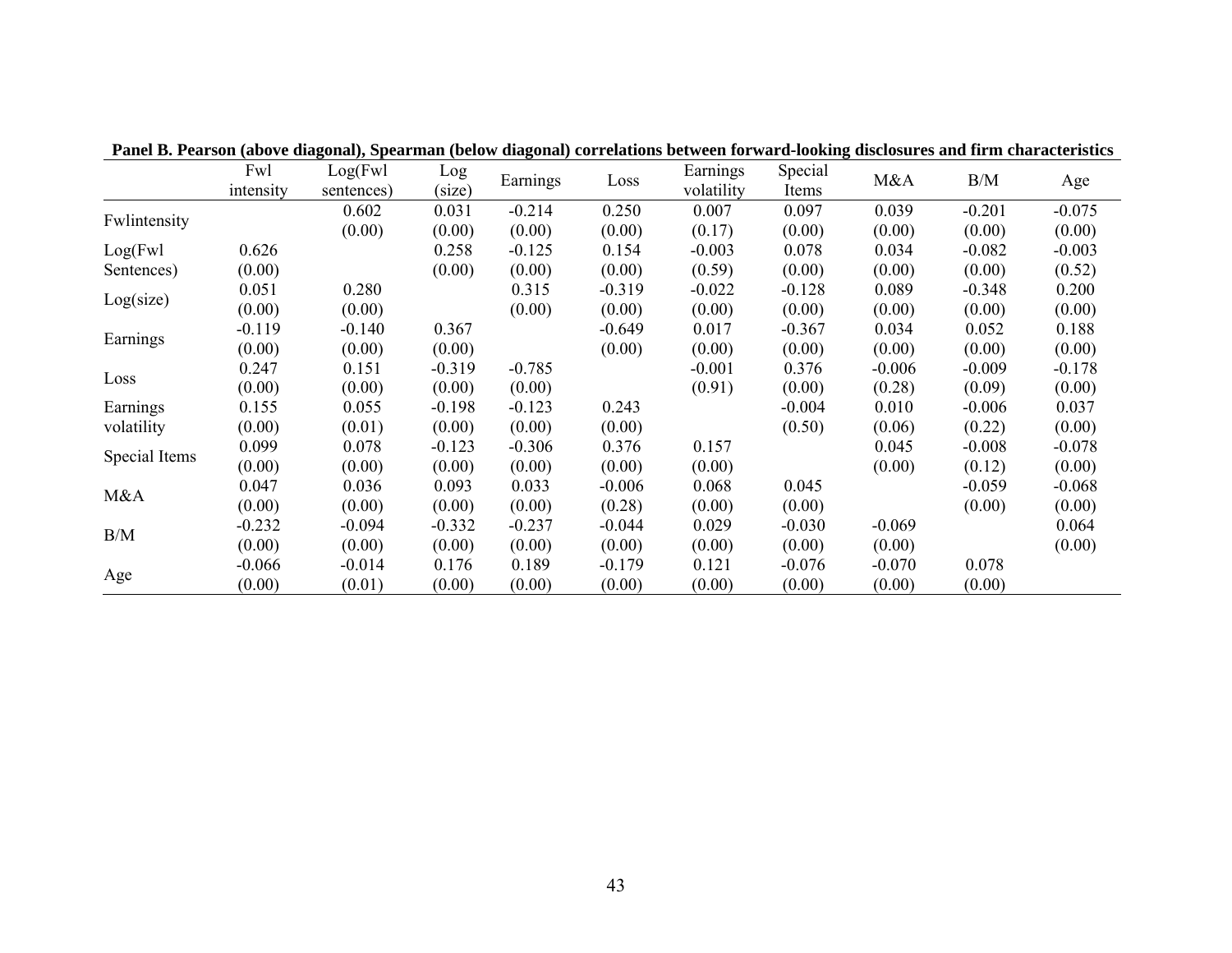**Panel B. Pearson (above diagonal), Spearman (below diagonal) correlations between forward-looking disclosures and firm characteristics**

| | Fwl intensity | Log(Fwl sentences) | Log (size) | Earnings | Loss | Earnings volatility | Special Items | M&A | B/M | Age |
|---|---|---|---|---|---|---|---|---|---|---|
| Fwlintensity | | 0.602 | 0.031 | -0.214 | 0.250 | 0.007 | 0.097 | 0.039 | -0.201 | -0.075 |
| | | (0.00) | (0.00) | (0.00) | (0.00) | (0.17) | (0.00) | (0.00) | (0.00) | (0.00) |
| Log(Fwl Sentences) | 0.626 | | 0.258 | -0.125 | 0.154 | -0.003 | 0.078 | 0.034 | -0.082 | -0.003 |
| | (0.00) | | (0.00) | (0.00) | (0.00) | (0.59) | (0.00) | (0.00) | (0.00) | (0.52) |
| Log(size) | 0.051 | 0.280 | | 0.315 | -0.319 | -0.022 | -0.128 | 0.089 | -0.348 | 0.200 |
| | (0.00) | (0.00) | | (0.00) | (0.00) | (0.00) | (0.00) | (0.00) | (0.00) | (0.00) |
| Earnings | -0.119 | -0.140 | 0.367 | | -0.649 | 0.017 | -0.367 | 0.034 | 0.052 | 0.188 |
| | (0.00) | (0.00) | (0.00) | | (0.00) | (0.00) | (0.00) | (0.00) | (0.00) | (0.00) |
| Loss | 0.247 | 0.151 | -0.319 | -0.785 | | -0.001 | 0.376 | -0.006 | -0.009 | -0.178 |
| | (0.00) | (0.00) | (0.00) | (0.00) | | (0.91) | (0.00) | (0.28) | (0.09) | (0.00) |
| Earnings volatility | 0.155 | 0.055 | -0.198 | -0.123 | 0.243 | | -0.004 | 0.010 | -0.006 | 0.037 |
| | (0.00) | (0.01) | (0.00) | (0.00) | (0.00) | | (0.50) | (0.06) | (0.22) | (0.00) |
| Special Items | 0.099 | 0.078 | -0.123 | -0.306 | 0.376 | 0.157 | | 0.045 | -0.008 | -0.078 |
| | (0.00) | (0.00) | (0.00) | (0.00) | (0.00) | (0.00) | | (0.00) | (0.12) | (0.00) |
| M&A | 0.047 | 0.036 | 0.093 | 0.033 | -0.006 | 0.068 | 0.045 | | -0.059 | -0.068 |
| | (0.00) | (0.00) | (0.00) | (0.00) | (0.28) | (0.00) | (0.00) | | (0.00) | (0.00) |
| B/M | -0.232 | -0.094 | -0.332 | -0.237 | -0.044 | 0.029 | -0.030 | -0.069 | | 0.064 |
| | (0.00) | (0.00) | (0.00) | (0.00) | (0.00) | (0.00) | (0.00) | (0.00) | | (0.00) |
| Age | -0.066 | -0.014 | 0.176 | 0.189 | -0.179 | 0.121 | -0.076 | -0.070 | 0.078 | |
| | (0.00) | (0.01) | (0.00) | (0.00) | (0.00) | (0.00) | (0.00) | (0.00) | (0.00) | |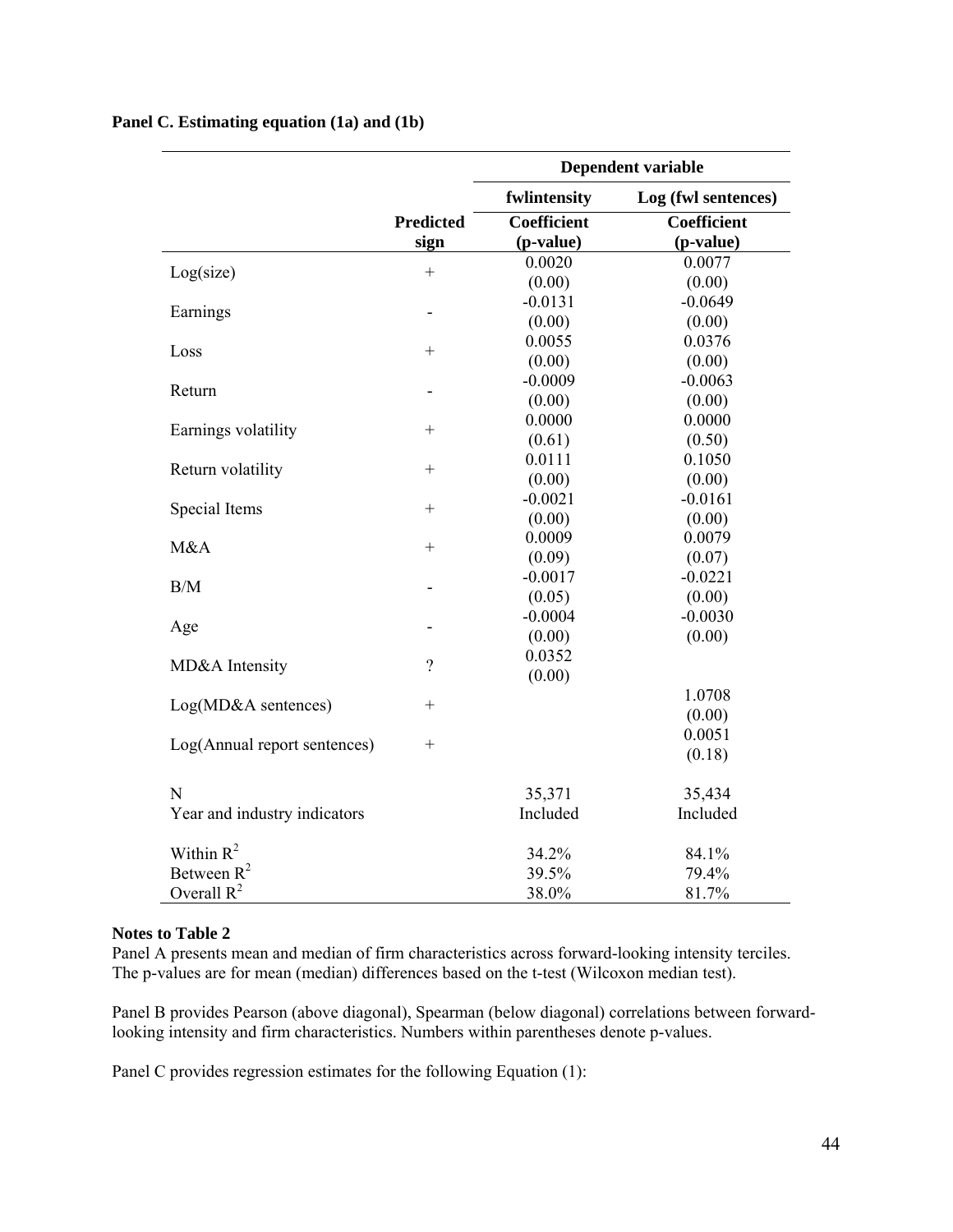**Panel C. Estimating equation (1a) and (1b)**

| | | Dependent variable | |
|---|---|---|---|
| | | fwlintensity | Log (fwl sentences) |
| | Predicted sign | Coefficient (p-value) | Coefficient (p-value) |
| Log(size) | + | 0.0020 (0.00) | 0.0077 (0.00) |
| Earnings | - | -0.0131 (0.00) | -0.0649 (0.00) |
| Loss | + | 0.0055 (0.00) | 0.0376 (0.00) |
| Return | - | -0.0009 (0.00) | -0.0063 (0.00) |
| Earnings volatility | + | 0.0000 (0.61) | 0.0000 (0.50) |
| Return volatility | + | 0.0111 (0.00) | 0.1050 (0.00) |
| Special Items | + | -0.0021 (0.00) | -0.0161 (0.00) |
| M&A | + | 0.0009 (0.09) | 0.0079 (0.07) |
| B/M | - | -0.0017 (0.05) | -0.0221 (0.00) |
| Age | - | -0.0004 (0.00) | -0.0030 (0.00) |
| MD&A Intensity | ? | 0.0352 (0.00) | |
| Log(MD&A sentences) | + | | 1.0708 (0.00) |
| Log(Annual report sentences) | + | | 0.0051 (0.18) |
| N | | 35,371 | 35,434 |
| Year and industry indicators | | Included | Included |
| Within $R^2$ | | 34.2% | 84.1% |
| Between $R^2$ | | 39.5% | 79.4% |
| Overall $R^2$ | | 38.0% | 81.7% |

**Notes to Table 2**

Panel A presents mean and median of firm characteristics across forward-looking intensity terciles. The p-values are for mean (median) differences based on the t-test (Wilcoxon median test).

Panel B provides Pearson (above diagonal), Spearman (below diagonal) correlations between forward-looking intensity and firm characteristics. Numbers within parentheses denote p-values.

Panel C provides regression estimates for the following Equation (1):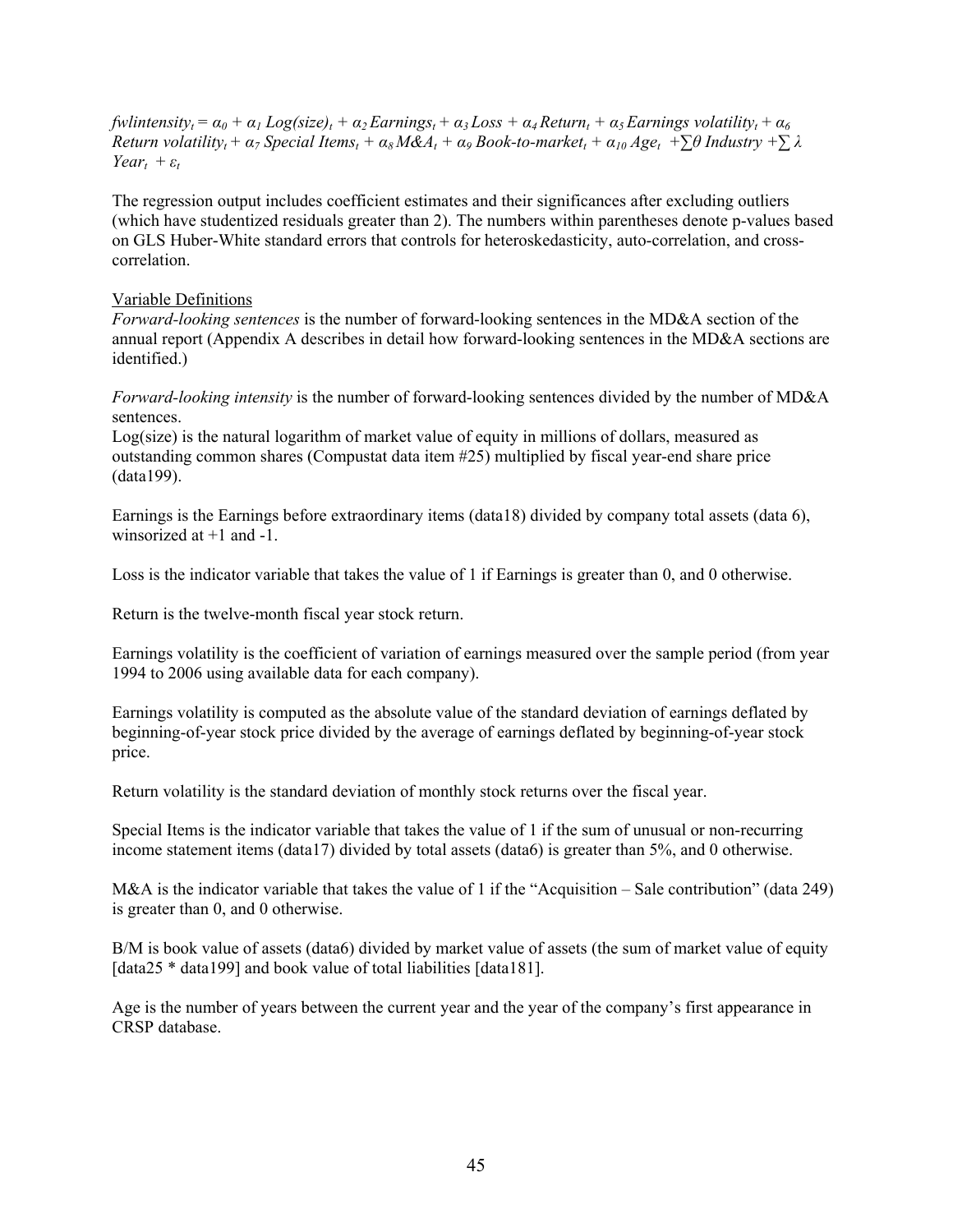$fwlintensity_t = \alpha_0 + \alpha_1\ Log(size)_t + \alpha_2\ Earnings_t + \alpha_3\ Loss + \alpha_4\ Return_t + \alpha_5\ Earnings\ volatility_t + \alpha_6\ Return\ volatility_t + \alpha_7\ Special\ Items_t + \alpha_8\ M\&A_t + \alpha_9\ Book\text{-}to\text{-}market_t + \alpha_{10}\ Age_t\ + \sum\theta\ Industry + \sum\lambda\ Year_t\ + \varepsilon_t$

The regression output includes coefficient estimates and their significances after excluding outliers (which have studentized residuals greater than 2). The numbers within parentheses denote p-values based on GLS Huber-White standard errors that controls for heteroskedasticity, auto-correlation, and cross-correlation.

Variable Definitions

*Forward-looking sentences* is the number of forward-looking sentences in the MD&A section of the annual report (Appendix A describes in detail how forward-looking sentences in the MD&A sections are identified.)

*Forward-looking intensity* is the number of forward-looking sentences divided by the number of MD&A sentences.

Log(size) is the natural logarithm of market value of equity in millions of dollars, measured as outstanding common shares (Compustat data item #25) multiplied by fiscal year-end share price (data199).

Earnings is the Earnings before extraordinary items (data18) divided by company total assets (data 6), winsorized at +1 and -1.

Loss is the indicator variable that takes the value of 1 if Earnings is greater than 0, and 0 otherwise.

Return is the twelve-month fiscal year stock return.

Earnings volatility is the coefficient of variation of earnings measured over the sample period (from year 1994 to 2006 using available data for each company).

Earnings volatility is computed as the absolute value of the standard deviation of earnings deflated by beginning-of-year stock price divided by the average of earnings deflated by beginning-of-year stock price.

Return volatility is the standard deviation of monthly stock returns over the fiscal year.

Special Items is the indicator variable that takes the value of 1 if the sum of unusual or non-recurring income statement items (data17) divided by total assets (data6) is greater than 5%, and 0 otherwise.

M&A is the indicator variable that takes the value of 1 if the "Acquisition – Sale contribution" (data 249) is greater than 0, and 0 otherwise.

B/M is book value of assets (data6) divided by market value of assets (the sum of market value of equity [data25 * data199] and book value of total liabilities [data181].

Age is the number of years between the current year and the year of the company's first appearance in CRSP database.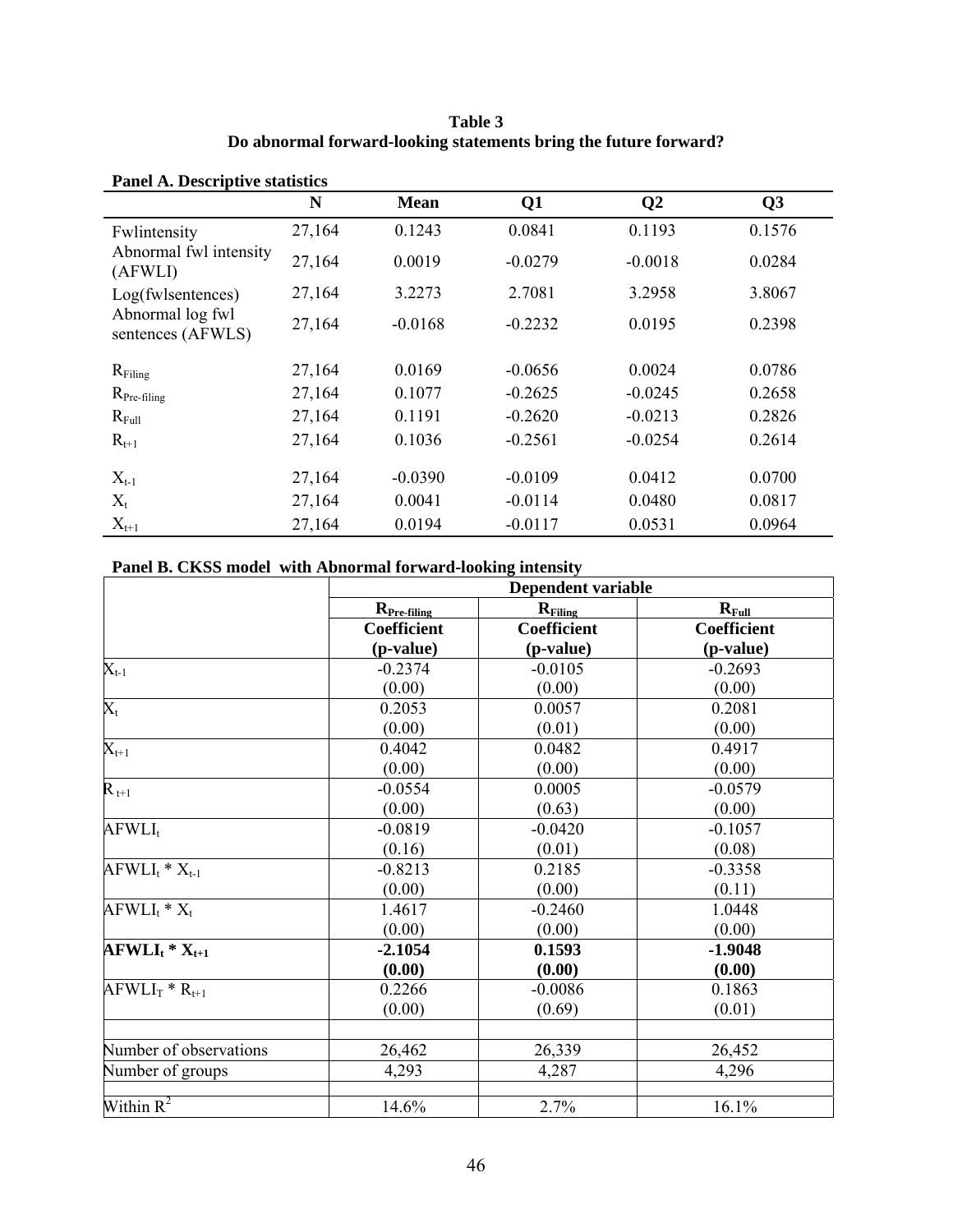**Table 3**
**Do abnormal forward-looking statements bring the future forward?**

**Panel A. Descriptive statistics**

| | N | Mean | Q1 | Q2 | Q3 |
|---|---|---|---|---|---|
| Fwlintensity | 27,164 | 0.1243 | 0.0841 | 0.1193 | 0.1576 |
| Abnormal fwl intensity (AFWLI) | 27,164 | 0.0019 | -0.0279 | -0.0018 | 0.0284 |
| Log(fwlsentences) | 27,164 | 3.2273 | 2.7081 | 3.2958 | 3.8067 |
| Abnormal log fwl sentences (AFWLS) | 27,164 | -0.0168 | -0.2232 | 0.0195 | 0.2398 |
| $R_{Filing}$ | 27,164 | 0.0169 | -0.0656 | 0.0024 | 0.0786 |
| $R_{Pre\text{-}filing}$ | 27,164 | 0.1077 | -0.2625 | -0.0245 | 0.2658 |
| $R_{Full}$ | 27,164 | 0.1191 | -0.2620 | -0.0213 | 0.2826 |
| $R_{t+1}$ | 27,164 | 0.1036 | -0.2561 | -0.0254 | 0.2614 |
| $X_{t-1}$ | 27,164 | -0.0390 | -0.0109 | 0.0412 | 0.0700 |
| $X_t$ | 27,164 | 0.0041 | -0.0114 | 0.0480 | 0.0817 |
| $X_{t+1}$ | 27,164 | 0.0194 | -0.0117 | 0.0531 | 0.0964 |

**Panel B. CKSS model with Abnormal forward-looking intensity**

| | Dependent variable | | |
|---|---|---|---|
| | $R_{Pre\text{-}filing}$ | $R_{Filing}$ | $R_{Full}$ |
| | Coefficient (p-value) | Coefficient (p-value) | Coefficient (p-value) |
| $X_{t-1}$ | -0.2374 | -0.0105 | -0.2693 |
| | (0.00) | (0.00) | (0.00) |
| $X_t$ | 0.2053 | 0.0057 | 0.2081 |
| | (0.00) | (0.01) | (0.00) |
| $X_{t+1}$ | 0.4042 | 0.0482 | 0.4917 |
| | (0.00) | (0.00) | (0.00) |
| $R_{t+1}$ | -0.0554 | 0.0005 | -0.0579 |
| | (0.00) | (0.63) | (0.00) |
| $AFWLI_t$ | -0.0819 | -0.0420 | -0.1057 |
| | (0.16) | (0.01) | (0.08) |
| $AFWLI_t * X_{t-1}$ | -0.8213 | 0.2185 | -0.3358 |
| | (0.00) | (0.00) | (0.11) |
| $AFWLI_t * X_t$ | 1.4617 | -0.2460 | 1.0448 |
| | (0.00) | (0.00) | (0.00) |
| **$AFWLI_t * X_{t+1}$** | **-2.1054** | **0.1593** | **-1.9048** |
| | **(0.00)** | **(0.00)** | **(0.00)** |
| $AFWLI_T * R_{t+1}$ | 0.2266 | -0.0086 | 0.1863 |
| | (0.00) | (0.69) | (0.01) |
| | | | |
| Number of observations | 26,462 | 26,339 | 26,452 |
| Number of groups | 4,293 | 4,287 | 4,296 |
| | | | |
| Within $R^2$ | 14.6% | 2.7% | 16.1% |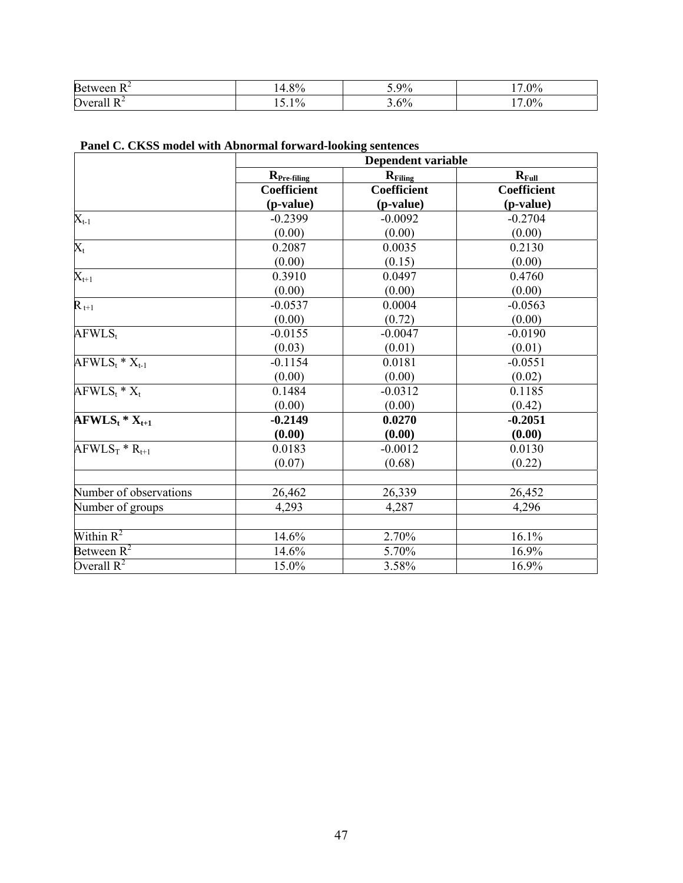| | | | |
|---|---|---|---|
| Between $R^2$ | 14.8% | 5.9% | 17.0% |
| Overall $R^2$ | 15.1% | 3.6% | 17.0% |

**Panel C. CKSS model with Abnormal forward-looking sentences**

| | **Dependent variable** | | |
|---|---|---|---|
| | $R_{Pre\text{-}filing}$ | $R_{Filing}$ | $R_{Full}$ |
| | **Coefficient (p-value)** | **Coefficient (p-value)** | **Coefficient (p-value)** |
| $X_{t-1}$ | -0.2399 (0.00) | -0.0092 (0.00) | -0.2704 (0.00) |
| $X_t$ | 0.2087 (0.00) | 0.0035 (0.15) | 0.2130 (0.00) |
| $X_{t+1}$ | 0.3910 (0.00) | 0.0497 (0.00) | 0.4760 (0.00) |
| $R_{t+1}$ | -0.0537 (0.00) | 0.0004 (0.72) | -0.0563 (0.00) |
| $AFWLS_t$ | -0.0155 (0.03) | -0.0047 (0.01) | -0.0190 (0.01) |
| $AFWLS_t * X_{t-1}$ | -0.1154 (0.00) | 0.0181 (0.00) | -0.0551 (0.02) |
| $AFWLS_t * X_t$ | 0.1484 (0.00) | -0.0312 (0.00) | 0.1185 (0.42) |
| **$AFWLS_t * X_{t+1}$** | **-0.2149 (0.00)** | **0.0270 (0.00)** | **-0.2051 (0.00)** |
| $AFWLS_T * R_{t+1}$ | 0.0183 (0.07) | -0.0012 (0.68) | 0.0130 (0.22) |
| | | | |
| Number of observations | 26,462 | 26,339 | 26,452 |
| Number of groups | 4,293 | 4,287 | 4,296 |
| | | | |
| Within $R^2$ | 14.6% | 2.70% | 16.1% |
| Between $R^2$ | 14.6% | 5.70% | 16.9% |
| Overall $R^2$ | 15.0% | 3.58% | 16.9% |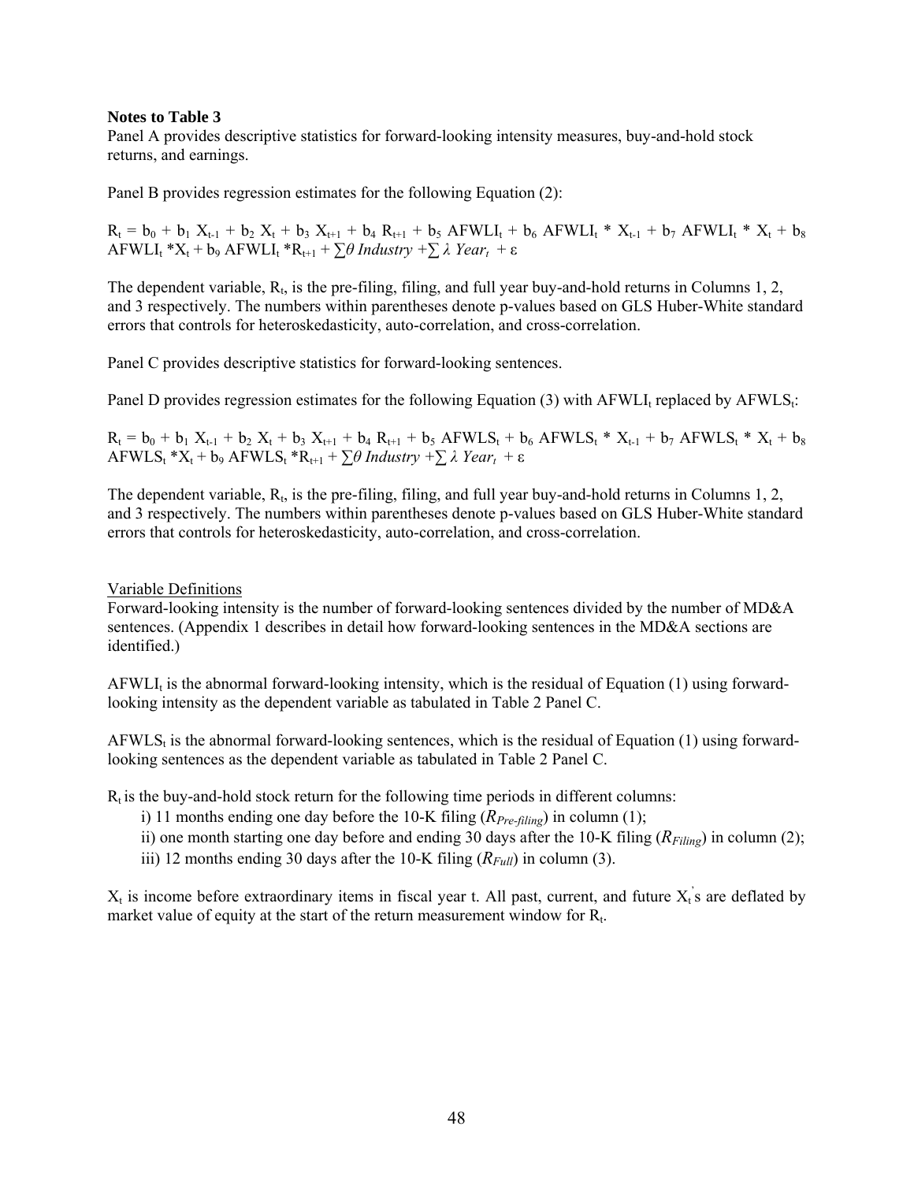**Notes to Table 3**

Panel A provides descriptive statistics for forward-looking intensity measures, buy-and-hold stock returns, and earnings.

Panel B provides regression estimates for the following Equation (2):

$$R_t = b_0 + b_1 X_{t-1} + b_2 X_t + b_3 X_{t+1} + b_4 R_{t+1} + b_5 AFWLI_t + b_6 AFWLI_t * X_{t-1} + b_7 AFWLI_t * X_t + b_8 AFWLI_t * X_t + b_9 AFWLI_t * R_{t+1} + \sum \theta \, Industry + \sum \lambda \, Year_t + \varepsilon$$

The dependent variable, $R_t$, is the pre-filing, filing, and full year buy-and-hold returns in Columns 1, 2, and 3 respectively. The numbers within parentheses denote p-values based on GLS Huber-White standard errors that controls for heteroskedasticity, auto-correlation, and cross-correlation.

Panel C provides descriptive statistics for forward-looking sentences.

Panel D provides regression estimates for the following Equation (3) with $AFWLI_t$ replaced by $AFWLS_t$:

$$R_t = b_0 + b_1 X_{t-1} + b_2 X_t + b_3 X_{t+1} + b_4 R_{t+1} + b_5 AFWLS_t + b_6 AFWLS_t * X_{t-1} + b_7 AFWLS_t * X_t + b_8 AFWLS_t * X_t + b_9 AFWLS_t * R_{t+1} + \sum \theta \, Industry + \sum \lambda \, Year_t + \varepsilon$$

The dependent variable, $R_t$, is the pre-filing, filing, and full year buy-and-hold returns in Columns 1, 2, and 3 respectively. The numbers within parentheses denote p-values based on GLS Huber-White standard errors that controls for heteroskedasticity, auto-correlation, and cross-correlation.

Variable Definitions

Forward-looking intensity is the number of forward-looking sentences divided by the number of MD&A sentences. (Appendix 1 describes in detail how forward-looking sentences in the MD&A sections are identified.)

$AFWLI_t$ is the abnormal forward-looking intensity, which is the residual of Equation (1) using forward-looking intensity as the dependent variable as tabulated in Table 2 Panel C.

$AFWLS_t$ is the abnormal forward-looking sentences, which is the residual of Equation (1) using forward-looking sentences as the dependent variable as tabulated in Table 2 Panel C.

$R_t$ is the buy-and-hold stock return for the following time periods in different columns:

i) 11 months ending one day before the 10-K filing ($R_{Pre\text{-}filing}$) in column (1);

ii) one month starting one day before and ending 30 days after the 10-K filing ($R_{Filing}$) in column (2);

iii) 12 months ending 30 days after the 10-K filing ($R_{Full}$) in column (3).

$X_t$ is income before extraordinary items in fiscal year t. All past, current, and future $X_t$'s are deflated by market value of equity at the start of the return measurement window for $R_t$.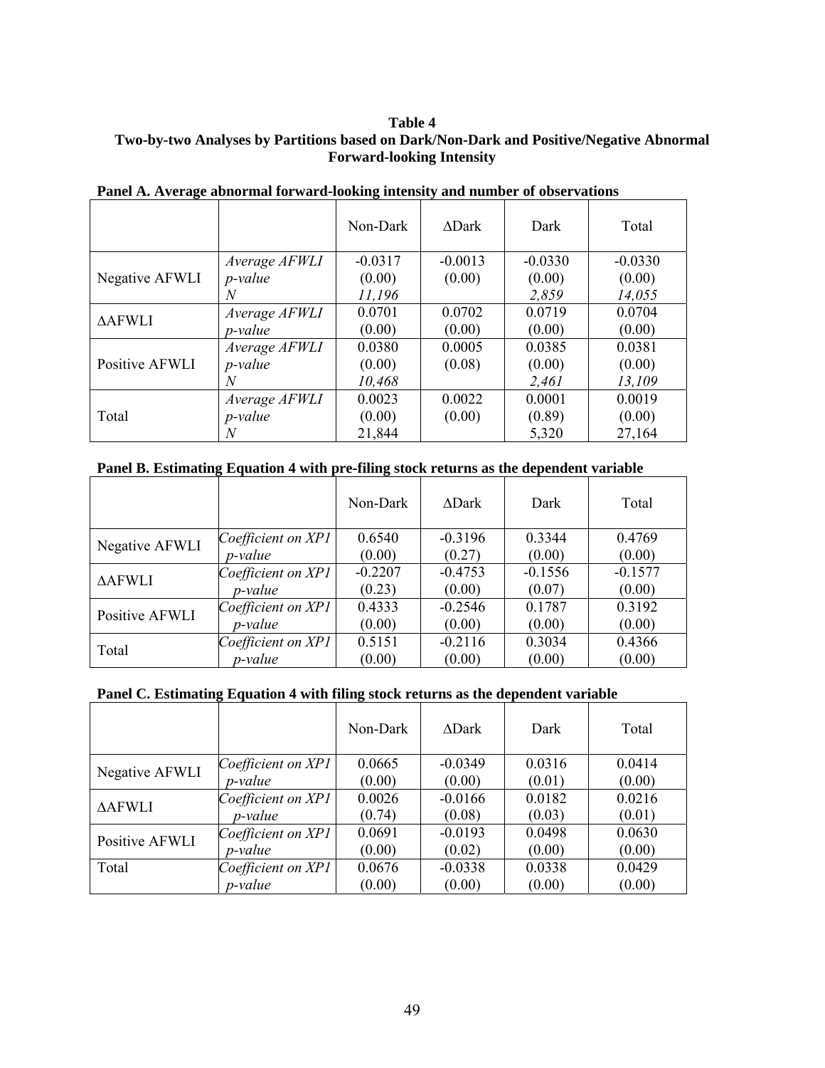**Table 4**
**Two-by-two Analyses by Partitions based on Dark/Non-Dark and Positive/Negative Abnormal Forward-looking Intensity**

**Panel A. Average abnormal forward-looking intensity and number of observations**

| | | Non-Dark | ∆Dark | Dark | Total |
|---|---|---|---|---|---|
| Negative AFWLI | *Average AFWLI* | -0.0317 | -0.0013 | -0.0330 | -0.0330 |
| | *p-value* | (0.00) | (0.00) | (0.00) | (0.00) |
| | *N* | *11,196* | | *2,859* | *14,055* |
| ∆AFWLI | *Average AFWLI* | 0.0701 | 0.0702 | 0.0719 | 0.0704 |
| | *p-value* | (0.00) | (0.00) | (0.00) | (0.00) |
| Positive AFWLI | *Average AFWLI* | 0.0380 | 0.0005 | 0.0385 | 0.0381 |
| | *p-value* | (0.00) | (0.08) | (0.00) | (0.00) |
| | *N* | *10,468* | | *2,461* | *13,109* |
| Total | *Average AFWLI* | 0.0023 | 0.0022 | 0.0001 | 0.0019 |
| | *p-value* | (0.00) | (0.00) | (0.89) | (0.00) |
| | *N* | 21,844 | | 5,320 | 27,164 |

**Panel B. Estimating Equation 4 with pre-filing stock returns as the dependent variable**

| | | Non-Dark | ∆Dark | Dark | Total |
|---|---|---|---|---|---|
| Negative AFWLI | *Coefficient on XP1* | 0.6540 | -0.3196 | 0.3344 | 0.4769 |
| | *p-value* | (0.00) | (0.27) | (0.00) | (0.00) |
| ∆AFWLI | *Coefficient on XP1* | -0.2207 | -0.4753 | -0.1556 | -0.1577 |
| | *p-value* | (0.23) | (0.00) | (0.07) | (0.00) |
| Positive AFWLI | *Coefficient on XP1* | 0.4333 | -0.2546 | 0.1787 | 0.3192 |
| | *p-value* | (0.00) | (0.00) | (0.00) | (0.00) |
| Total | *Coefficient on XP1* | 0.5151 | -0.2116 | 0.3034 | 0.4366 |
| | *p-value* | (0.00) | (0.00) | (0.00) | (0.00) |

**Panel C. Estimating Equation 4 with filing stock returns as the dependent variable**

| | | Non-Dark | ∆Dark | Dark | Total |
|---|---|---|---|---|---|
| Negative AFWLI | *Coefficient on XP1* | 0.0665 | -0.0349 | 0.0316 | 0.0414 |
| | *p-value* | (0.00) | (0.00) | (0.01) | (0.00) |
| ∆AFWLI | *Coefficient on XP1* | 0.0026 | -0.0166 | 0.0182 | 0.0216 |
| | *p-value* | (0.74) | (0.08) | (0.03) | (0.01) |
| Positive AFWLI | *Coefficient on XP1* | 0.0691 | -0.0193 | 0.0498 | 0.0630 |
| | *p-value* | (0.00) | (0.02) | (0.00) | (0.00) |
| Total | *Coefficient on XP1* | 0.0676 | -0.0338 | 0.0338 | 0.0429 |
| | *p-value* | (0.00) | (0.00) | (0.00) | (0.00) |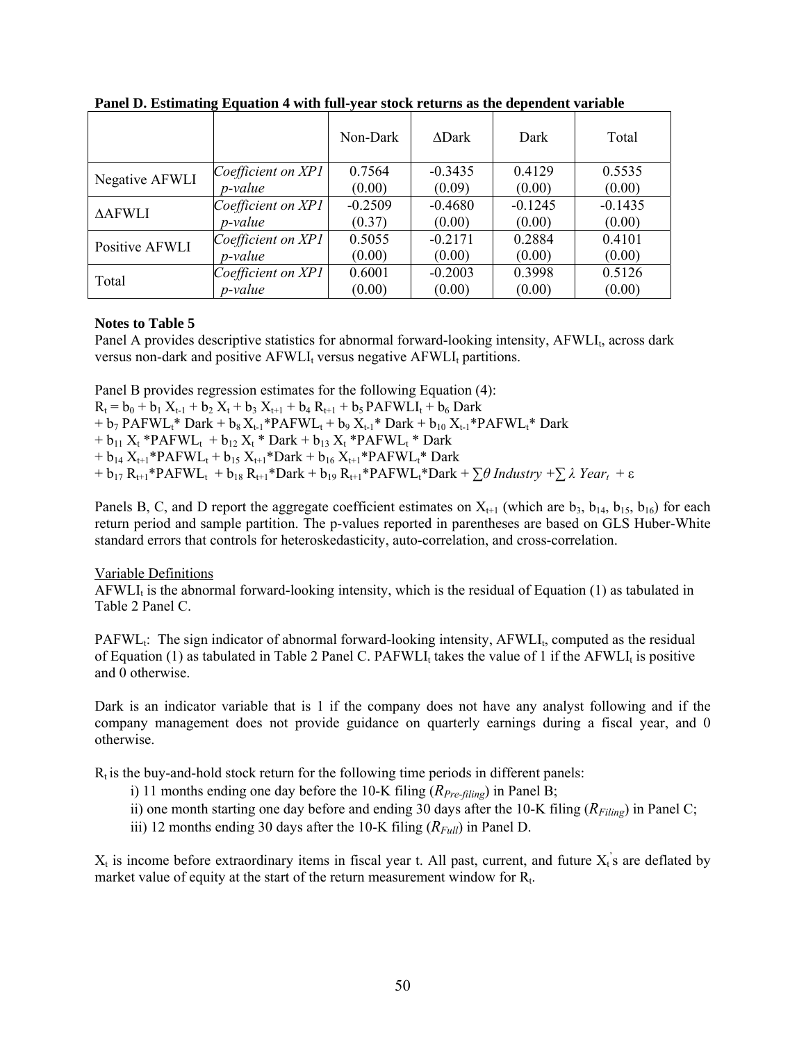**Panel D. Estimating Equation 4 with full-year stock returns as the dependent variable**

| | | Non-Dark | ΔDark | Dark | Total |
|---|---|---|---|---|---|
| Negative AFWLI | *Coefficient on XP1* | 0.7564 | -0.3435 | 0.4129 | 0.5535 |
| | *p-value* | (0.00) | (0.09) | (0.00) | (0.00) |
| ΔAFWLI | *Coefficient on XP1* | -0.2509 | -0.4680 | -0.1245 | -0.1435 |
| | *p-value* | (0.37) | (0.00) | (0.00) | (0.00) |
| Positive AFWLI | *Coefficient on XP1* | 0.5055 | -0.2171 | 0.2884 | 0.4101 |
| | *p-value* | (0.00) | (0.00) | (0.00) | (0.00) |
| Total | *Coefficient on XP1* | 0.6001 | -0.2003 | 0.3998 | 0.5126 |
| | *p-value* | (0.00) | (0.00) | (0.00) | (0.00) |

**Notes to Table 5**

Panel A provides descriptive statistics for abnormal forward-looking intensity, $AFWLI_t$, across dark versus non-dark and positive $AFWLI_t$ versus negative $AFWLI_t$ partitions.

Panel B provides regression estimates for the following Equation (4):

$$R_t = b_0 + b_1 X_{t-1} + b_2 X_t + b_3 X_{t+1} + b_4 R_{t+1} + b_5 PAFWLI_t + b_6 Dark + b_7 PAFWL_t * Dark + b_8 X_{t-1} * PAFWL_t + b_9 X_{t-1} * Dark + b_{10} X_{t-1} * PAFWL_t * Dark + b_{11} X_t * PAFWL_t + b_{12} X_t * Dark + b_{13} X_t * PAFWL_t * Dark + b_{14} X_{t+1} * PAFWL_t + b_{15} X_{t+1} * Dark + b_{16} X_{t+1} * PAFWL_t * Dark + b_{17} R_{t+1} * PAFWL_t + b_{18} R_{t+1} * Dark + b_{19} R_{t+1} * PAFWL_t * Dark + \sum \theta\ Industry + \sum \lambda\ Year_t + \varepsilon$$

Panels B, C, and D report the aggregate coefficient estimates on $X_{t+1}$ (which are $b_3$, $b_{14}$, $b_{15}$, $b_{16}$) for each return period and sample partition. The p-values reported in parentheses are based on GLS Huber-White standard errors that controls for heteroskedasticity, auto-correlation, and cross-correlation.

Variable Definitions

$AFWLI_t$ is the abnormal forward-looking intensity, which is the residual of Equation (1) as tabulated in Table 2 Panel C.

$PAFWL_t$: The sign indicator of abnormal forward-looking intensity, $AFWLI_t$, computed as the residual of Equation (1) as tabulated in Table 2 Panel C. $PAFWLI_t$ takes the value of 1 if the $AFWLI_t$ is positive and 0 otherwise.

Dark is an indicator variable that is 1 if the company does not have any analyst following and if the company management does not provide guidance on quarterly earnings during a fiscal year, and 0 otherwise.

$R_t$ is the buy-and-hold stock return for the following time periods in different panels:

i) 11 months ending one day before the 10-K filing ($R_{Pre\text{-}filing}$) in Panel B;

ii) one month starting one day before and ending 30 days after the 10-K filing ($R_{Filing}$) in Panel C;

iii) 12 months ending 30 days after the 10-K filing ($R_{Full}$) in Panel D.

$X_t$ is income before extraordinary items in fiscal year t. All past, current, and future $X_t$'s are deflated by market value of equity at the start of the return measurement window for $R_t$.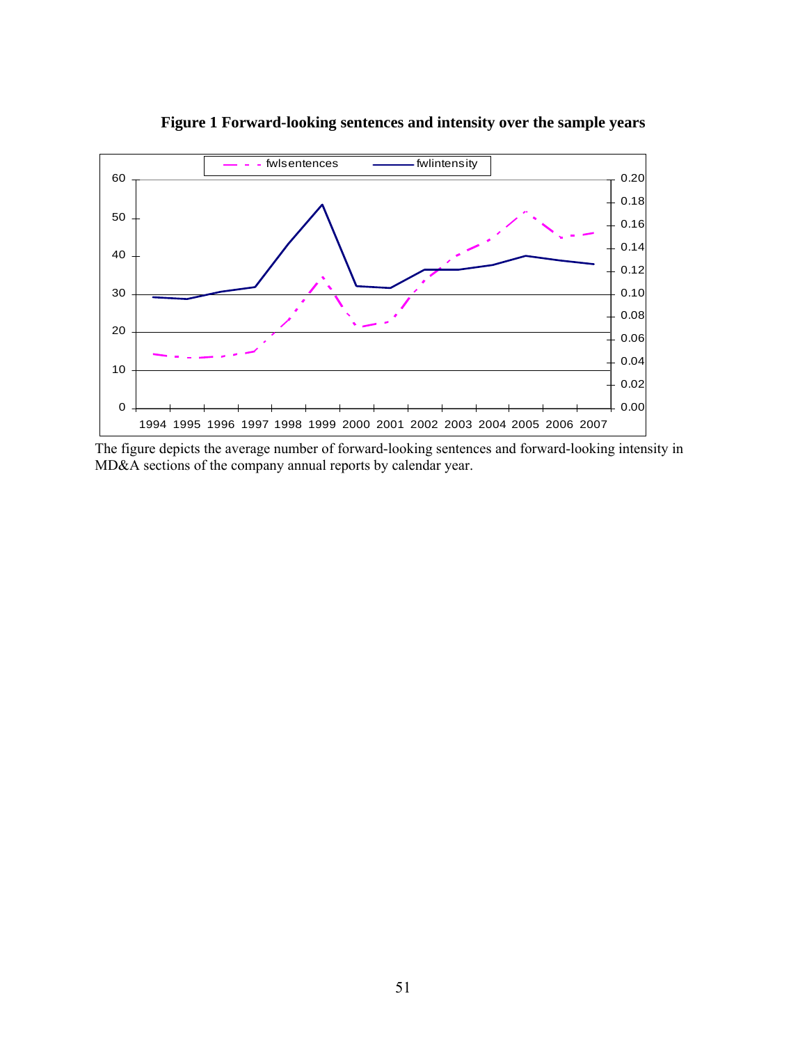**Figure 1 Forward-looking sentences and intensity over the sample years**

fwlsentences
fwlintensity

60
50
40
30
20
10
0

0.20
0.18
0.16
0.14
0.12
0.10
0.08
0.06
0.04
0.02
0.00

1994 1995 1996 1997 1998 1999 2000 2001 2002 2003 2004 2005 2006 2007

The figure depicts the average number of forward-looking sentences and forward-looking intensity in MD&A sections of the company annual reports by calendar year.